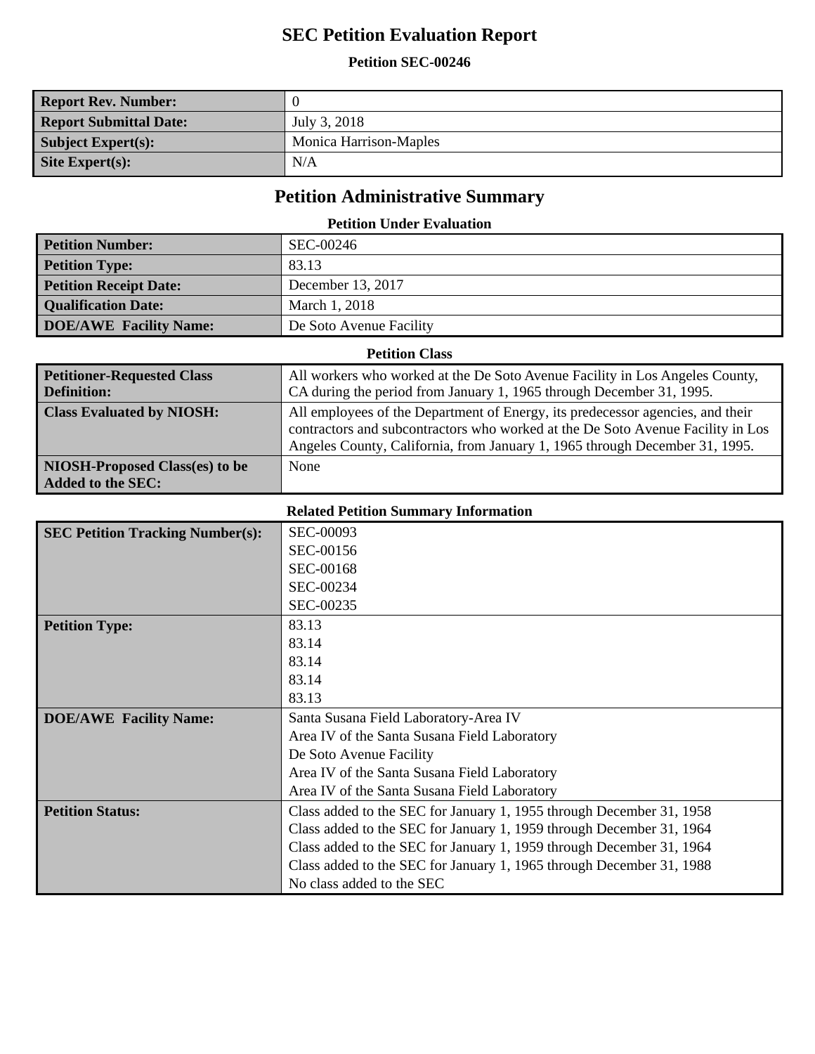# SEC Petition Evaluation Report

**Petition SEC-00246**

| | |
|---|---|
| **Report Rev. Number:** | 0 |
| **Report Submittal Date:** | July 3, 2018 |
| **Subject Expert(s):** | Monica Harrison-Maples |
| **Site Expert(s):** | N/A |

## Petition Administrative Summary

**Petition Under Evaluation**

| | |
|---|---|
| **Petition Number:** | SEC-00246 |
| **Petition Type:** | 83.13 |
| **Petition Receipt Date:** | December 13, 2017 |
| **Qualification Date:** | March 1, 2018 |
| **DOE/AWE Facility Name:** | De Soto Avenue Facility |

**Petition Class**

| | |
|---|---|
| **Petitioner-Requested Class Definition:** | All workers who worked at the De Soto Avenue Facility in Los Angeles County, CA during the period from January 1, 1965 through December 31, 1995. |
| **Class Evaluated by NIOSH:** | All employees of the Department of Energy, its predecessor agencies, and their contractors and subcontractors who worked at the De Soto Avenue Facility in Los Angeles County, California, from January 1, 1965 through December 31, 1995. |
| **NIOSH-Proposed Class(es) to be Added to the SEC:** | None |

**Related Petition Summary Information**

| | |
|---|---|
| **SEC Petition Tracking Number(s):** | SEC-00093<br>SEC-00156<br>SEC-00168<br>SEC-00234<br>SEC-00235 |
| **Petition Type:** | 83.13<br>83.14<br>83.14<br>83.14<br>83.13 |
| **DOE/AWE Facility Name:** | Santa Susana Field Laboratory-Area IV<br>Area IV of the Santa Susana Field Laboratory<br>De Soto Avenue Facility<br>Area IV of the Santa Susana Field Laboratory<br>Area IV of the Santa Susana Field Laboratory |
| **Petition Status:** | Class added to the SEC for January 1, 1955 through December 31, 1958<br>Class added to the SEC for January 1, 1959 through December 31, 1964<br>Class added to the SEC for January 1, 1959 through December 31, 1964<br>Class added to the SEC for January 1, 1965 through December 31, 1988<br>No class added to the SEC |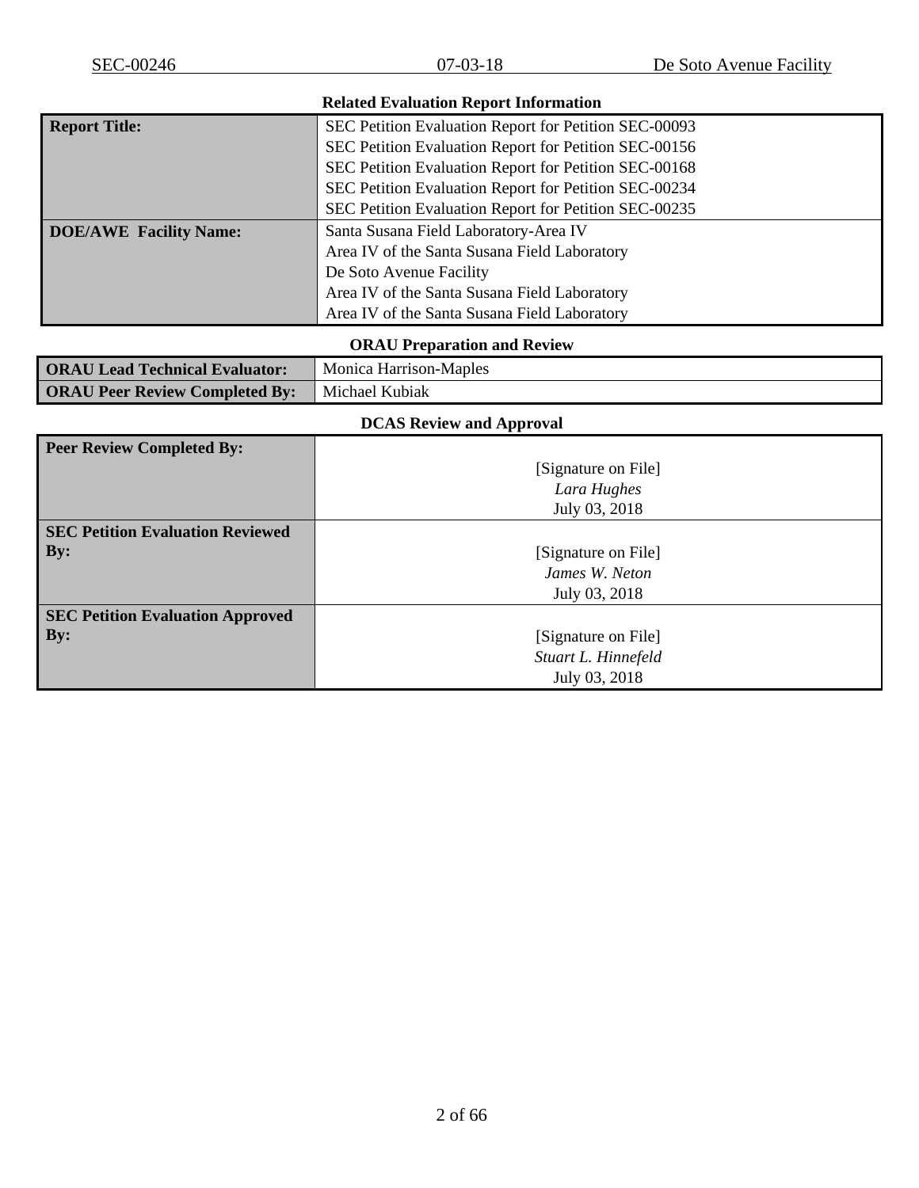### Related Evaluation Report Information

| | |
|---|---|
| **Report Title:** | SEC Petition Evaluation Report for Petition SEC-00093<br>SEC Petition Evaluation Report for Petition SEC-00156<br>SEC Petition Evaluation Report for Petition SEC-00168<br>SEC Petition Evaluation Report for Petition SEC-00234<br>SEC Petition Evaluation Report for Petition SEC-00235 |
| **DOE/AWE Facility Name:** | Santa Susana Field Laboratory-Area IV<br>Area IV of the Santa Susana Field Laboratory<br>De Soto Avenue Facility<br>Area IV of the Santa Susana Field Laboratory<br>Area IV of the Santa Susana Field Laboratory |

### ORAU Preparation and Review

| | |
|---|---|
| **ORAU Lead Technical Evaluator:** | Monica Harrison-Maples |
| **ORAU Peer Review Completed By:** | Michael Kubiak |

### DCAS Review and Approval

| | |
|---|---|
| **Peer Review Completed By:** | [Signature on File]<br>*Lara Hughes*<br>July 03, 2018 |
| **SEC Petition Evaluation Reviewed By:** | [Signature on File]<br>*James W. Neton*<br>July 03, 2018 |
| **SEC Petition Evaluation Approved By:** | [Signature on File]<br>*Stuart L. Hinnefeld*<br>July 03, 2018 |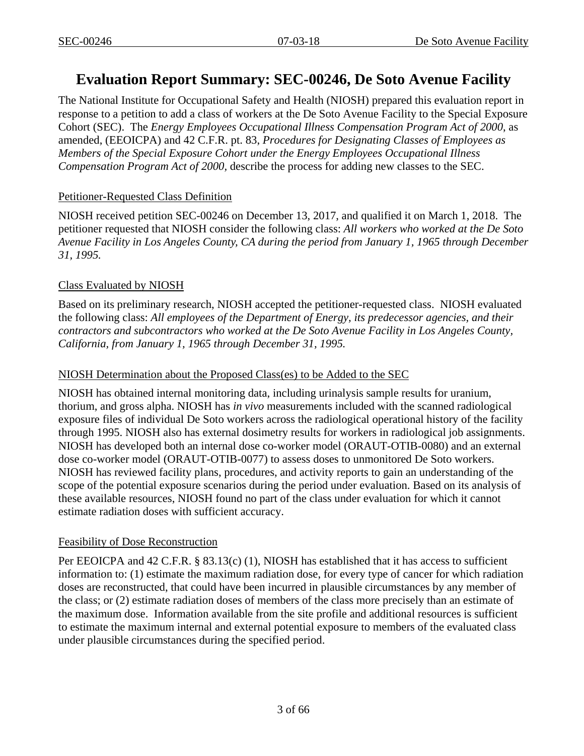# Evaluation Report Summary: SEC-00246, De Soto Avenue Facility

The National Institute for Occupational Safety and Health (NIOSH) prepared this evaluation report in response to a petition to add a class of workers at the De Soto Avenue Facility to the Special Exposure Cohort (SEC). The *Energy Employees Occupational Illness Compensation Program Act of 2000*, as amended, (EEOICPA) and 42 C.F.R. pt. 83, *Procedures for Designating Classes of Employees as Members of the Special Exposure Cohort under the Energy Employees Occupational Illness Compensation Program Act of 2000,* describe the process for adding new classes to the SEC.

## Petitioner-Requested Class Definition

NIOSH received petition SEC-00246 on December 13, 2017, and qualified it on March 1, 2018. The petitioner requested that NIOSH consider the following class: *All workers who worked at the De Soto Avenue Facility in Los Angeles County, CA during the period from January 1, 1965 through December 31, 1995.*

## Class Evaluated by NIOSH

Based on its preliminary research, NIOSH accepted the petitioner-requested class. NIOSH evaluated the following class: *All employees of the Department of Energy, its predecessor agencies, and their contractors and subcontractors who worked at the De Soto Avenue Facility in Los Angeles County, California, from January 1, 1965 through December 31, 1995.*

## NIOSH Determination about the Proposed Class(es) to be Added to the SEC

NIOSH has obtained internal monitoring data, including urinalysis sample results for uranium, thorium, and gross alpha. NIOSH has *in vivo* measurements included with the scanned radiological exposure files of individual De Soto workers across the radiological operational history of the facility through 1995. NIOSH also has external dosimetry results for workers in radiological job assignments. NIOSH has developed both an internal dose co-worker model (ORAUT-OTIB-0080) and an external dose co-worker model (ORAUT-OTIB-0077) to assess doses to unmonitored De Soto workers. NIOSH has reviewed facility plans, procedures, and activity reports to gain an understanding of the scope of the potential exposure scenarios during the period under evaluation. Based on its analysis of these available resources, NIOSH found no part of the class under evaluation for which it cannot estimate radiation doses with sufficient accuracy.

## Feasibility of Dose Reconstruction

Per EEOICPA and 42 C.F.R. § 83.13(c) (1), NIOSH has established that it has access to sufficient information to: (1) estimate the maximum radiation dose, for every type of cancer for which radiation doses are reconstructed, that could have been incurred in plausible circumstances by any member of the class; or (2) estimate radiation doses of members of the class more precisely than an estimate of the maximum dose. Information available from the site profile and additional resources is sufficient to estimate the maximum internal and external potential exposure to members of the evaluated class under plausible circumstances during the specified period.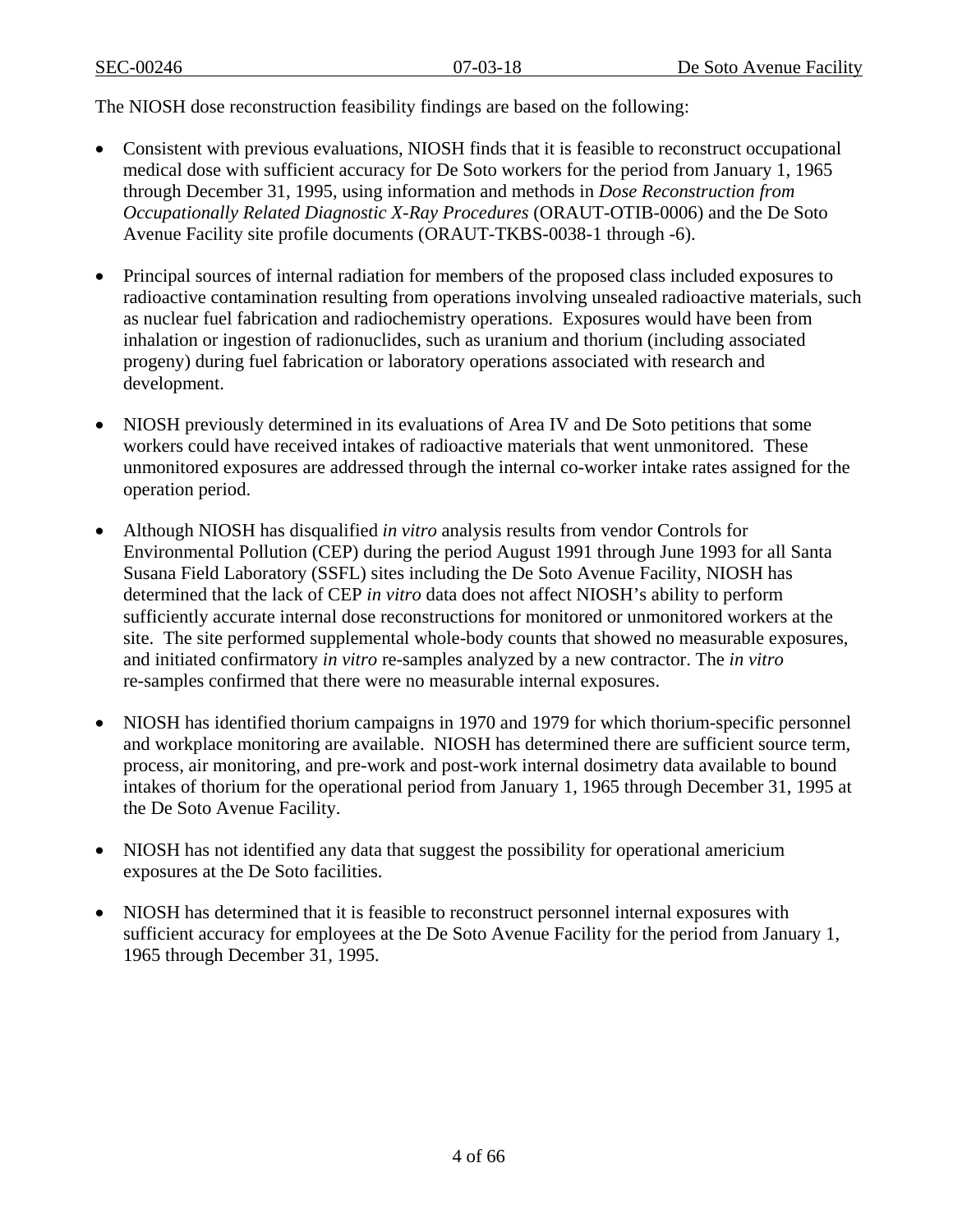The NIOSH dose reconstruction feasibility findings are based on the following:

- Consistent with previous evaluations, NIOSH finds that it is feasible to reconstruct occupational medical dose with sufficient accuracy for De Soto workers for the period from January 1, 1965 through December 31, 1995, using information and methods in *Dose Reconstruction from Occupationally Related Diagnostic X-Ray Procedures* (ORAUT-OTIB-0006) and the De Soto Avenue Facility site profile documents (ORAUT-TKBS-0038-1 through -6).

- Principal sources of internal radiation for members of the proposed class included exposures to radioactive contamination resulting from operations involving unsealed radioactive materials, such as nuclear fuel fabrication and radiochemistry operations. Exposures would have been from inhalation or ingestion of radionuclides, such as uranium and thorium (including associated progeny) during fuel fabrication or laboratory operations associated with research and development.

- NIOSH previously determined in its evaluations of Area IV and De Soto petitions that some workers could have received intakes of radioactive materials that went unmonitored. These unmonitored exposures are addressed through the internal co-worker intake rates assigned for the operation period.

- Although NIOSH has disqualified *in vitro* analysis results from vendor Controls for Environmental Pollution (CEP) during the period August 1991 through June 1993 for all Santa Susana Field Laboratory (SSFL) sites including the De Soto Avenue Facility, NIOSH has determined that the lack of CEP *in vitro* data does not affect NIOSH's ability to perform sufficiently accurate internal dose reconstructions for monitored or unmonitored workers at the site. The site performed supplemental whole-body counts that showed no measurable exposures, and initiated confirmatory *in vitro* re-samples analyzed by a new contractor. The *in vitro* re-samples confirmed that there were no measurable internal exposures.

- NIOSH has identified thorium campaigns in 1970 and 1979 for which thorium-specific personnel and workplace monitoring are available. NIOSH has determined there are sufficient source term, process, air monitoring, and pre-work and post-work internal dosimetry data available to bound intakes of thorium for the operational period from January 1, 1965 through December 31, 1995 at the De Soto Avenue Facility.

- NIOSH has not identified any data that suggest the possibility for operational americium exposures at the De Soto facilities.

- NIOSH has determined that it is feasible to reconstruct personnel internal exposures with sufficient accuracy for employees at the De Soto Avenue Facility for the period from January 1, 1965 through December 31, 1995.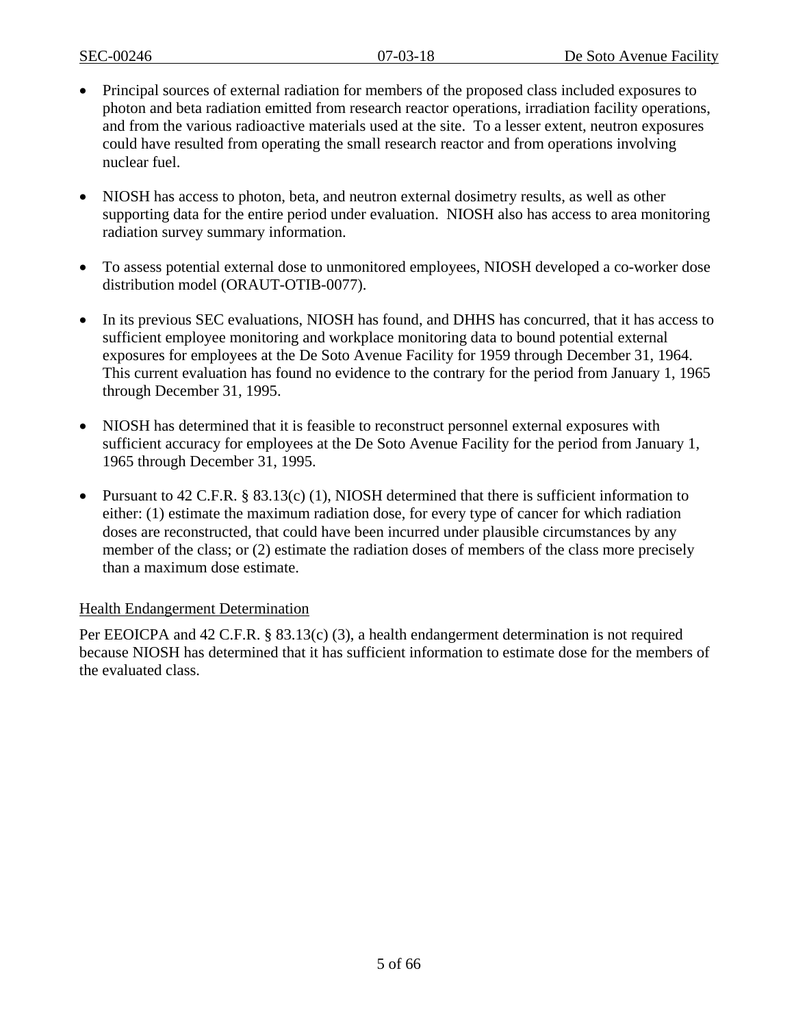- Principal sources of external radiation for members of the proposed class included exposures to photon and beta radiation emitted from research reactor operations, irradiation facility operations, and from the various radioactive materials used at the site. To a lesser extent, neutron exposures could have resulted from operating the small research reactor and from operations involving nuclear fuel.

- NIOSH has access to photon, beta, and neutron external dosimetry results, as well as other supporting data for the entire period under evaluation. NIOSH also has access to area monitoring radiation survey summary information.

- To assess potential external dose to unmonitored employees, NIOSH developed a co-worker dose distribution model (ORAUT-OTIB-0077).

- In its previous SEC evaluations, NIOSH has found, and DHHS has concurred, that it has access to sufficient employee monitoring and workplace monitoring data to bound potential external exposures for employees at the De Soto Avenue Facility for 1959 through December 31, 1964. This current evaluation has found no evidence to the contrary for the period from January 1, 1965 through December 31, 1995.

- NIOSH has determined that it is feasible to reconstruct personnel external exposures with sufficient accuracy for employees at the De Soto Avenue Facility for the period from January 1, 1965 through December 31, 1995.

- Pursuant to 42 C.F.R. § 83.13(c) (1), NIOSH determined that there is sufficient information to either: (1) estimate the maximum radiation dose, for every type of cancer for which radiation doses are reconstructed, that could have been incurred under plausible circumstances by any member of the class; or (2) estimate the radiation doses of members of the class more precisely than a maximum dose estimate.

Health Endangerment Determination

Per EEOICPA and 42 C.F.R. § 83.13(c) (3), a health endangerment determination is not required because NIOSH has determined that it has sufficient information to estimate dose for the members of the evaluated class.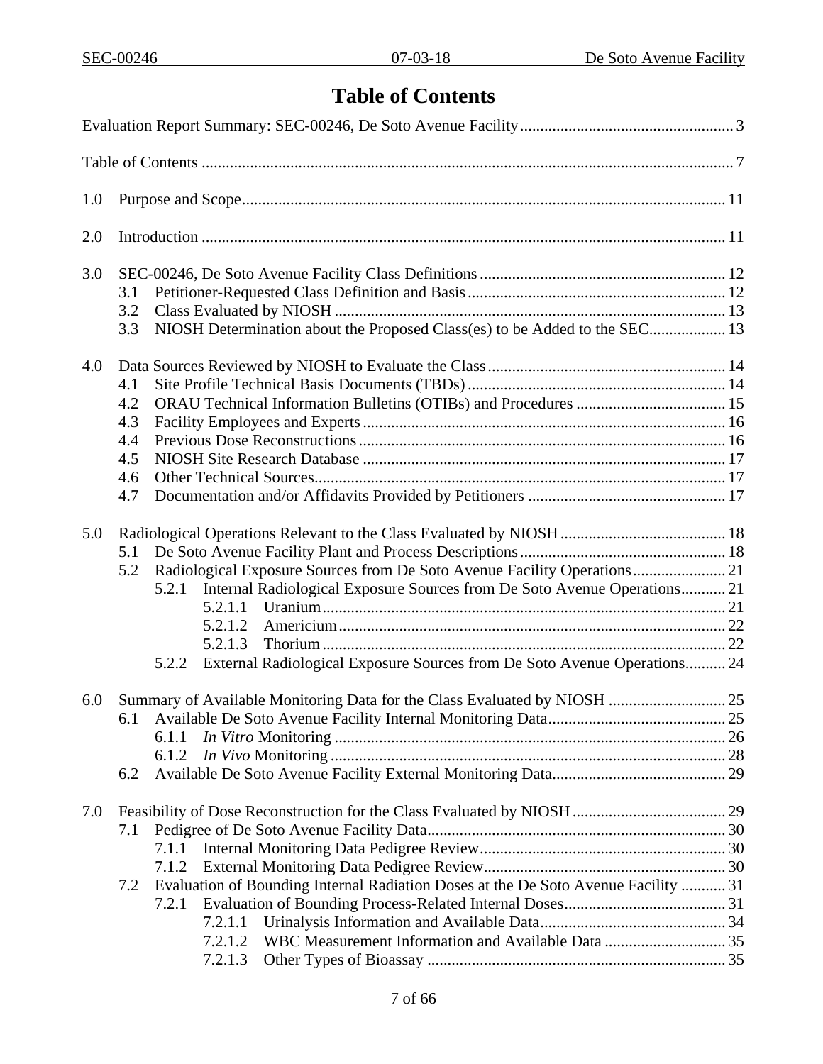# Table of Contents

Evaluation Report Summary: SEC-00246, De Soto Avenue Facility .................................................... 3

Table of Contents ........................................................................................................................ 7

1.0 Purpose and Scope ................................................................................................................ 11

2.0 Introduction .......................................................................................................................... 11

3.0 SEC-00246, De Soto Avenue Facility Class Definitions ........................................................ 12
- 3.1 Petitioner-Requested Class Definition and Basis ............................................................. 12
- 3.2 Class Evaluated by NIOSH ............................................................................................... 13
- 3.3 NIOSH Determination about the Proposed Class(es) to be Added to the SEC .................. 13

4.0 Data Sources Reviewed by NIOSH to Evaluate the Class ...................................................... 14
- 4.1 Site Profile Technical Basis Documents (TBDs) ............................................................... 14
- 4.2 ORAU Technical Information Bulletins (OTIBs) and Procedures ..................................... 15
- 4.3 Facility Employees and Experts ........................................................................................ 16
- 4.4 Previous Dose Reconstructions ......................................................................................... 16
- 4.5 NIOSH Site Research Database ........................................................................................ 17
- 4.6 Other Technical Sources .................................................................................................... 17
- 4.7 Documentation and/or Affidavits Provided by Petitioners ................................................ 17

5.0 Radiological Operations Relevant to the Class Evaluated by NIOSH ..................................... 18
- 5.1 De Soto Avenue Facility Plant and Process Descriptions .................................................. 18
- 5.2 Radiological Exposure Sources from De Soto Avenue Facility Operations ...................... 21
  - 5.2.1 Internal Radiological Exposure Sources from De Soto Avenue Operations .......... 21
    - 5.2.1.1 Uranium ................................................................................................. 21
    - 5.2.1.2 Americium ............................................................................................. 22
    - 5.2.1.3 Thorium ................................................................................................. 22
  - 5.2.2 External Radiological Exposure Sources from De Soto Avenue Operations .......... 24

6.0 Summary of Available Monitoring Data for the Class Evaluated by NIOSH ........................... 25
- 6.1 Available De Soto Avenue Facility Internal Monitoring Data ........................................... 25
  - 6.1.1 *In Vitro* Monitoring ................................................................................................ 26
  - 6.1.2 *In Vivo* Monitoring ................................................................................................. 28
- 6.2 Available De Soto Avenue Facility External Monitoring Data .......................................... 29

7.0 Feasibility of Dose Reconstruction for the Class Evaluated by NIOSH .................................. 29
- 7.1 Pedigree of De Soto Avenue Facility Data ......................................................................... 30
  - 7.1.1 Internal Monitoring Data Pedigree Review ............................................................ 30
  - 7.1.2 External Monitoring Data Pedigree Review ........................................................... 30
- 7.2 Evaluation of Bounding Internal Radiation Doses at the De Soto Avenue Facility ........... 31
  - 7.2.1 Evaluation of Bounding Process-Related Internal Doses ........................................ 31
    - 7.2.1.1 Urinalysis Information and Available Data ............................................. 34
    - 7.2.1.2 WBC Measurement Information and Available Data .............................. 35
    - 7.2.1.3 Other Types of Bioassay ......................................................................... 35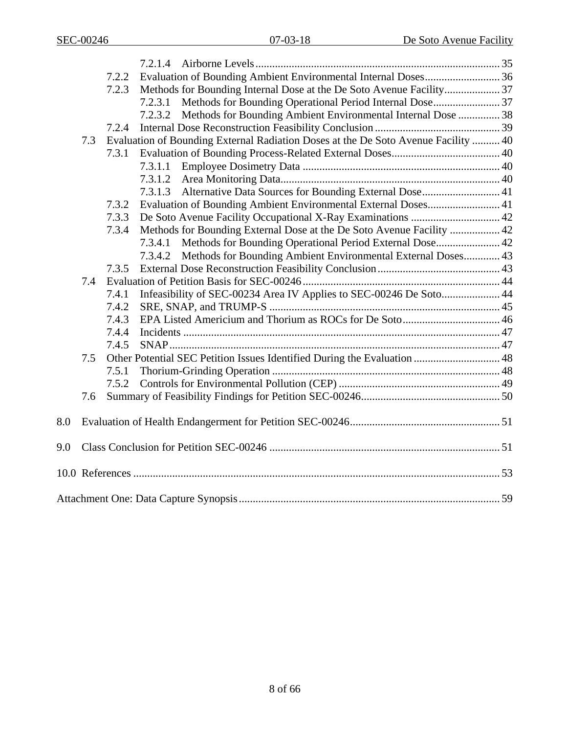7.2.1.4 Airborne Levels ........ 35

7.2.2 Evaluation of Bounding Ambient Environmental Internal Doses ........ 36

7.2.3 Methods for Bounding Internal Dose at the De Soto Avenue Facility ........ 37

7.2.3.1 Methods for Bounding Operational Period Internal Dose ........ 37

7.2.3.2 Methods for Bounding Ambient Environmental Internal Dose ........ 38

7.2.4 Internal Dose Reconstruction Feasibility Conclusion ........ 39

7.3 Evaluation of Bounding External Radiation Doses at the De Soto Avenue Facility ........ 40

7.3.1 Evaluation of Bounding Process-Related External Doses ........ 40

7.3.1.1 Employee Dosimetry Data ........ 40

7.3.1.2 Area Monitoring Data ........ 40

7.3.1.3 Alternative Data Sources for Bounding External Dose ........ 41

7.3.2 Evaluation of Bounding Ambient Environmental External Doses ........ 41

7.3.3 De Soto Avenue Facility Occupational X-Ray Examinations ........ 42

7.3.4 Methods for Bounding External Dose at the De Soto Avenue Facility ........ 42

7.3.4.1 Methods for Bounding Operational Period External Dose ........ 42

7.3.4.2 Methods for Bounding Ambient Environmental External Doses ........ 43

7.3.5 External Dose Reconstruction Feasibility Conclusion ........ 43

7.4 Evaluation of Petition Basis for SEC-00246 ........ 44

7.4.1 Infeasibility of SEC-00234 Area IV Applies to SEC-00246 De Soto ........ 44

7.4.2 SRE, SNAP, and TRUMP-S ........ 45

7.4.3 EPA Listed Americium and Thorium as ROCs for De Soto ........ 46

7.4.4 Incidents ........ 47

7.4.5 SNAP ........ 47

7.5 Other Potential SEC Petition Issues Identified During the Evaluation ........ 48

7.5.1 Thorium-Grinding Operation ........ 48

7.5.2 Controls for Environmental Pollution (CEP) ........ 49

7.6 Summary of Feasibility Findings for Petition SEC-00246 ........ 50

8.0 Evaluation of Health Endangerment for Petition SEC-00246 ........ 51

9.0 Class Conclusion for Petition SEC-00246 ........ 51

10.0 References ........ 53

Attachment One: Data Capture Synopsis ........ 59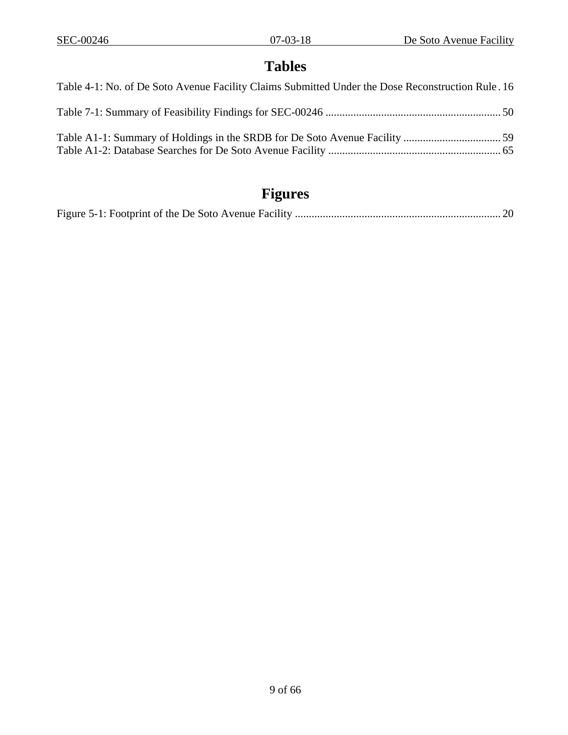# Tables

Table 4-1: No. of De Soto Avenue Facility Claims Submitted Under the Dose Reconstruction Rule . 16

Table 7-1: Summary of Feasibility Findings for SEC-00246 ............................................................... 50

Table A1-1: Summary of Holdings in the SRDB for De Soto Avenue Facility ................................... 59
Table A1-2: Database Searches for De Soto Avenue Facility .............................................................. 65

# Figures

Figure 5-1: Footprint of the De Soto Avenue Facility .......................................................................... 20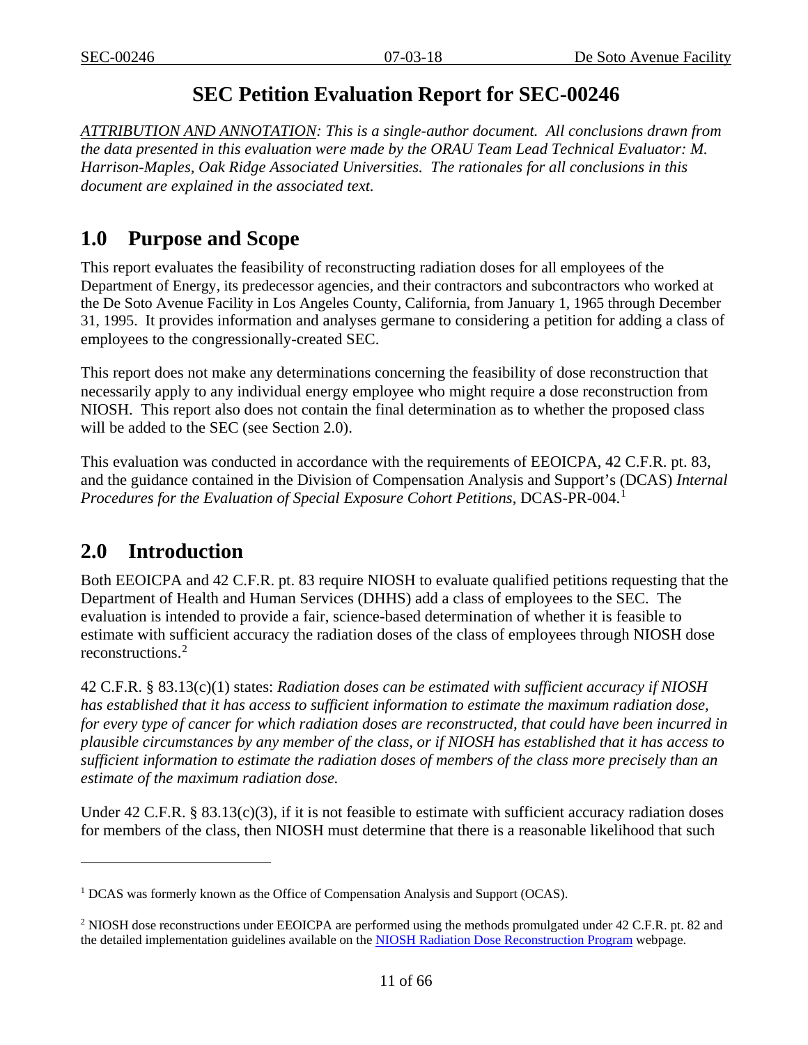# SEC Petition Evaluation Report for SEC-00246

*ATTRIBUTION AND ANNOTATION: This is a single-author document. All conclusions drawn from the data presented in this evaluation were made by the ORAU Team Lead Technical Evaluator: M. Harrison-Maples, Oak Ridge Associated Universities. The rationales for all conclusions in this document are explained in the associated text.*

## 1.0 Purpose and Scope

This report evaluates the feasibility of reconstructing radiation doses for all employees of the Department of Energy, its predecessor agencies, and their contractors and subcontractors who worked at the De Soto Avenue Facility in Los Angeles County, California, from January 1, 1965 through December 31, 1995. It provides information and analyses germane to considering a petition for adding a class of employees to the congressionally-created SEC.

This report does not make any determinations concerning the feasibility of dose reconstruction that necessarily apply to any individual energy employee who might require a dose reconstruction from NIOSH. This report also does not contain the final determination as to whether the proposed class will be added to the SEC (see Section 2.0).

This evaluation was conducted in accordance with the requirements of EEOICPA, 42 C.F.R. pt. 83, and the guidance contained in the Division of Compensation Analysis and Support's (DCAS) *Internal Procedures for the Evaluation of Special Exposure Cohort Petitions*, DCAS-PR-004.[1]

## 2.0 Introduction

Both EEOICPA and 42 C.F.R. pt. 83 require NIOSH to evaluate qualified petitions requesting that the Department of Health and Human Services (DHHS) add a class of employees to the SEC. The evaluation is intended to provide a fair, science-based determination of whether it is feasible to estimate with sufficient accuracy the radiation doses of the class of employees through NIOSH dose reconstructions.[2]

42 C.F.R. § 83.13(c)(1) states: *Radiation doses can be estimated with sufficient accuracy if NIOSH has established that it has access to sufficient information to estimate the maximum radiation dose, for every type of cancer for which radiation doses are reconstructed, that could have been incurred in plausible circumstances by any member of the class, or if NIOSH has established that it has access to sufficient information to estimate the radiation doses of members of the class more precisely than an estimate of the maximum radiation dose.*

Under 42 C.F.R. § 83.13(c)(3), if it is not feasible to estimate with sufficient accuracy radiation doses for members of the class, then NIOSH must determine that there is a reasonable likelihood that such

---

[1] DCAS was formerly known as the Office of Compensation Analysis and Support (OCAS).

[2] NIOSH dose reconstructions under EEOICPA are performed using the methods promulgated under 42 C.F.R. pt. 82 and the detailed implementation guidelines available on the NIOSH Radiation Dose Reconstruction Program webpage.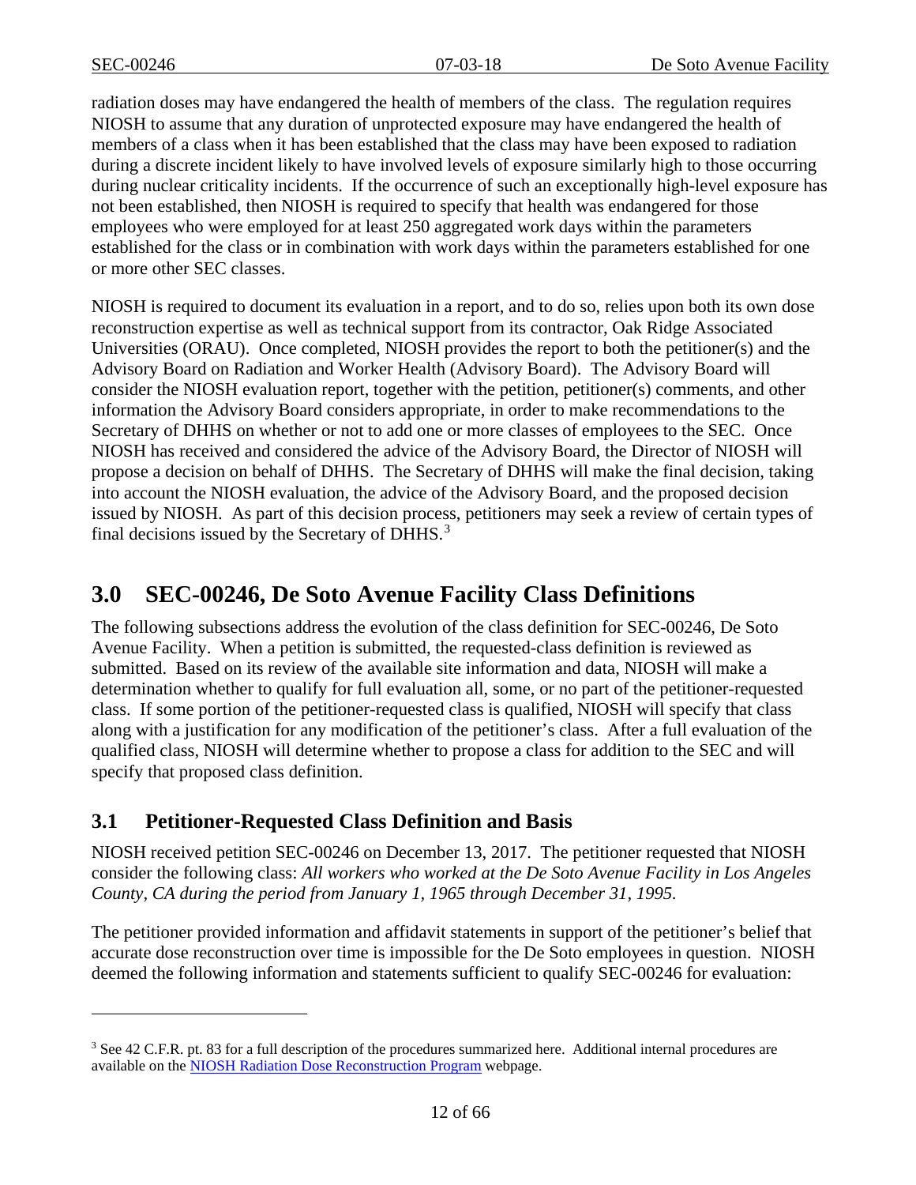radiation doses may have endangered the health of members of the class. The regulation requires NIOSH to assume that any duration of unprotected exposure may have endangered the health of members of a class when it has been established that the class may have been exposed to radiation during a discrete incident likely to have involved levels of exposure similarly high to those occurring during nuclear criticality incidents. If the occurrence of such an exceptionally high-level exposure has not been established, then NIOSH is required to specify that health was endangered for those employees who were employed for at least 250 aggregated work days within the parameters established for the class or in combination with work days within the parameters established for one or more other SEC classes.

NIOSH is required to document its evaluation in a report, and to do so, relies upon both its own dose reconstruction expertise as well as technical support from its contractor, Oak Ridge Associated Universities (ORAU). Once completed, NIOSH provides the report to both the petitioner(s) and the Advisory Board on Radiation and Worker Health (Advisory Board). The Advisory Board will consider the NIOSH evaluation report, together with the petition, petitioner(s) comments, and other information the Advisory Board considers appropriate, in order to make recommendations to the Secretary of DHHS on whether or not to add one or more classes of employees to the SEC. Once NIOSH has received and considered the advice of the Advisory Board, the Director of NIOSH will propose a decision on behalf of DHHS. The Secretary of DHHS will make the final decision, taking into account the NIOSH evaluation, the advice of the Advisory Board, and the proposed decision issued by NIOSH. As part of this decision process, petitioners may seek a review of certain types of final decisions issued by the Secretary of DHHS.[3]

# 3.0 SEC-00246, De Soto Avenue Facility Class Definitions

The following subsections address the evolution of the class definition for SEC-00246, De Soto Avenue Facility. When a petition is submitted, the requested-class definition is reviewed as submitted. Based on its review of the available site information and data, NIOSH will make a determination whether to qualify for full evaluation all, some, or no part of the petitioner-requested class. If some portion of the petitioner-requested class is qualified, NIOSH will specify that class along with a justification for any modification of the petitioner's class. After a full evaluation of the qualified class, NIOSH will determine whether to propose a class for addition to the SEC and will specify that proposed class definition.

## 3.1 Petitioner-Requested Class Definition and Basis

NIOSH received petition SEC-00246 on December 13, 2017. The petitioner requested that NIOSH consider the following class: *All workers who worked at the De Soto Avenue Facility in Los Angeles County, CA during the period from January 1, 1965 through December 31, 1995.*

The petitioner provided information and affidavit statements in support of the petitioner's belief that accurate dose reconstruction over time is impossible for the De Soto employees in question. NIOSH deemed the following information and statements sufficient to qualify SEC-00246 for evaluation:

---

[3] See 42 C.F.R. pt. 83 for a full description of the procedures summarized here. Additional internal procedures are available on the NIOSH Radiation Dose Reconstruction Program webpage.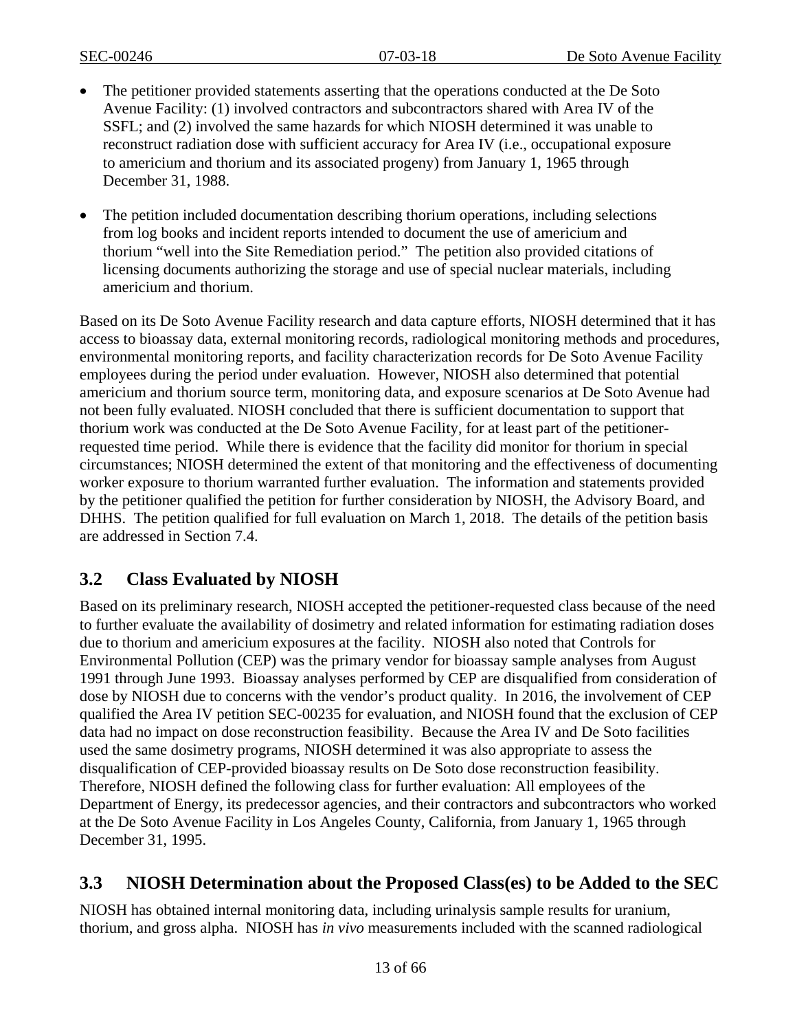- The petitioner provided statements asserting that the operations conducted at the De Soto Avenue Facility: (1) involved contractors and subcontractors shared with Area IV of the SSFL; and (2) involved the same hazards for which NIOSH determined it was unable to reconstruct radiation dose with sufficient accuracy for Area IV (i.e., occupational exposure to americium and thorium and its associated progeny) from January 1, 1965 through December 31, 1988.

- The petition included documentation describing thorium operations, including selections from log books and incident reports intended to document the use of americium and thorium "well into the Site Remediation period." The petition also provided citations of licensing documents authorizing the storage and use of special nuclear materials, including americium and thorium.

Based on its De Soto Avenue Facility research and data capture efforts, NIOSH determined that it has access to bioassay data, external monitoring records, radiological monitoring methods and procedures, environmental monitoring reports, and facility characterization records for De Soto Avenue Facility employees during the period under evaluation. However, NIOSH also determined that potential americium and thorium source term, monitoring data, and exposure scenarios at De Soto Avenue had not been fully evaluated. NIOSH concluded that there is sufficient documentation to support that thorium work was conducted at the De Soto Avenue Facility, for at least part of the petitioner-requested time period. While there is evidence that the facility did monitor for thorium in special circumstances; NIOSH determined the extent of that monitoring and the effectiveness of documenting worker exposure to thorium warranted further evaluation. The information and statements provided by the petitioner qualified the petition for further consideration by NIOSH, the Advisory Board, and DHHS. The petition qualified for full evaluation on March 1, 2018. The details of the petition basis are addressed in Section 7.4.

## 3.2 Class Evaluated by NIOSH

Based on its preliminary research, NIOSH accepted the petitioner-requested class because of the need to further evaluate the availability of dosimetry and related information for estimating radiation doses due to thorium and americium exposures at the facility. NIOSH also noted that Controls for Environmental Pollution (CEP) was the primary vendor for bioassay sample analyses from August 1991 through June 1993. Bioassay analyses performed by CEP are disqualified from consideration of dose by NIOSH due to concerns with the vendor's product quality. In 2016, the involvement of CEP qualified the Area IV petition SEC-00235 for evaluation, and NIOSH found that the exclusion of CEP data had no impact on dose reconstruction feasibility. Because the Area IV and De Soto facilities used the same dosimetry programs, NIOSH determined it was also appropriate to assess the disqualification of CEP-provided bioassay results on De Soto dose reconstruction feasibility. Therefore, NIOSH defined the following class for further evaluation: All employees of the Department of Energy, its predecessor agencies, and their contractors and subcontractors who worked at the De Soto Avenue Facility in Los Angeles County, California, from January 1, 1965 through December 31, 1995.

## 3.3 NIOSH Determination about the Proposed Class(es) to be Added to the SEC

NIOSH has obtained internal monitoring data, including urinalysis sample results for uranium, thorium, and gross alpha. NIOSH has *in vivo* measurements included with the scanned radiological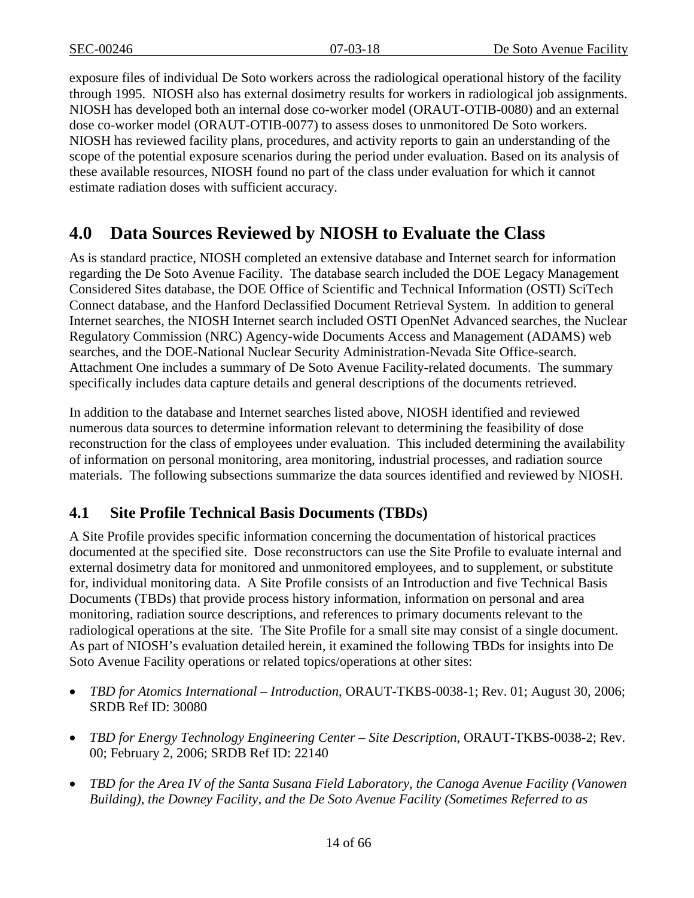exposure files of individual De Soto workers across the radiological operational history of the facility through 1995. NIOSH also has external dosimetry results for workers in radiological job assignments. NIOSH has developed both an internal dose co-worker model (ORAUT-OTIB-0080) and an external dose co-worker model (ORAUT-OTIB-0077) to assess doses to unmonitored De Soto workers. NIOSH has reviewed facility plans, procedures, and activity reports to gain an understanding of the scope of the potential exposure scenarios during the period under evaluation. Based on its analysis of these available resources, NIOSH found no part of the class under evaluation for which it cannot estimate radiation doses with sufficient accuracy.

# 4.0 Data Sources Reviewed by NIOSH to Evaluate the Class

As is standard practice, NIOSH completed an extensive database and Internet search for information regarding the De Soto Avenue Facility. The database search included the DOE Legacy Management Considered Sites database, the DOE Office of Scientific and Technical Information (OSTI) SciTech Connect database, and the Hanford Declassified Document Retrieval System. In addition to general Internet searches, the NIOSH Internet search included OSTI OpenNet Advanced searches, the Nuclear Regulatory Commission (NRC) Agency-wide Documents Access and Management (ADAMS) web searches, and the DOE-National Nuclear Security Administration-Nevada Site Office-search. Attachment One includes a summary of De Soto Avenue Facility-related documents. The summary specifically includes data capture details and general descriptions of the documents retrieved.

In addition to the database and Internet searches listed above, NIOSH identified and reviewed numerous data sources to determine information relevant to determining the feasibility of dose reconstruction for the class of employees under evaluation. This included determining the availability of information on personal monitoring, area monitoring, industrial processes, and radiation source materials. The following subsections summarize the data sources identified and reviewed by NIOSH.

## 4.1 Site Profile Technical Basis Documents (TBDs)

A Site Profile provides specific information concerning the documentation of historical practices documented at the specified site. Dose reconstructors can use the Site Profile to evaluate internal and external dosimetry data for monitored and unmonitored employees, and to supplement, or substitute for, individual monitoring data. A Site Profile consists of an Introduction and five Technical Basis Documents (TBDs) that provide process history information, information on personal and area monitoring, radiation source descriptions, and references to primary documents relevant to the radiological operations at the site. The Site Profile for a small site may consist of a single document. As part of NIOSH's evaluation detailed herein, it examined the following TBDs for insights into De Soto Avenue Facility operations or related topics/operations at other sites:

- *TBD for Atomics International – Introduction*, ORAUT-TKBS-0038-1; Rev. 01; August 30, 2006; SRDB Ref ID: 30080
- *TBD for Energy Technology Engineering Center – Site Description*, ORAUT-TKBS-0038-2; Rev. 00; February 2, 2006; SRDB Ref ID: 22140
- *TBD for the Area IV of the Santa Susana Field Laboratory, the Canoga Avenue Facility (Vanowen Building), the Downey Facility, and the De Soto Avenue Facility (Sometimes Referred to as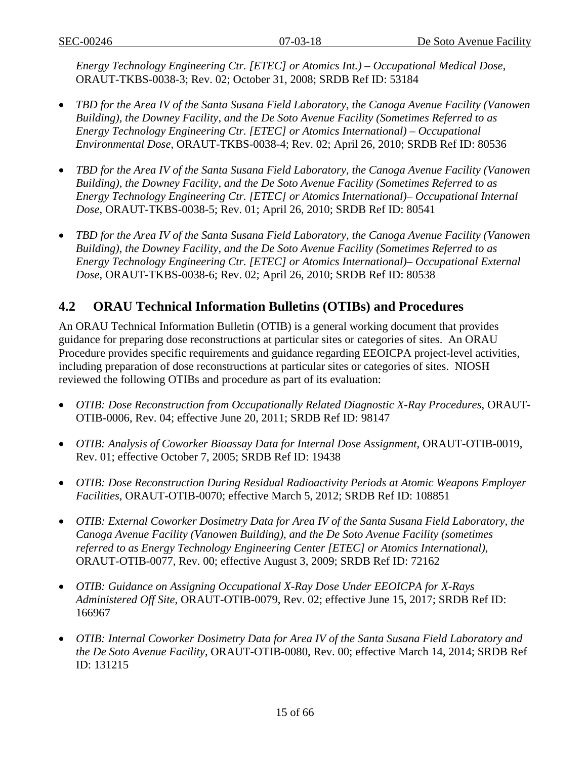*Energy Technology Engineering Ctr. [ETEC] or Atomics Int.) – Occupational Medical Dose*, ORAUT-TKBS-0038-3; Rev. 02; October 31, 2008; SRDB Ref ID: 53184

- *TBD for the Area IV of the Santa Susana Field Laboratory, the Canoga Avenue Facility (Vanowen Building), the Downey Facility, and the De Soto Avenue Facility (Sometimes Referred to as Energy Technology Engineering Ctr. [ETEC] or Atomics International) – Occupational Environmental Dose*, ORAUT-TKBS-0038-4; Rev. 02; April 26, 2010; SRDB Ref ID: 80536

- *TBD for the Area IV of the Santa Susana Field Laboratory, the Canoga Avenue Facility (Vanowen Building), the Downey Facility, and the De Soto Avenue Facility (Sometimes Referred to as Energy Technology Engineering Ctr. [ETEC] or Atomics International)– Occupational Internal Dose*, ORAUT-TKBS-0038-5; Rev. 01; April 26, 2010; SRDB Ref ID: 80541

- *TBD for the Area IV of the Santa Susana Field Laboratory, the Canoga Avenue Facility (Vanowen Building), the Downey Facility, and the De Soto Avenue Facility (Sometimes Referred to as Energy Technology Engineering Ctr. [ETEC] or Atomics International)– Occupational External Dose*, ORAUT-TKBS-0038-6; Rev. 02; April 26, 2010; SRDB Ref ID: 80538

## 4.2 ORAU Technical Information Bulletins (OTIBs) and Procedures

An ORAU Technical Information Bulletin (OTIB) is a general working document that provides guidance for preparing dose reconstructions at particular sites or categories of sites. An ORAU Procedure provides specific requirements and guidance regarding EEOICPA project-level activities, including preparation of dose reconstructions at particular sites or categories of sites. NIOSH reviewed the following OTIBs and procedure as part of its evaluation:

- *OTIB: Dose Reconstruction from Occupationally Related Diagnostic X-Ray Procedures*, ORAUT-OTIB-0006, Rev. 04; effective June 20, 2011; SRDB Ref ID: 98147

- *OTIB: Analysis of Coworker Bioassay Data for Internal Dose Assignment*, ORAUT-OTIB-0019, Rev. 01; effective October 7, 2005; SRDB Ref ID: 19438

- *OTIB: Dose Reconstruction During Residual Radioactivity Periods at Atomic Weapons Employer Facilities*, ORAUT-OTIB-0070; effective March 5, 2012; SRDB Ref ID: 108851

- *OTIB: External Coworker Dosimetry Data for Area IV of the Santa Susana Field Laboratory, the Canoga Avenue Facility (Vanowen Building), and the De Soto Avenue Facility (sometimes referred to as Energy Technology Engineering Center [ETEC] or Atomics International)*, ORAUT-OTIB-0077, Rev. 00; effective August 3, 2009; SRDB Ref ID: 72162

- *OTIB: Guidance on Assigning Occupational X-Ray Dose Under EEOICPA for X-Rays Administered Off Site*, ORAUT-OTIB-0079, Rev. 02; effective June 15, 2017; SRDB Ref ID: 166967

- *OTIB: Internal Coworker Dosimetry Data for Area IV of the Santa Susana Field Laboratory and the De Soto Avenue Facility*, ORAUT-OTIB-0080, Rev. 00; effective March 14, 2014; SRDB Ref ID: 131215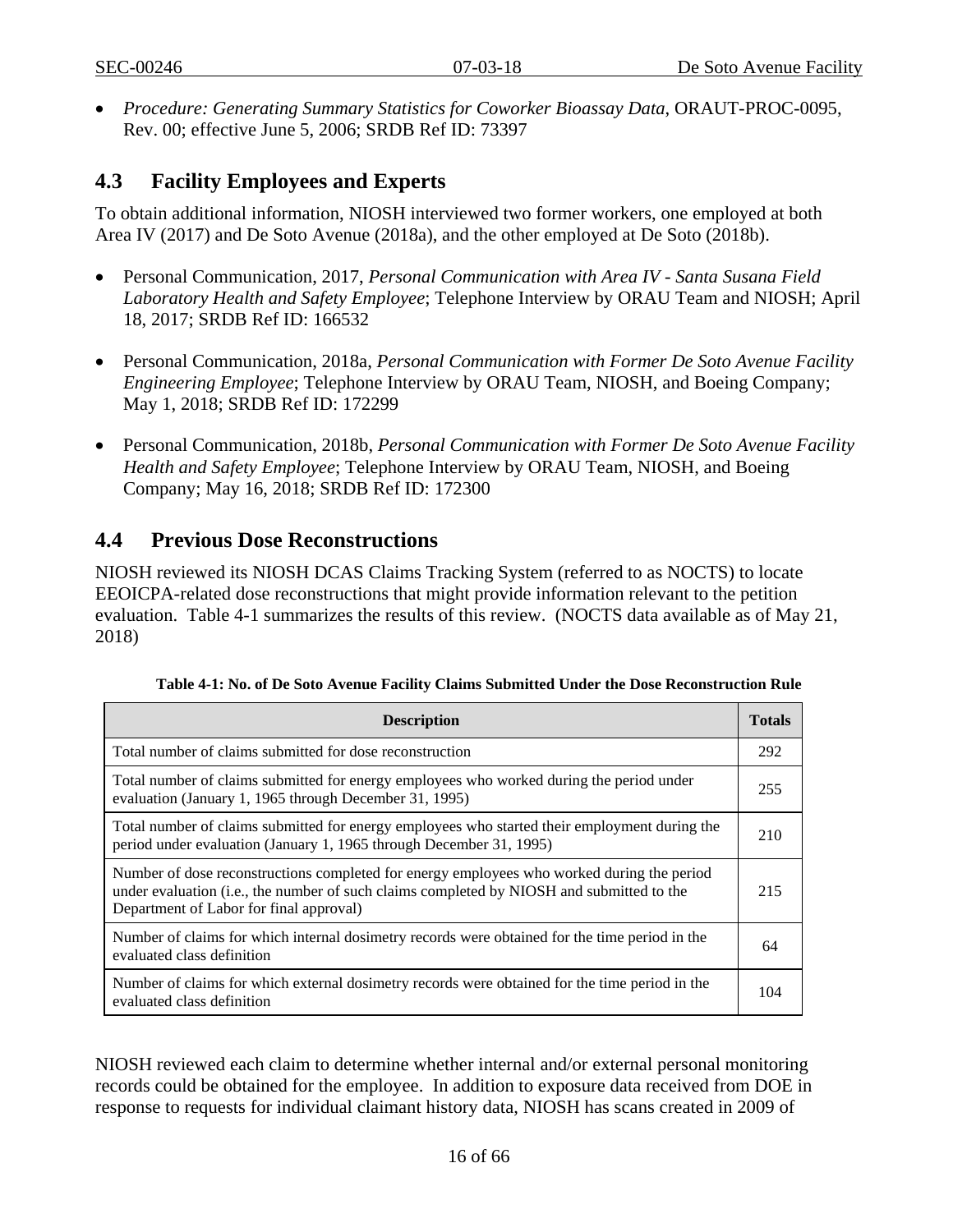- *Procedure: Generating Summary Statistics for Coworker Bioassay Data*, ORAUT-PROC-0095, Rev. 00; effective June 5, 2006; SRDB Ref ID: 73397

## 4.3 Facility Employees and Experts

To obtain additional information, NIOSH interviewed two former workers, one employed at both Area IV (2017) and De Soto Avenue (2018a), and the other employed at De Soto (2018b).

- Personal Communication, 2017, *Personal Communication with Area IV - Santa Susana Field Laboratory Health and Safety Employee*; Telephone Interview by ORAU Team and NIOSH; April 18, 2017; SRDB Ref ID: 166532

- Personal Communication, 2018a, *Personal Communication with Former De Soto Avenue Facility Engineering Employee*; Telephone Interview by ORAU Team, NIOSH, and Boeing Company; May 1, 2018; SRDB Ref ID: 172299

- Personal Communication, 2018b, *Personal Communication with Former De Soto Avenue Facility Health and Safety Employee*; Telephone Interview by ORAU Team, NIOSH, and Boeing Company; May 16, 2018; SRDB Ref ID: 172300

## 4.4 Previous Dose Reconstructions

NIOSH reviewed its NIOSH DCAS Claims Tracking System (referred to as NOCTS) to locate EEOICPA-related dose reconstructions that might provide information relevant to the petition evaluation. Table 4-1 summarizes the results of this review. (NOCTS data available as of May 21, 2018)

**Table 4-1: No. of De Soto Avenue Facility Claims Submitted Under the Dose Reconstruction Rule**

| Description | Totals |
|---|---|
| Total number of claims submitted for dose reconstruction | 292 |
| Total number of claims submitted for energy employees who worked during the period under evaluation (January 1, 1965 through December 31, 1995) | 255 |
| Total number of claims submitted for energy employees who started their employment during the period under evaluation (January 1, 1965 through December 31, 1995) | 210 |
| Number of dose reconstructions completed for energy employees who worked during the period under evaluation (i.e., the number of such claims completed by NIOSH and submitted to the Department of Labor for final approval) | 215 |
| Number of claims for which internal dosimetry records were obtained for the time period in the evaluated class definition | 64 |
| Number of claims for which external dosimetry records were obtained for the time period in the evaluated class definition | 104 |

NIOSH reviewed each claim to determine whether internal and/or external personal monitoring records could be obtained for the employee. In addition to exposure data received from DOE in response to requests for individual claimant history data, NIOSH has scans created in 2009 of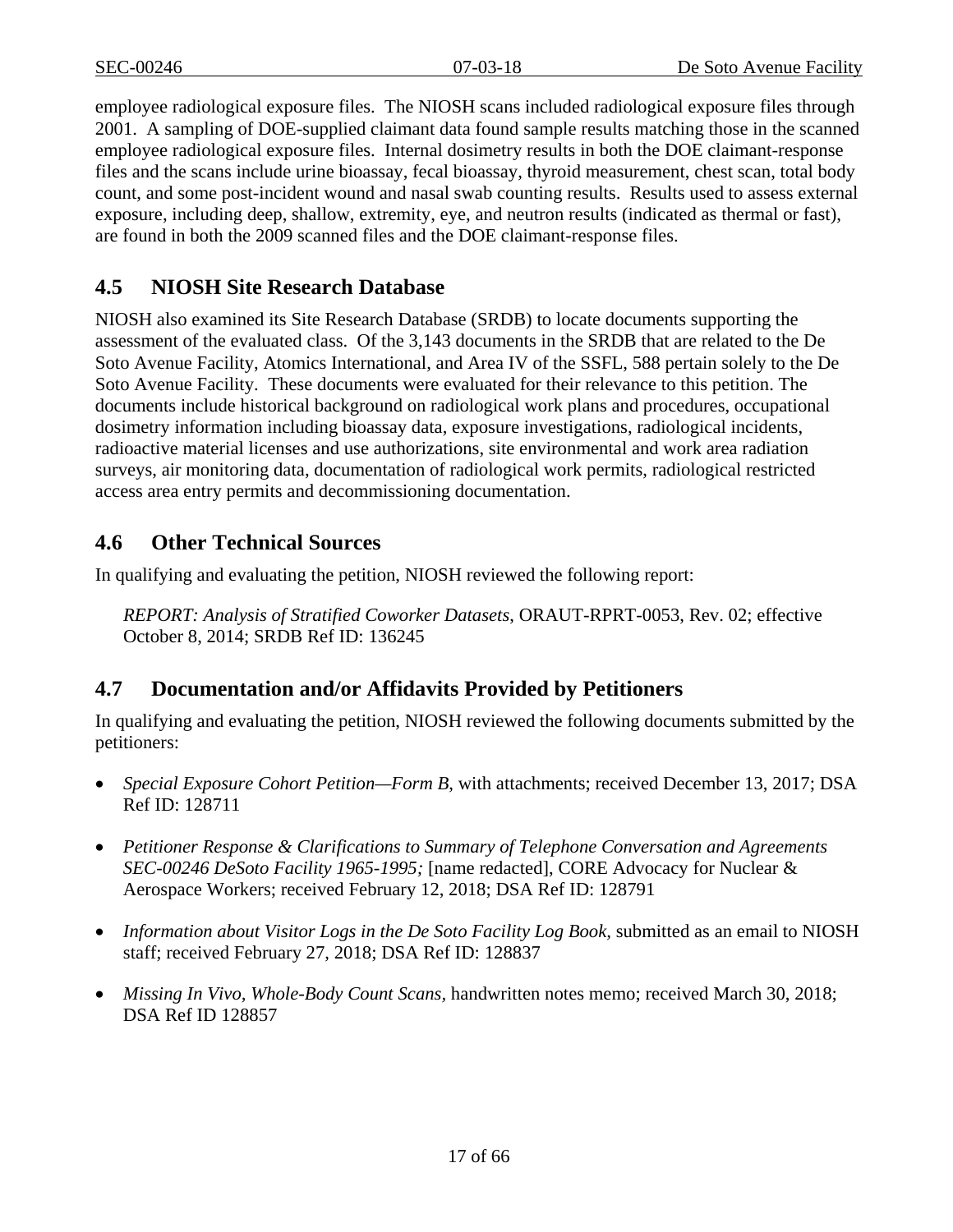employee radiological exposure files. The NIOSH scans included radiological exposure files through 2001. A sampling of DOE-supplied claimant data found sample results matching those in the scanned employee radiological exposure files. Internal dosimetry results in both the DOE claimant-response files and the scans include urine bioassay, fecal bioassay, thyroid measurement, chest scan, total body count, and some post-incident wound and nasal swab counting results. Results used to assess external exposure, including deep, shallow, extremity, eye, and neutron results (indicated as thermal or fast), are found in both the 2009 scanned files and the DOE claimant-response files.

## 4.5 NIOSH Site Research Database

NIOSH also examined its Site Research Database (SRDB) to locate documents supporting the assessment of the evaluated class. Of the 3,143 documents in the SRDB that are related to the De Soto Avenue Facility, Atomics International, and Area IV of the SSFL, 588 pertain solely to the De Soto Avenue Facility. These documents were evaluated for their relevance to this petition. The documents include historical background on radiological work plans and procedures, occupational dosimetry information including bioassay data, exposure investigations, radiological incidents, radioactive material licenses and use authorizations, site environmental and work area radiation surveys, air monitoring data, documentation of radiological work permits, radiological restricted access area entry permits and decommissioning documentation.

## 4.6 Other Technical Sources

In qualifying and evaluating the petition, NIOSH reviewed the following report:

> *REPORT: Analysis of Stratified Coworker Datasets*, ORAUT-RPRT-0053, Rev. 02; effective October 8, 2014; SRDB Ref ID: 136245

## 4.7 Documentation and/or Affidavits Provided by Petitioners

In qualifying and evaluating the petition, NIOSH reviewed the following documents submitted by the petitioners:

- *Special Exposure Cohort Petition—Form B*, with attachments; received December 13, 2017; DSA Ref ID: 128711
- *Petitioner Response & Clarifications to Summary of Telephone Conversation and Agreements SEC-00246 DeSoto Facility 1965-1995;* [name redacted], CORE Advocacy for Nuclear & Aerospace Workers; received February 12, 2018; DSA Ref ID: 128791
- *Information about Visitor Logs in the De Soto Facility Log Book*, submitted as an email to NIOSH staff; received February 27, 2018; DSA Ref ID: 128837
- *Missing In Vivo, Whole-Body Count Scans*, handwritten notes memo; received March 30, 2018; DSA Ref ID 128857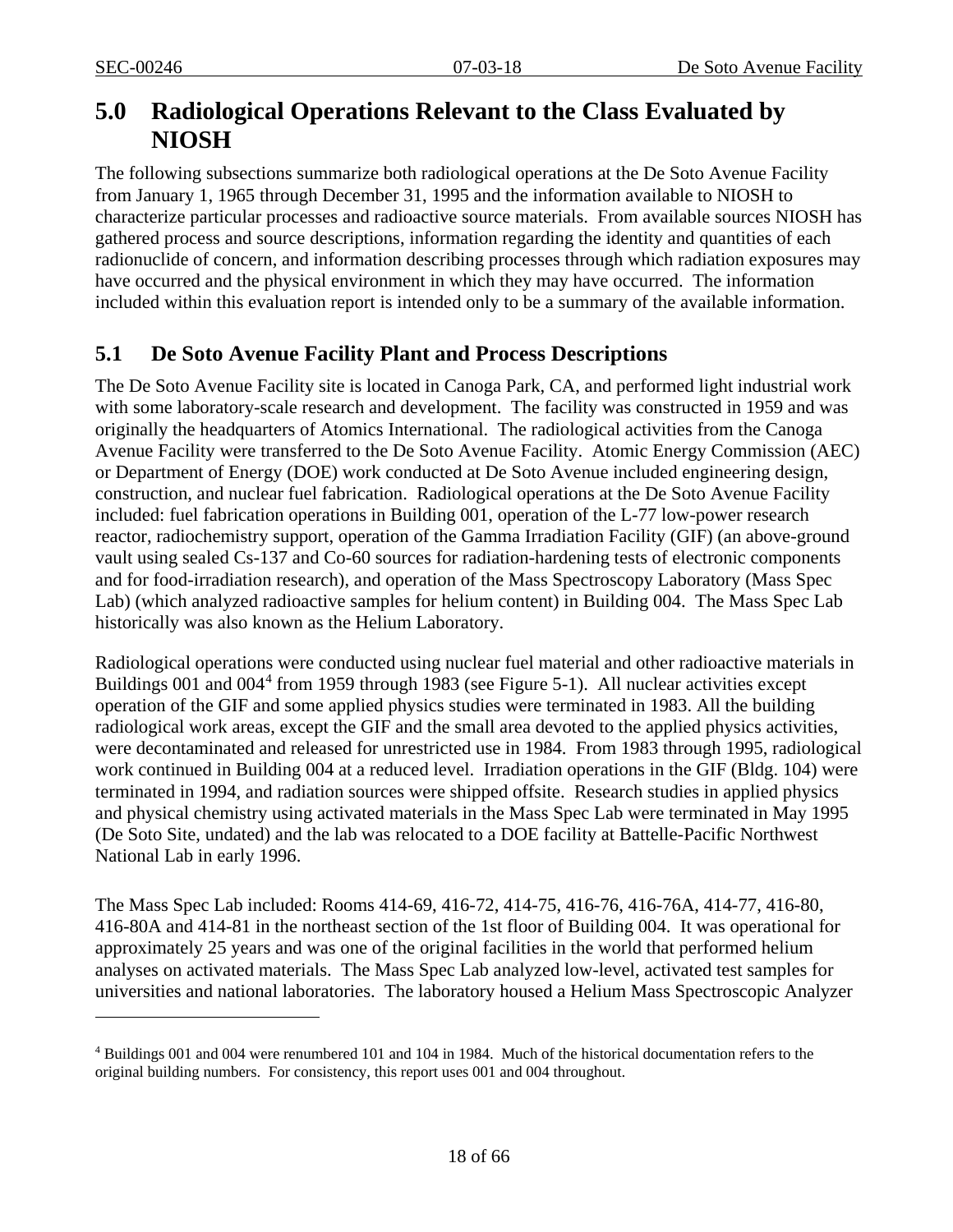# 5.0 Radiological Operations Relevant to the Class Evaluated by NIOSH

The following subsections summarize both radiological operations at the De Soto Avenue Facility from January 1, 1965 through December 31, 1995 and the information available to NIOSH to characterize particular processes and radioactive source materials. From available sources NIOSH has gathered process and source descriptions, information regarding the identity and quantities of each radionuclide of concern, and information describing processes through which radiation exposures may have occurred and the physical environment in which they may have occurred. The information included within this evaluation report is intended only to be a summary of the available information.

## 5.1 De Soto Avenue Facility Plant and Process Descriptions

The De Soto Avenue Facility site is located in Canoga Park, CA, and performed light industrial work with some laboratory-scale research and development. The facility was constructed in 1959 and was originally the headquarters of Atomics International. The radiological activities from the Canoga Avenue Facility were transferred to the De Soto Avenue Facility. Atomic Energy Commission (AEC) or Department of Energy (DOE) work conducted at De Soto Avenue included engineering design, construction, and nuclear fuel fabrication. Radiological operations at the De Soto Avenue Facility included: fuel fabrication operations in Building 001, operation of the L-77 low-power research reactor, radiochemistry support, operation of the Gamma Irradiation Facility (GIF) (an above-ground vault using sealed Cs-137 and Co-60 sources for radiation-hardening tests of electronic components and for food-irradiation research), and operation of the Mass Spectroscopy Laboratory (Mass Spec Lab) (which analyzed radioactive samples for helium content) in Building 004. The Mass Spec Lab historically was also known as the Helium Laboratory.

Radiological operations were conducted using nuclear fuel material and other radioactive materials in Buildings 001 and 004[4] from 1959 through 1983 (see Figure 5-1). All nuclear activities except operation of the GIF and some applied physics studies were terminated in 1983. All the building radiological work areas, except the GIF and the small area devoted to the applied physics activities, were decontaminated and released for unrestricted use in 1984. From 1983 through 1995, radiological work continued in Building 004 at a reduced level. Irradiation operations in the GIF (Bldg. 104) were terminated in 1994, and radiation sources were shipped offsite. Research studies in applied physics and physical chemistry using activated materials in the Mass Spec Lab were terminated in May 1995 (De Soto Site, undated) and the lab was relocated to a DOE facility at Battelle-Pacific Northwest National Lab in early 1996.

The Mass Spec Lab included: Rooms 414-69, 416-72, 414-75, 416-76, 416-76A, 414-77, 416-80, 416-80A and 414-81 in the northeast section of the 1st floor of Building 004. It was operational for approximately 25 years and was one of the original facilities in the world that performed helium analyses on activated materials. The Mass Spec Lab analyzed low-level, activated test samples for universities and national laboratories. The laboratory housed a Helium Mass Spectroscopic Analyzer

[4] Buildings 001 and 004 were renumbered 101 and 104 in 1984. Much of the historical documentation refers to the original building numbers. For consistency, this report uses 001 and 004 throughout.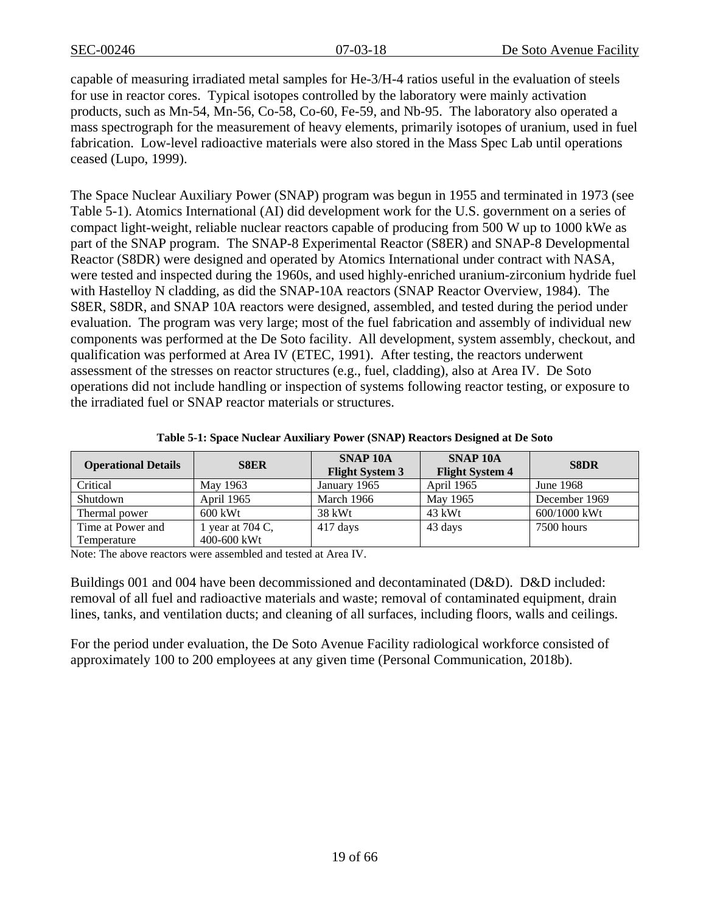capable of measuring irradiated metal samples for He-3/H-4 ratios useful in the evaluation of steels for use in reactor cores. Typical isotopes controlled by the laboratory were mainly activation products, such as Mn-54, Mn-56, Co-58, Co-60, Fe-59, and Nb-95. The laboratory also operated a mass spectrograph for the measurement of heavy elements, primarily isotopes of uranium, used in fuel fabrication. Low-level radioactive materials were also stored in the Mass Spec Lab until operations ceased (Lupo, 1999).

The Space Nuclear Auxiliary Power (SNAP) program was begun in 1955 and terminated in 1973 (see Table 5-1). Atomics International (AI) did development work for the U.S. government on a series of compact light-weight, reliable nuclear reactors capable of producing from 500 W up to 1000 kWe as part of the SNAP program. The SNAP-8 Experimental Reactor (S8ER) and SNAP-8 Developmental Reactor (S8DR) were designed and operated by Atomics International under contract with NASA, were tested and inspected during the 1960s, and used highly-enriched uranium-zirconium hydride fuel with Hastelloy N cladding, as did the SNAP-10A reactors (SNAP Reactor Overview, 1984). The S8ER, S8DR, and SNAP 10A reactors were designed, assembled, and tested during the period under evaluation. The program was very large; most of the fuel fabrication and assembly of individual new components was performed at the De Soto facility. All development, system assembly, checkout, and qualification was performed at Area IV (ETEC, 1991). After testing, the reactors underwent assessment of the stresses on reactor structures (e.g., fuel, cladding), also at Area IV. De Soto operations did not include handling or inspection of systems following reactor testing, or exposure to the irradiated fuel or SNAP reactor materials or structures.

**Table 5-1: Space Nuclear Auxiliary Power (SNAP) Reactors Designed at De Soto**

| Operational Details | S8ER | SNAP 10A Flight System 3 | SNAP 10A Flight System 4 | S8DR |
|---|---|---|---|---|
| Critical | May 1963 | January 1965 | April 1965 | June 1968 |
| Shutdown | April 1965 | March 1966 | May 1965 | December 1969 |
| Thermal power | 600 kWt | 38 kWt | 43 kWt | 600/1000 kWt |
| Time at Power and Temperature | 1 year at 704 C, 400-600 kWt | 417 days | 43 days | 7500 hours |

Note: The above reactors were assembled and tested at Area IV.

Buildings 001 and 004 have been decommissioned and decontaminated (D&D). D&D included: removal of all fuel and radioactive materials and waste; removal of contaminated equipment, drain lines, tanks, and ventilation ducts; and cleaning of all surfaces, including floors, walls and ceilings.

For the period under evaluation, the De Soto Avenue Facility radiological workforce consisted of approximately 100 to 200 employees at any given time (Personal Communication, 2018b).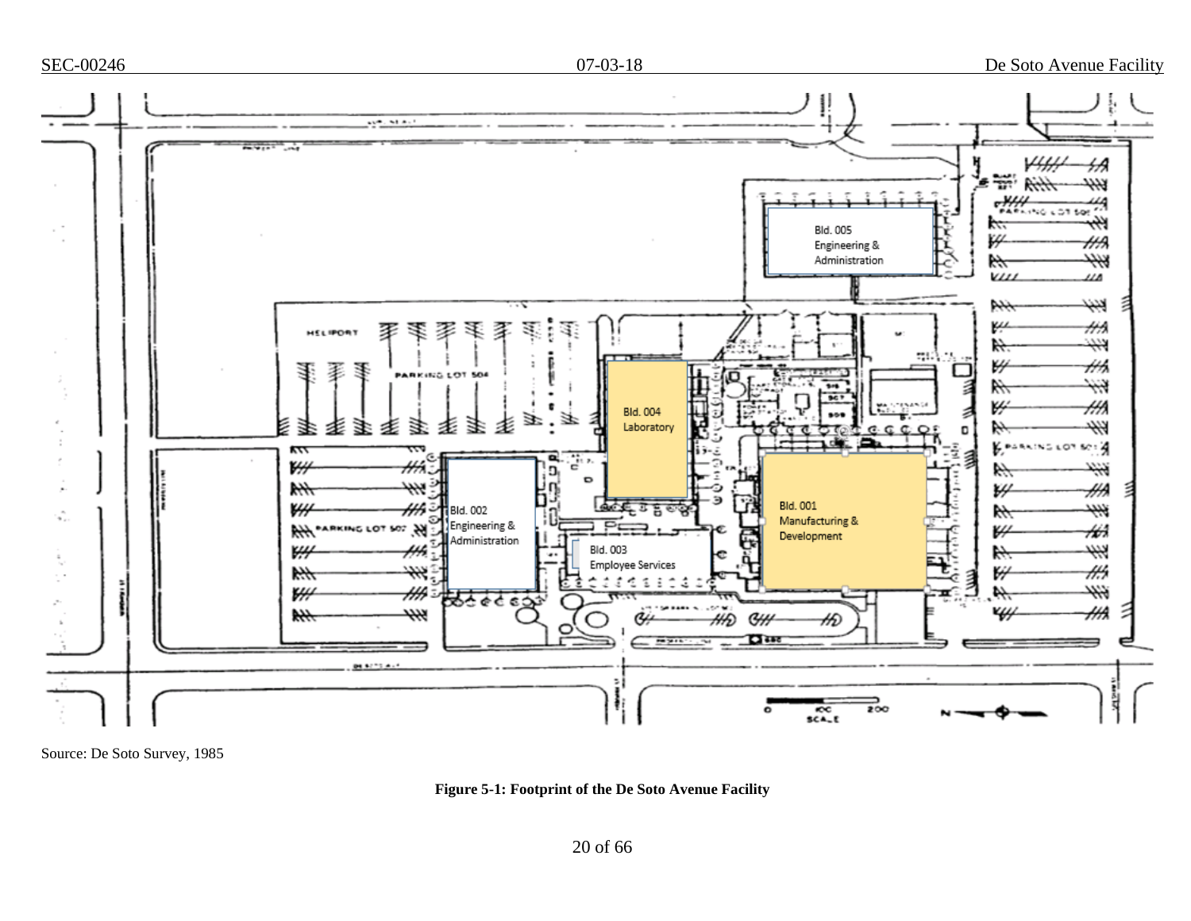Source: De Soto Survey, 1985

**Figure 5-1: Footprint of the De Soto Avenue Facility**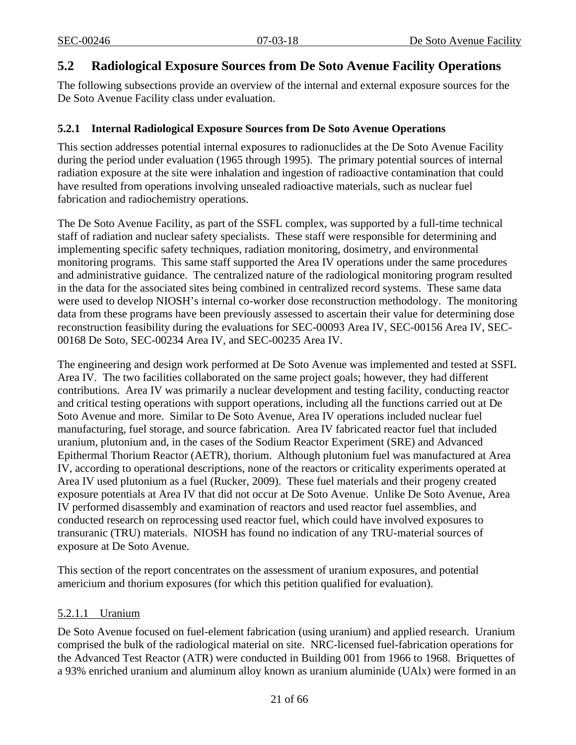## 5.2 Radiological Exposure Sources from De Soto Avenue Facility Operations

The following subsections provide an overview of the internal and external exposure sources for the De Soto Avenue Facility class under evaluation.

### 5.2.1 Internal Radiological Exposure Sources from De Soto Avenue Operations

This section addresses potential internal exposures to radionuclides at the De Soto Avenue Facility during the period under evaluation (1965 through 1995). The primary potential sources of internal radiation exposure at the site were inhalation and ingestion of radioactive contamination that could have resulted from operations involving unsealed radioactive materials, such as nuclear fuel fabrication and radiochemistry operations.

The De Soto Avenue Facility, as part of the SSFL complex, was supported by a full-time technical staff of radiation and nuclear safety specialists. These staff were responsible for determining and implementing specific safety techniques, radiation monitoring, dosimetry, and environmental monitoring programs. This same staff supported the Area IV operations under the same procedures and administrative guidance. The centralized nature of the radiological monitoring program resulted in the data for the associated sites being combined in centralized record systems. These same data were used to develop NIOSH's internal co-worker dose reconstruction methodology. The monitoring data from these programs have been previously assessed to ascertain their value for determining dose reconstruction feasibility during the evaluations for SEC-00093 Area IV, SEC-00156 Area IV, SEC-00168 De Soto, SEC-00234 Area IV, and SEC-00235 Area IV.

The engineering and design work performed at De Soto Avenue was implemented and tested at SSFL Area IV. The two facilities collaborated on the same project goals; however, they had different contributions. Area IV was primarily a nuclear development and testing facility, conducting reactor and critical testing operations with support operations, including all the functions carried out at De Soto Avenue and more. Similar to De Soto Avenue, Area IV operations included nuclear fuel manufacturing, fuel storage, and source fabrication. Area IV fabricated reactor fuel that included uranium, plutonium and, in the cases of the Sodium Reactor Experiment (SRE) and Advanced Epithermal Thorium Reactor (AETR), thorium. Although plutonium fuel was manufactured at Area IV, according to operational descriptions, none of the reactors or criticality experiments operated at Area IV used plutonium as a fuel (Rucker, 2009). These fuel materials and their progeny created exposure potentials at Area IV that did not occur at De Soto Avenue. Unlike De Soto Avenue, Area IV performed disassembly and examination of reactors and used reactor fuel assemblies, and conducted research on reprocessing used reactor fuel, which could have involved exposures to transuranic (TRU) materials. NIOSH has found no indication of any TRU-material sources of exposure at De Soto Avenue.

This section of the report concentrates on the assessment of uranium exposures, and potential americium and thorium exposures (for which this petition qualified for evaluation).

#### 5.2.1.1 Uranium

De Soto Avenue focused on fuel-element fabrication (using uranium) and applied research. Uranium comprised the bulk of the radiological material on site. NRC-licensed fuel-fabrication operations for the Advanced Test Reactor (ATR) were conducted in Building 001 from 1966 to 1968. Briquettes of a 93% enriched uranium and aluminum alloy known as uranium aluminide (UAlx) were formed in an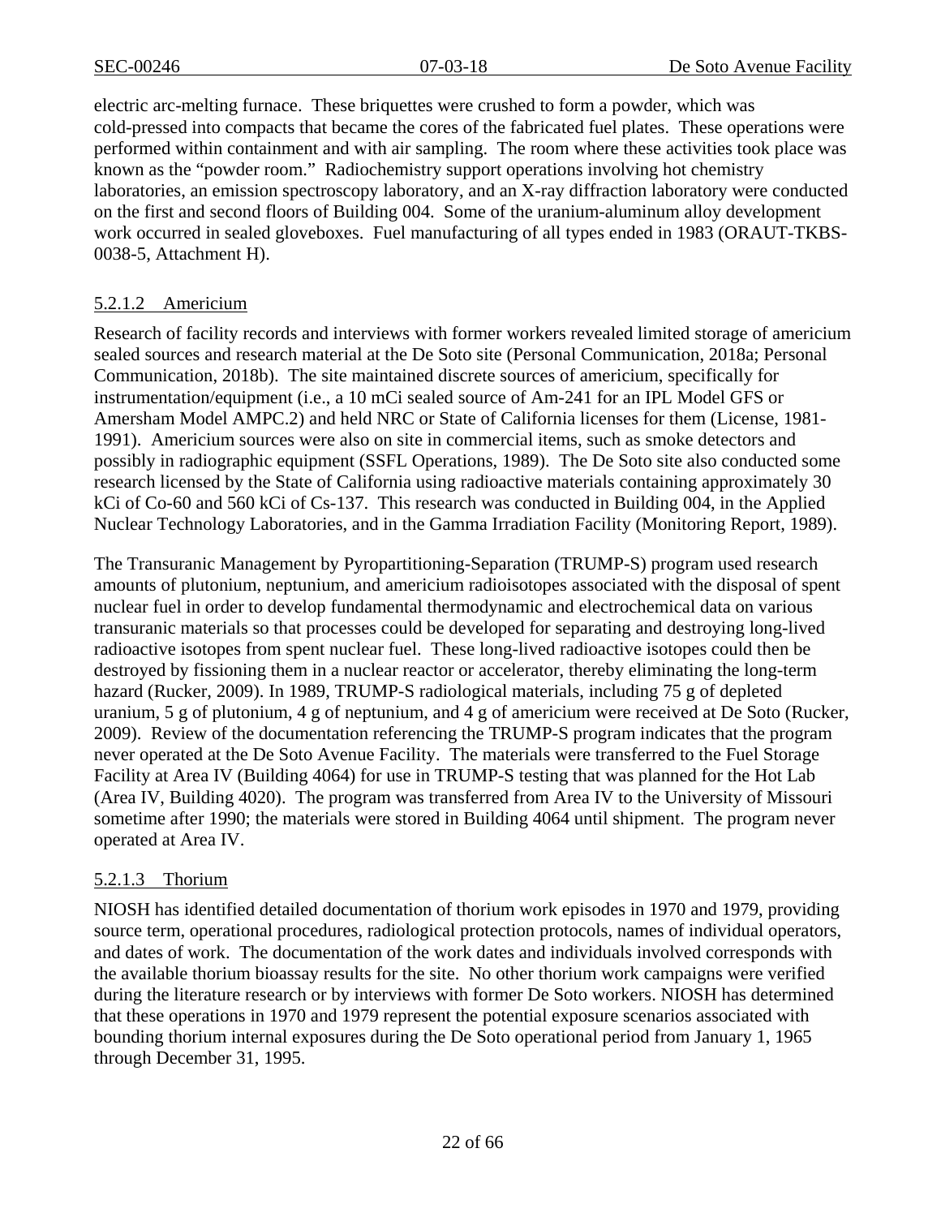electric arc-melting furnace. These briquettes were crushed to form a powder, which was cold-pressed into compacts that became the cores of the fabricated fuel plates. These operations were performed within containment and with air sampling. The room where these activities took place was known as the "powder room." Radiochemistry support operations involving hot chemistry laboratories, an emission spectroscopy laboratory, and an X-ray diffraction laboratory were conducted on the first and second floors of Building 004. Some of the uranium-aluminum alloy development work occurred in sealed gloveboxes. Fuel manufacturing of all types ended in 1983 (ORAUT-TKBS-0038-5, Attachment H).

#### 5.2.1.2 Americium

Research of facility records and interviews with former workers revealed limited storage of americium sealed sources and research material at the De Soto site (Personal Communication, 2018a; Personal Communication, 2018b). The site maintained discrete sources of americium, specifically for instrumentation/equipment (i.e., a 10 mCi sealed source of Am-241 for an IPL Model GFS or Amersham Model AMPC.2) and held NRC or State of California licenses for them (License, 1981-1991). Americium sources were also on site in commercial items, such as smoke detectors and possibly in radiographic equipment (SSFL Operations, 1989). The De Soto site also conducted some research licensed by the State of California using radioactive materials containing approximately 30 kCi of Co-60 and 560 kCi of Cs-137. This research was conducted in Building 004, in the Applied Nuclear Technology Laboratories, and in the Gamma Irradiation Facility (Monitoring Report, 1989).

The Transuranic Management by Pyropartitioning-Separation (TRUMP-S) program used research amounts of plutonium, neptunium, and americium radioisotopes associated with the disposal of spent nuclear fuel in order to develop fundamental thermodynamic and electrochemical data on various transuranic materials so that processes could be developed for separating and destroying long-lived radioactive isotopes from spent nuclear fuel. These long-lived radioactive isotopes could then be destroyed by fissioning them in a nuclear reactor or accelerator, thereby eliminating the long-term hazard (Rucker, 2009). In 1989, TRUMP-S radiological materials, including 75 g of depleted uranium, 5 g of plutonium, 4 g of neptunium, and 4 g of americium were received at De Soto (Rucker, 2009). Review of the documentation referencing the TRUMP-S program indicates that the program never operated at the De Soto Avenue Facility. The materials were transferred to the Fuel Storage Facility at Area IV (Building 4064) for use in TRUMP-S testing that was planned for the Hot Lab (Area IV, Building 4020). The program was transferred from Area IV to the University of Missouri sometime after 1990; the materials were stored in Building 4064 until shipment. The program never operated at Area IV.

#### 5.2.1.3 Thorium

NIOSH has identified detailed documentation of thorium work episodes in 1970 and 1979, providing source term, operational procedures, radiological protection protocols, names of individual operators, and dates of work. The documentation of the work dates and individuals involved corresponds with the available thorium bioassay results for the site. No other thorium work campaigns were verified during the literature research or by interviews with former De Soto workers. NIOSH has determined that these operations in 1970 and 1979 represent the potential exposure scenarios associated with bounding thorium internal exposures during the De Soto operational period from January 1, 1965 through December 31, 1995.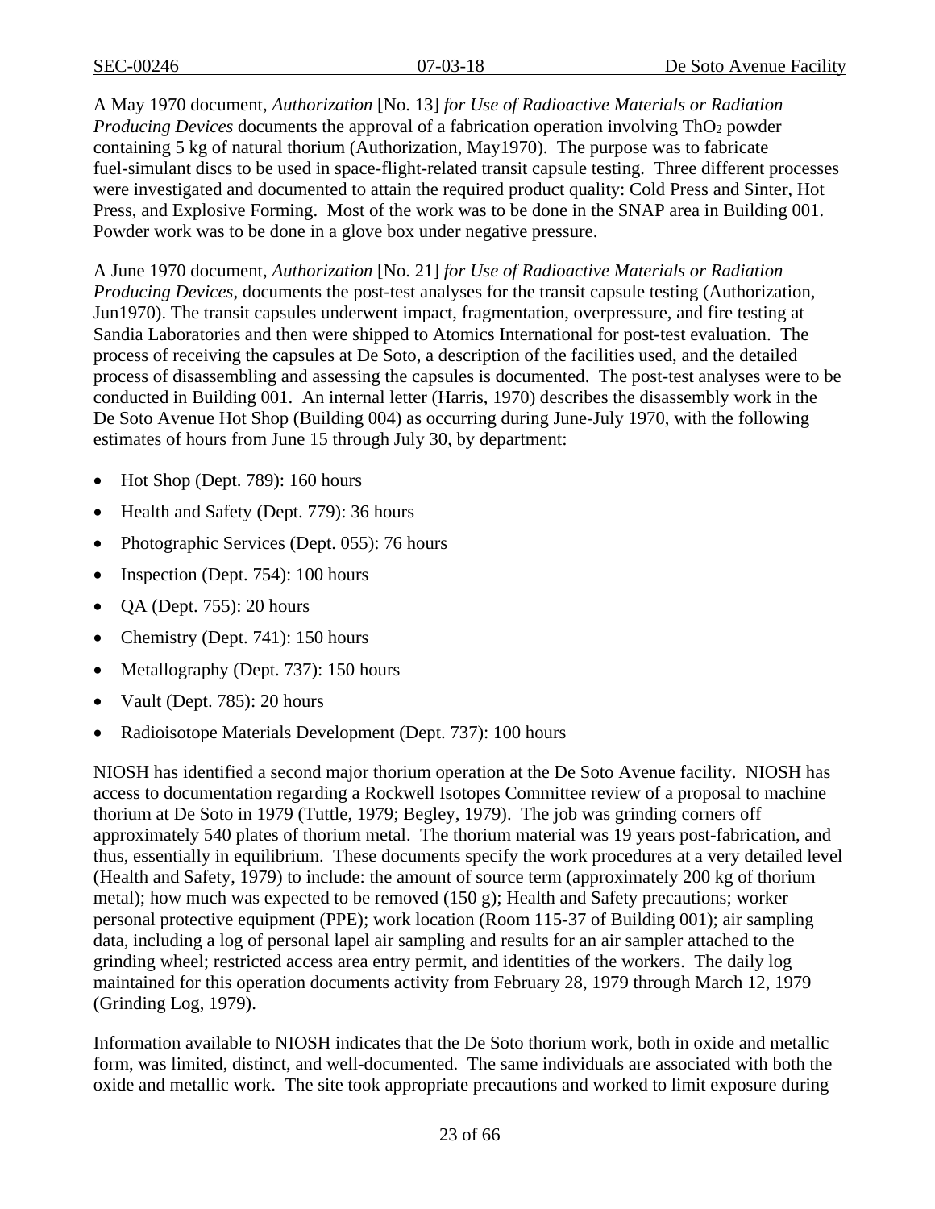A May 1970 document, *Authorization* [No. 13] *for Use of Radioactive Materials or Radiation Producing Devices* documents the approval of a fabrication operation involving $ThO_2$ powder containing 5 kg of natural thorium (Authorization, May1970). The purpose was to fabricate fuel-simulant discs to be used in space-flight-related transit capsule testing. Three different processes were investigated and documented to attain the required product quality: Cold Press and Sinter, Hot Press, and Explosive Forming. Most of the work was to be done in the SNAP area in Building 001. Powder work was to be done in a glove box under negative pressure.

A June 1970 document, *Authorization* [No. 21] *for Use of Radioactive Materials or Radiation Producing Devices*, documents the post-test analyses for the transit capsule testing (Authorization, Jun1970). The transit capsules underwent impact, fragmentation, overpressure, and fire testing at Sandia Laboratories and then were shipped to Atomics International for post-test evaluation. The process of receiving the capsules at De Soto, a description of the facilities used, and the detailed process of disassembling and assessing the capsules is documented. The post-test analyses were to be conducted in Building 001. An internal letter (Harris, 1970) describes the disassembly work in the De Soto Avenue Hot Shop (Building 004) as occurring during June-July 1970, with the following estimates of hours from June 15 through July 30, by department:

- Hot Shop (Dept. 789): 160 hours
- Health and Safety (Dept. 779): 36 hours
- Photographic Services (Dept. 055): 76 hours
- Inspection (Dept. 754): 100 hours
- QA (Dept. 755): 20 hours
- Chemistry (Dept. 741): 150 hours
- Metallography (Dept. 737): 150 hours
- Vault (Dept. 785): 20 hours
- Radioisotope Materials Development (Dept. 737): 100 hours

NIOSH has identified a second major thorium operation at the De Soto Avenue facility. NIOSH has access to documentation regarding a Rockwell Isotopes Committee review of a proposal to machine thorium at De Soto in 1979 (Tuttle, 1979; Begley, 1979). The job was grinding corners off approximately 540 plates of thorium metal. The thorium material was 19 years post-fabrication, and thus, essentially in equilibrium. These documents specify the work procedures at a very detailed level (Health and Safety, 1979) to include: the amount of source term (approximately 200 kg of thorium metal); how much was expected to be removed (150 g); Health and Safety precautions; worker personal protective equipment (PPE); work location (Room 115-37 of Building 001); air sampling data, including a log of personal lapel air sampling and results for an air sampler attached to the grinding wheel; restricted access area entry permit, and identities of the workers. The daily log maintained for this operation documents activity from February 28, 1979 through March 12, 1979 (Grinding Log, 1979).

Information available to NIOSH indicates that the De Soto thorium work, both in oxide and metallic form, was limited, distinct, and well-documented. The same individuals are associated with both the oxide and metallic work. The site took appropriate precautions and worked to limit exposure during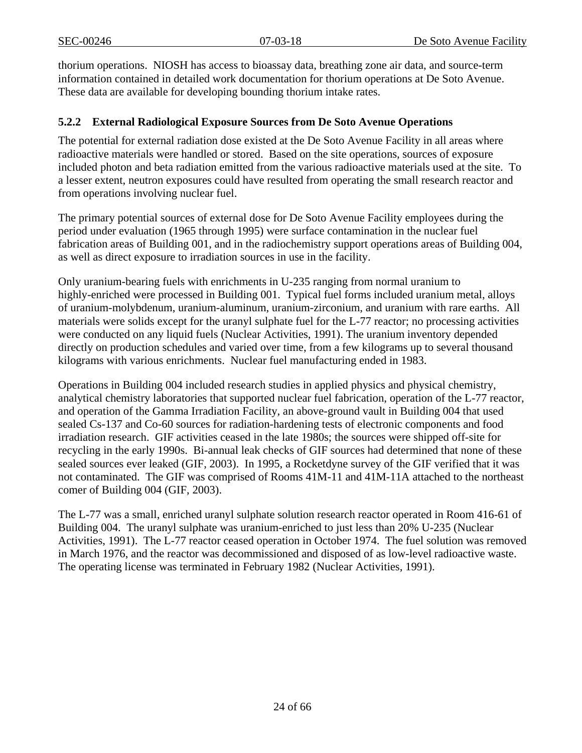thorium operations. NIOSH has access to bioassay data, breathing zone air data, and source-term information contained in detailed work documentation for thorium operations at De Soto Avenue. These data are available for developing bounding thorium intake rates.

### 5.2.2 External Radiological Exposure Sources from De Soto Avenue Operations

The potential for external radiation dose existed at the De Soto Avenue Facility in all areas where radioactive materials were handled or stored. Based on the site operations, sources of exposure included photon and beta radiation emitted from the various radioactive materials used at the site. To a lesser extent, neutron exposures could have resulted from operating the small research reactor and from operations involving nuclear fuel.

The primary potential sources of external dose for De Soto Avenue Facility employees during the period under evaluation (1965 through 1995) were surface contamination in the nuclear fuel fabrication areas of Building 001, and in the radiochemistry support operations areas of Building 004, as well as direct exposure to irradiation sources in use in the facility.

Only uranium-bearing fuels with enrichments in U-235 ranging from normal uranium to highly-enriched were processed in Building 001. Typical fuel forms included uranium metal, alloys of uranium-molybdenum, uranium-aluminum, uranium-zirconium, and uranium with rare earths. All materials were solids except for the uranyl sulphate fuel for the L-77 reactor; no processing activities were conducted on any liquid fuels (Nuclear Activities, 1991). The uranium inventory depended directly on production schedules and varied over time, from a few kilograms up to several thousand kilograms with various enrichments. Nuclear fuel manufacturing ended in 1983.

Operations in Building 004 included research studies in applied physics and physical chemistry, analytical chemistry laboratories that supported nuclear fuel fabrication, operation of the L-77 reactor, and operation of the Gamma Irradiation Facility, an above-ground vault in Building 004 that used sealed Cs-137 and Co-60 sources for radiation-hardening tests of electronic components and food irradiation research. GIF activities ceased in the late 1980s; the sources were shipped off-site for recycling in the early 1990s. Bi-annual leak checks of GIF sources had determined that none of these sealed sources ever leaked (GIF, 2003). In 1995, a Rocketdyne survey of the GIF verified that it was not contaminated. The GIF was comprised of Rooms 41M-11 and 41M-11A attached to the northeast comer of Building 004 (GIF, 2003).

The L-77 was a small, enriched uranyl sulphate solution research reactor operated in Room 416-61 of Building 004. The uranyl sulphate was uranium-enriched to just less than 20% U-235 (Nuclear Activities, 1991). The L-77 reactor ceased operation in October 1974. The fuel solution was removed in March 1976, and the reactor was decommissioned and disposed of as low-level radioactive waste. The operating license was terminated in February 1982 (Nuclear Activities, 1991).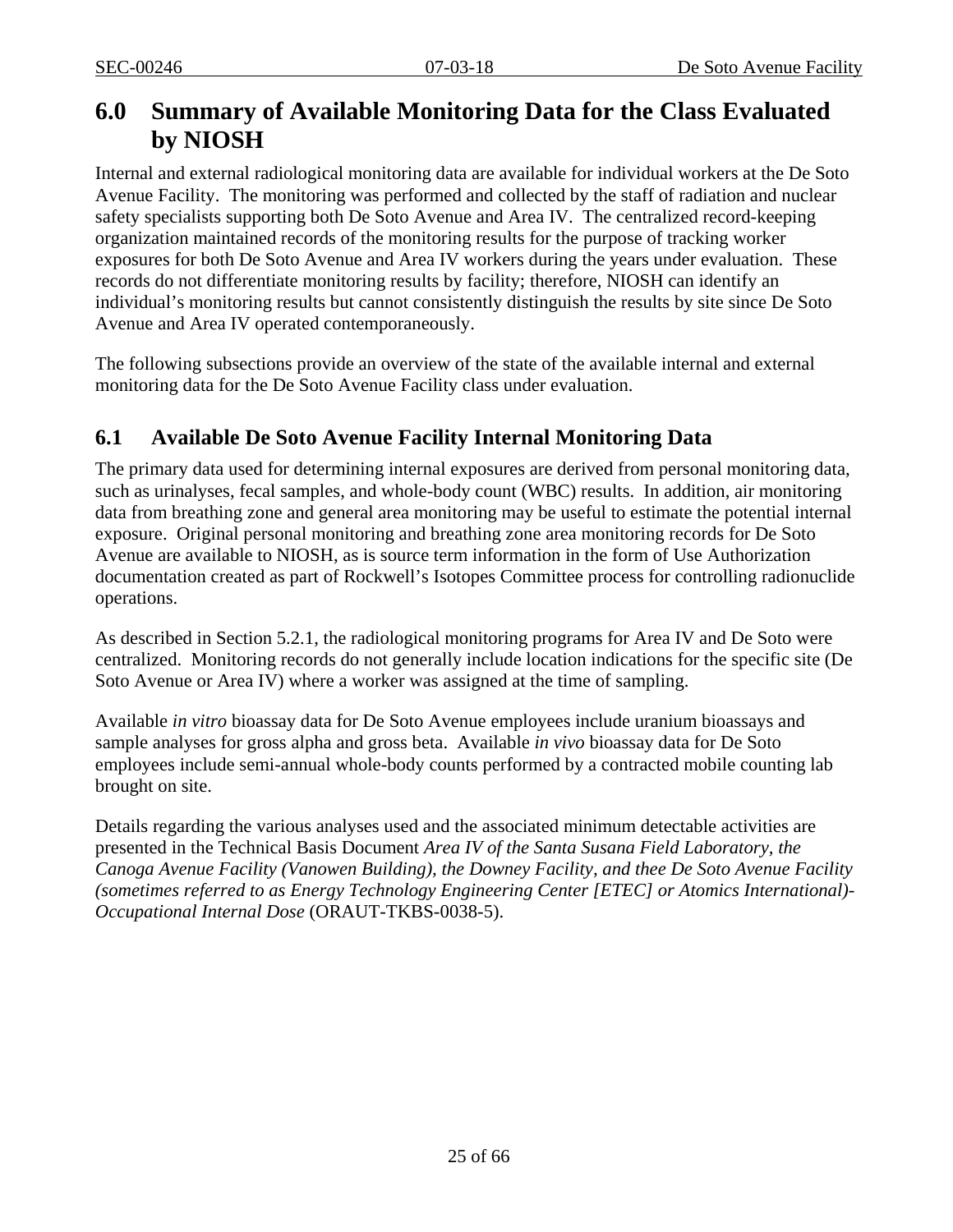# 6.0 Summary of Available Monitoring Data for the Class Evaluated by NIOSH

Internal and external radiological monitoring data are available for individual workers at the De Soto Avenue Facility. The monitoring was performed and collected by the staff of radiation and nuclear safety specialists supporting both De Soto Avenue and Area IV. The centralized record-keeping organization maintained records of the monitoring results for the purpose of tracking worker exposures for both De Soto Avenue and Area IV workers during the years under evaluation. These records do not differentiate monitoring results by facility; therefore, NIOSH can identify an individual's monitoring results but cannot consistently distinguish the results by site since De Soto Avenue and Area IV operated contemporaneously.

The following subsections provide an overview of the state of the available internal and external monitoring data for the De Soto Avenue Facility class under evaluation.

## 6.1 Available De Soto Avenue Facility Internal Monitoring Data

The primary data used for determining internal exposures are derived from personal monitoring data, such as urinalyses, fecal samples, and whole-body count (WBC) results. In addition, air monitoring data from breathing zone and general area monitoring may be useful to estimate the potential internal exposure. Original personal monitoring and breathing zone area monitoring records for De Soto Avenue are available to NIOSH, as is source term information in the form of Use Authorization documentation created as part of Rockwell's Isotopes Committee process for controlling radionuclide operations.

As described in Section 5.2.1, the radiological monitoring programs for Area IV and De Soto were centralized. Monitoring records do not generally include location indications for the specific site (De Soto Avenue or Area IV) where a worker was assigned at the time of sampling.

Available *in vitro* bioassay data for De Soto Avenue employees include uranium bioassays and sample analyses for gross alpha and gross beta. Available *in vivo* bioassay data for De Soto employees include semi-annual whole-body counts performed by a contracted mobile counting lab brought on site.

Details regarding the various analyses used and the associated minimum detectable activities are presented in the Technical Basis Document *Area IV of the Santa Susana Field Laboratory, the Canoga Avenue Facility (Vanowen Building), the Downey Facility, and thee De Soto Avenue Facility (sometimes referred to as Energy Technology Engineering Center [ETEC] or Atomics International)-Occupational Internal Dose* (ORAUT-TKBS-0038-5).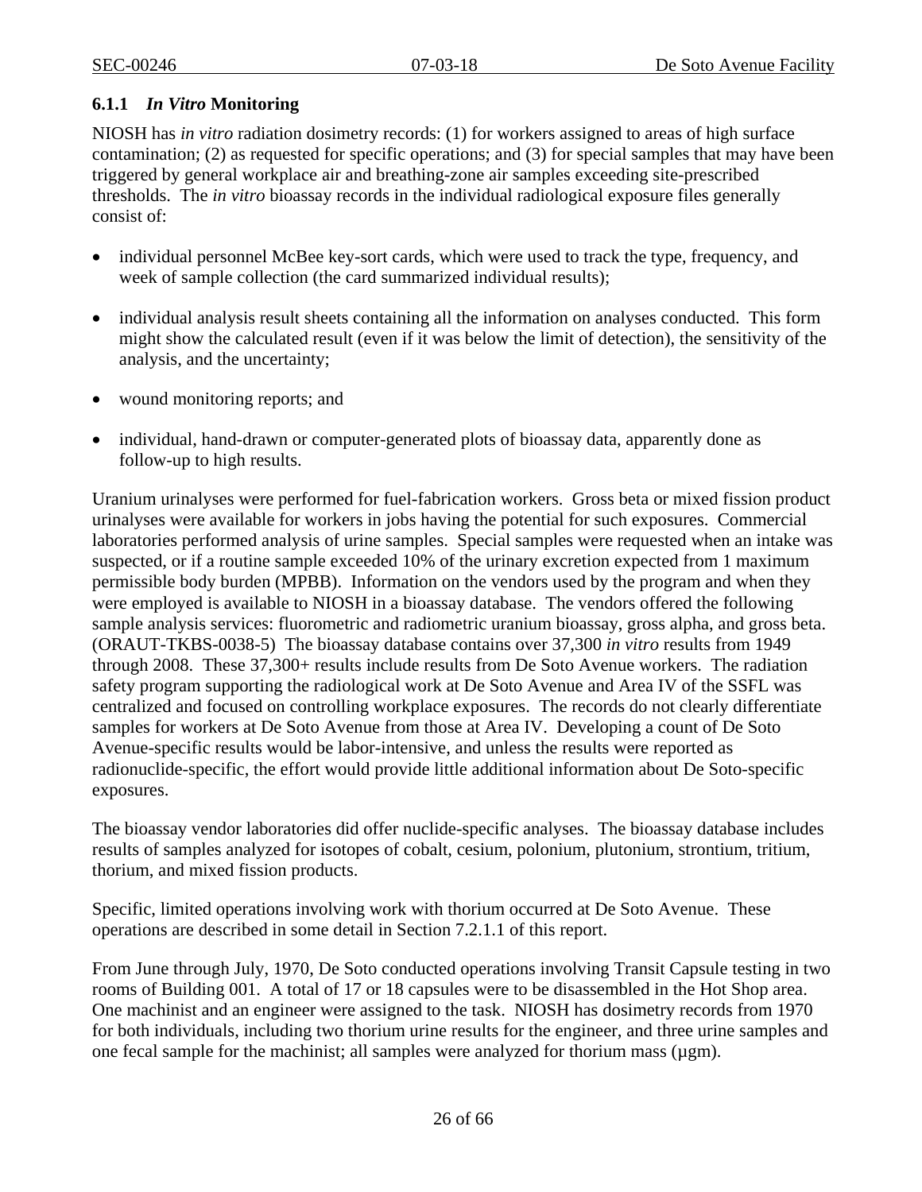### 6.1.1 *In Vitro* Monitoring

NIOSH has *in vitro* radiation dosimetry records: (1) for workers assigned to areas of high surface contamination; (2) as requested for specific operations; and (3) for special samples that may have been triggered by general workplace air and breathing-zone air samples exceeding site-prescribed thresholds. The *in vitro* bioassay records in the individual radiological exposure files generally consist of:

- individual personnel McBee key-sort cards, which were used to track the type, frequency, and week of sample collection (the card summarized individual results);
- individual analysis result sheets containing all the information on analyses conducted. This form might show the calculated result (even if it was below the limit of detection), the sensitivity of the analysis, and the uncertainty;
- wound monitoring reports; and
- individual, hand-drawn or computer-generated plots of bioassay data, apparently done as follow-up to high results.

Uranium urinalyses were performed for fuel-fabrication workers. Gross beta or mixed fission product urinalyses were available for workers in jobs having the potential for such exposures. Commercial laboratories performed analysis of urine samples. Special samples were requested when an intake was suspected, or if a routine sample exceeded 10% of the urinary excretion expected from 1 maximum permissible body burden (MPBB). Information on the vendors used by the program and when they were employed is available to NIOSH in a bioassay database. The vendors offered the following sample analysis services: fluorometric and radiometric uranium bioassay, gross alpha, and gross beta. (ORAUT-TKBS-0038-5) The bioassay database contains over 37,300 *in vitro* results from 1949 through 2008. These 37,300+ results include results from De Soto Avenue workers. The radiation safety program supporting the radiological work at De Soto Avenue and Area IV of the SSFL was centralized and focused on controlling workplace exposures. The records do not clearly differentiate samples for workers at De Soto Avenue from those at Area IV. Developing a count of De Soto Avenue-specific results would be labor-intensive, and unless the results were reported as radionuclide-specific, the effort would provide little additional information about De Soto-specific exposures.

The bioassay vendor laboratories did offer nuclide-specific analyses. The bioassay database includes results of samples analyzed for isotopes of cobalt, cesium, polonium, plutonium, strontium, tritium, thorium, and mixed fission products.

Specific, limited operations involving work with thorium occurred at De Soto Avenue. These operations are described in some detail in Section 7.2.1.1 of this report.

From June through July, 1970, De Soto conducted operations involving Transit Capsule testing in two rooms of Building 001. A total of 17 or 18 capsules were to be disassembled in the Hot Shop area. One machinist and an engineer were assigned to the task. NIOSH has dosimetry records from 1970 for both individuals, including two thorium urine results for the engineer, and three urine samples and one fecal sample for the machinist; all samples were analyzed for thorium mass (µgm).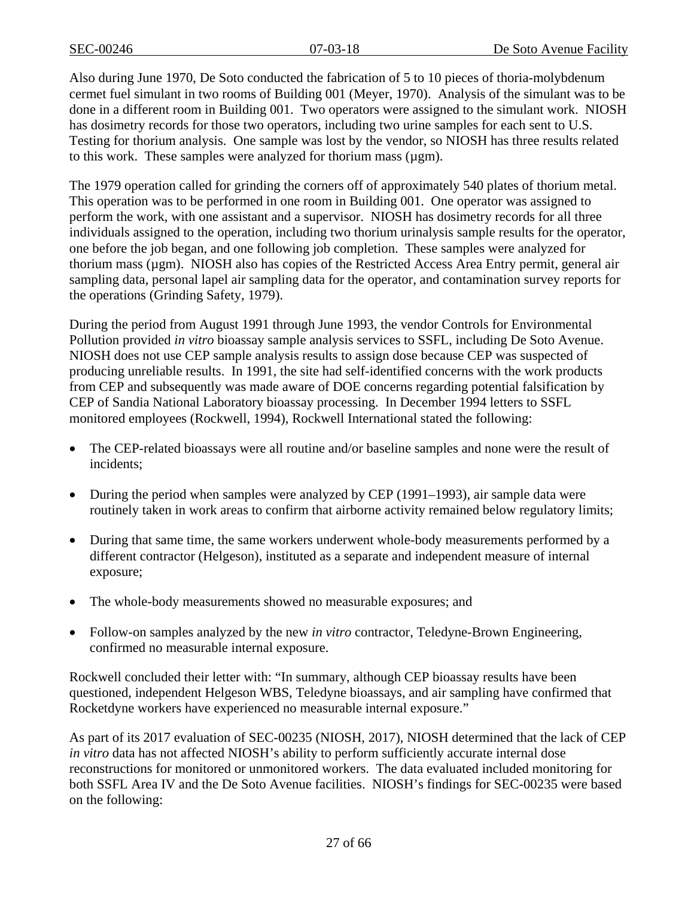Also during June 1970, De Soto conducted the fabrication of 5 to 10 pieces of thoria-molybdenum cermet fuel simulant in two rooms of Building 001 (Meyer, 1970). Analysis of the simulant was to be done in a different room in Building 001. Two operators were assigned to the simulant work. NIOSH has dosimetry records for those two operators, including two urine samples for each sent to U.S. Testing for thorium analysis. One sample was lost by the vendor, so NIOSH has three results related to this work. These samples were analyzed for thorium mass (µgm).

The 1979 operation called for grinding the corners off of approximately 540 plates of thorium metal. This operation was to be performed in one room in Building 001. One operator was assigned to perform the work, with one assistant and a supervisor. NIOSH has dosimetry records for all three individuals assigned to the operation, including two thorium urinalysis sample results for the operator, one before the job began, and one following job completion. These samples were analyzed for thorium mass (µgm). NIOSH also has copies of the Restricted Access Area Entry permit, general air sampling data, personal lapel air sampling data for the operator, and contamination survey reports for the operations (Grinding Safety, 1979).

During the period from August 1991 through June 1993, the vendor Controls for Environmental Pollution provided *in vitro* bioassay sample analysis services to SSFL, including De Soto Avenue. NIOSH does not use CEP sample analysis results to assign dose because CEP was suspected of producing unreliable results. In 1991, the site had self-identified concerns with the work products from CEP and subsequently was made aware of DOE concerns regarding potential falsification by CEP of Sandia National Laboratory bioassay processing. In December 1994 letters to SSFL monitored employees (Rockwell, 1994), Rockwell International stated the following:

- The CEP-related bioassays were all routine and/or baseline samples and none were the result of incidents;
- During the period when samples were analyzed by CEP (1991–1993), air sample data were routinely taken in work areas to confirm that airborne activity remained below regulatory limits;
- During that same time, the same workers underwent whole-body measurements performed by a different contractor (Helgeson), instituted as a separate and independent measure of internal exposure;
- The whole-body measurements showed no measurable exposures; and
- Follow-on samples analyzed by the new *in vitro* contractor, Teledyne-Brown Engineering, confirmed no measurable internal exposure.

Rockwell concluded their letter with: "In summary, although CEP bioassay results have been questioned, independent Helgeson WBS, Teledyne bioassays, and air sampling have confirmed that Rocketdyne workers have experienced no measurable internal exposure."

As part of its 2017 evaluation of SEC-00235 (NIOSH, 2017), NIOSH determined that the lack of CEP *in vitro* data has not affected NIOSH's ability to perform sufficiently accurate internal dose reconstructions for monitored or unmonitored workers. The data evaluated included monitoring for both SSFL Area IV and the De Soto Avenue facilities. NIOSH's findings for SEC-00235 were based on the following: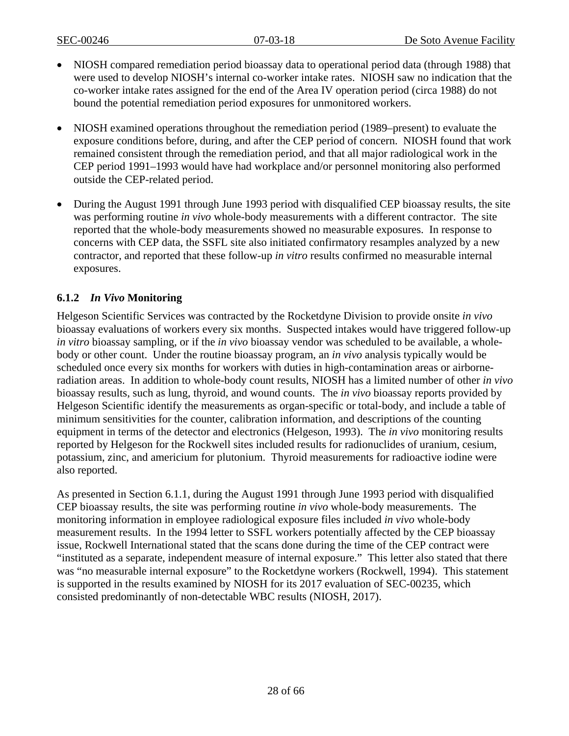- NIOSH compared remediation period bioassay data to operational period data (through 1988) that were used to develop NIOSH's internal co-worker intake rates. NIOSH saw no indication that the co-worker intake rates assigned for the end of the Area IV operation period (circa 1988) do not bound the potential remediation period exposures for unmonitored workers.

- NIOSH examined operations throughout the remediation period (1989–present) to evaluate the exposure conditions before, during, and after the CEP period of concern. NIOSH found that work remained consistent through the remediation period, and that all major radiological work in the CEP period 1991–1993 would have had workplace and/or personnel monitoring also performed outside the CEP-related period.

- During the August 1991 through June 1993 period with disqualified CEP bioassay results, the site was performing routine *in vivo* whole-body measurements with a different contractor. The site reported that the whole-body measurements showed no measurable exposures. In response to concerns with CEP data, the SSFL site also initiated confirmatory resamples analyzed by a new contractor, and reported that these follow-up *in vitro* results confirmed no measurable internal exposures.

### 6.1.2 *In Vivo* Monitoring

Helgeson Scientific Services was contracted by the Rocketdyne Division to provide onsite *in vivo* bioassay evaluations of workers every six months. Suspected intakes would have triggered follow-up *in vitro* bioassay sampling, or if the *in vivo* bioassay vendor was scheduled to be available, a whole-body or other count. Under the routine bioassay program, an *in vivo* analysis typically would be scheduled once every six months for workers with duties in high-contamination areas or airborne-radiation areas. In addition to whole-body count results, NIOSH has a limited number of other *in vivo* bioassay results, such as lung, thyroid, and wound counts. The *in vivo* bioassay reports provided by Helgeson Scientific identify the measurements as organ-specific or total-body, and include a table of minimum sensitivities for the counter, calibration information, and descriptions of the counting equipment in terms of the detector and electronics (Helgeson, 1993). The *in vivo* monitoring results reported by Helgeson for the Rockwell sites included results for radionuclides of uranium, cesium, potassium, zinc, and americium for plutonium. Thyroid measurements for radioactive iodine were also reported.

As presented in Section 6.1.1, during the August 1991 through June 1993 period with disqualified CEP bioassay results, the site was performing routine *in vivo* whole-body measurements. The monitoring information in employee radiological exposure files included *in vivo* whole-body measurement results. In the 1994 letter to SSFL workers potentially affected by the CEP bioassay issue, Rockwell International stated that the scans done during the time of the CEP contract were "instituted as a separate, independent measure of internal exposure." This letter also stated that there was "no measurable internal exposure" to the Rocketdyne workers (Rockwell, 1994). This statement is supported in the results examined by NIOSH for its 2017 evaluation of SEC-00235, which consisted predominantly of non-detectable WBC results (NIOSH, 2017).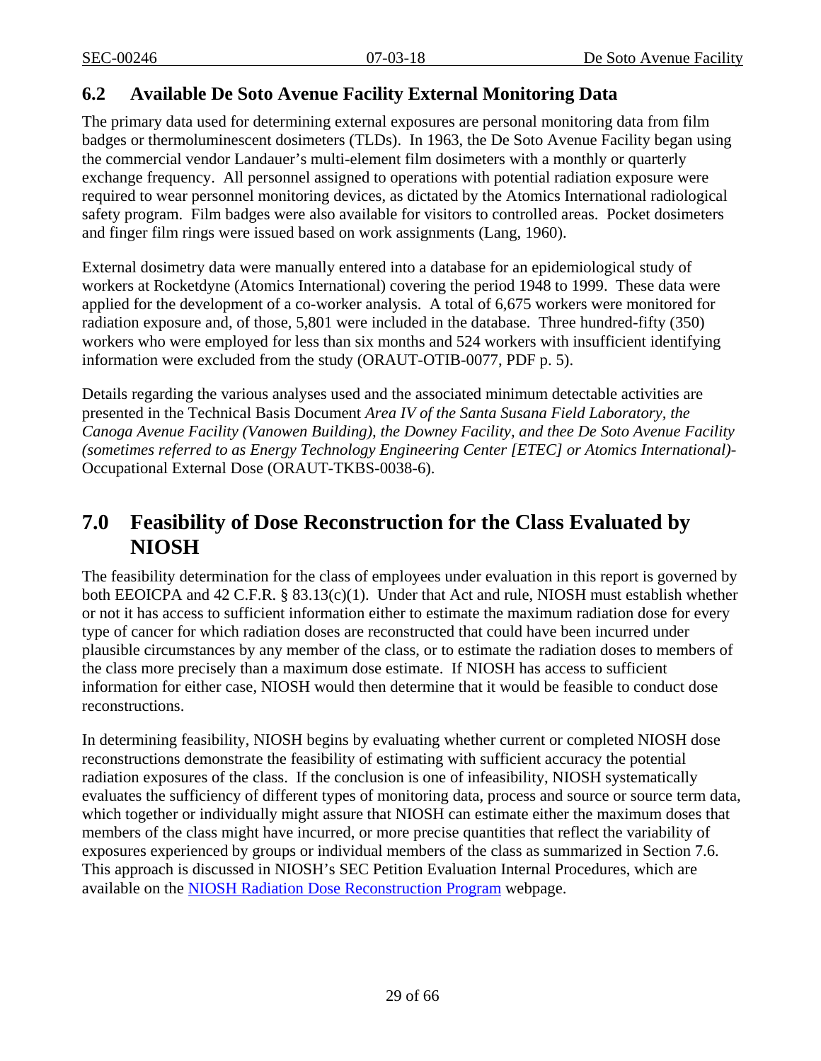## 6.2 Available De Soto Avenue Facility External Monitoring Data

The primary data used for determining external exposures are personal monitoring data from film badges or thermoluminescent dosimeters (TLDs). In 1963, the De Soto Avenue Facility began using the commercial vendor Landauer's multi-element film dosimeters with a monthly or quarterly exchange frequency. All personnel assigned to operations with potential radiation exposure were required to wear personnel monitoring devices, as dictated by the Atomics International radiological safety program. Film badges were also available for visitors to controlled areas. Pocket dosimeters and finger film rings were issued based on work assignments (Lang, 1960).

External dosimetry data were manually entered into a database for an epidemiological study of workers at Rocketdyne (Atomics International) covering the period 1948 to 1999. These data were applied for the development of a co-worker analysis. A total of 6,675 workers were monitored for radiation exposure and, of those, 5,801 were included in the database. Three hundred-fifty (350) workers who were employed for less than six months and 524 workers with insufficient identifying information were excluded from the study (ORAUT-OTIB-0077, PDF p. 5).

Details regarding the various analyses used and the associated minimum detectable activities are presented in the Technical Basis Document *Area IV of the Santa Susana Field Laboratory, the Canoga Avenue Facility (Vanowen Building), the Downey Facility, and thee De Soto Avenue Facility (sometimes referred to as Energy Technology Engineering Center [ETEC] or Atomics International)-* Occupational External Dose (ORAUT-TKBS-0038-6).

# 7.0 Feasibility of Dose Reconstruction for the Class Evaluated by NIOSH

The feasibility determination for the class of employees under evaluation in this report is governed by both EEOICPA and 42 C.F.R. § 83.13(c)(1). Under that Act and rule, NIOSH must establish whether or not it has access to sufficient information either to estimate the maximum radiation dose for every type of cancer for which radiation doses are reconstructed that could have been incurred under plausible circumstances by any member of the class, or to estimate the radiation doses to members of the class more precisely than a maximum dose estimate. If NIOSH has access to sufficient information for either case, NIOSH would then determine that it would be feasible to conduct dose reconstructions.

In determining feasibility, NIOSH begins by evaluating whether current or completed NIOSH dose reconstructions demonstrate the feasibility of estimating with sufficient accuracy the potential radiation exposures of the class. If the conclusion is one of infeasibility, NIOSH systematically evaluates the sufficiency of different types of monitoring data, process and source or source term data, which together or individually might assure that NIOSH can estimate either the maximum doses that members of the class might have incurred, or more precise quantities that reflect the variability of exposures experienced by groups or individual members of the class as summarized in Section 7.6. This approach is discussed in NIOSH's SEC Petition Evaluation Internal Procedures, which are available on the NIOSH Radiation Dose Reconstruction Program webpage.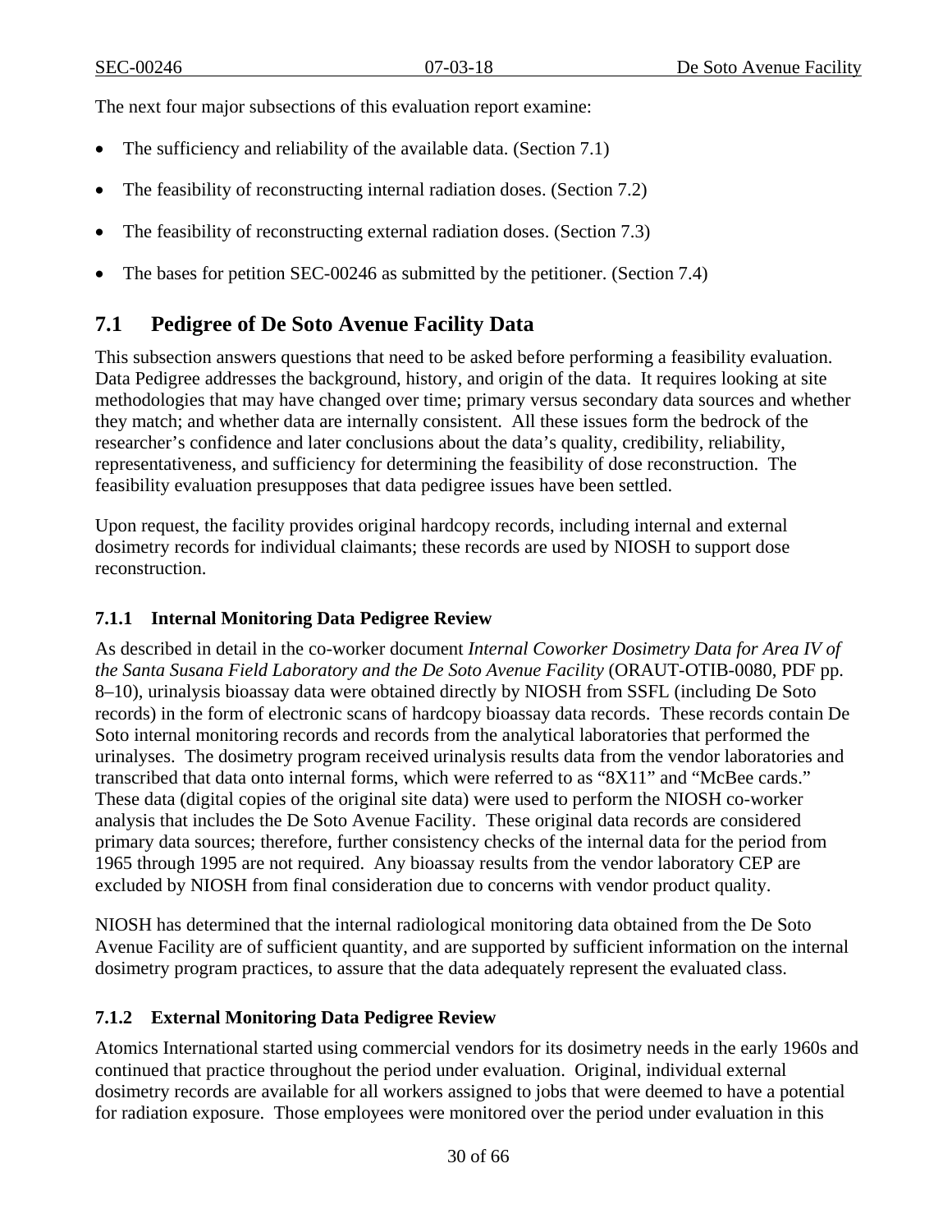The next four major subsections of this evaluation report examine:

- The sufficiency and reliability of the available data. (Section 7.1)
- The feasibility of reconstructing internal radiation doses. (Section 7.2)
- The feasibility of reconstructing external radiation doses. (Section 7.3)
- The bases for petition SEC-00246 as submitted by the petitioner. (Section 7.4)

## 7.1 Pedigree of De Soto Avenue Facility Data

This subsection answers questions that need to be asked before performing a feasibility evaluation. Data Pedigree addresses the background, history, and origin of the data. It requires looking at site methodologies that may have changed over time; primary versus secondary data sources and whether they match; and whether data are internally consistent. All these issues form the bedrock of the researcher's confidence and later conclusions about the data's quality, credibility, reliability, representativeness, and sufficiency for determining the feasibility of dose reconstruction. The feasibility evaluation presupposes that data pedigree issues have been settled.

Upon request, the facility provides original hardcopy records, including internal and external dosimetry records for individual claimants; these records are used by NIOSH to support dose reconstruction.

### 7.1.1 Internal Monitoring Data Pedigree Review

As described in detail in the co-worker document *Internal Coworker Dosimetry Data for Area IV of the Santa Susana Field Laboratory and the De Soto Avenue Facility* (ORAUT-OTIB-0080, PDF pp. 8–10), urinalysis bioassay data were obtained directly by NIOSH from SSFL (including De Soto records) in the form of electronic scans of hardcopy bioassay data records. These records contain De Soto internal monitoring records and records from the analytical laboratories that performed the urinalyses. The dosimetry program received urinalysis results data from the vendor laboratories and transcribed that data onto internal forms, which were referred to as "8X11" and "McBee cards." These data (digital copies of the original site data) were used to perform the NIOSH co-worker analysis that includes the De Soto Avenue Facility. These original data records are considered primary data sources; therefore, further consistency checks of the internal data for the period from 1965 through 1995 are not required. Any bioassay results from the vendor laboratory CEP are excluded by NIOSH from final consideration due to concerns with vendor product quality.

NIOSH has determined that the internal radiological monitoring data obtained from the De Soto Avenue Facility are of sufficient quantity, and are supported by sufficient information on the internal dosimetry program practices, to assure that the data adequately represent the evaluated class.

### 7.1.2 External Monitoring Data Pedigree Review

Atomics International started using commercial vendors for its dosimetry needs in the early 1960s and continued that practice throughout the period under evaluation. Original, individual external dosimetry records are available for all workers assigned to jobs that were deemed to have a potential for radiation exposure. Those employees were monitored over the period under evaluation in this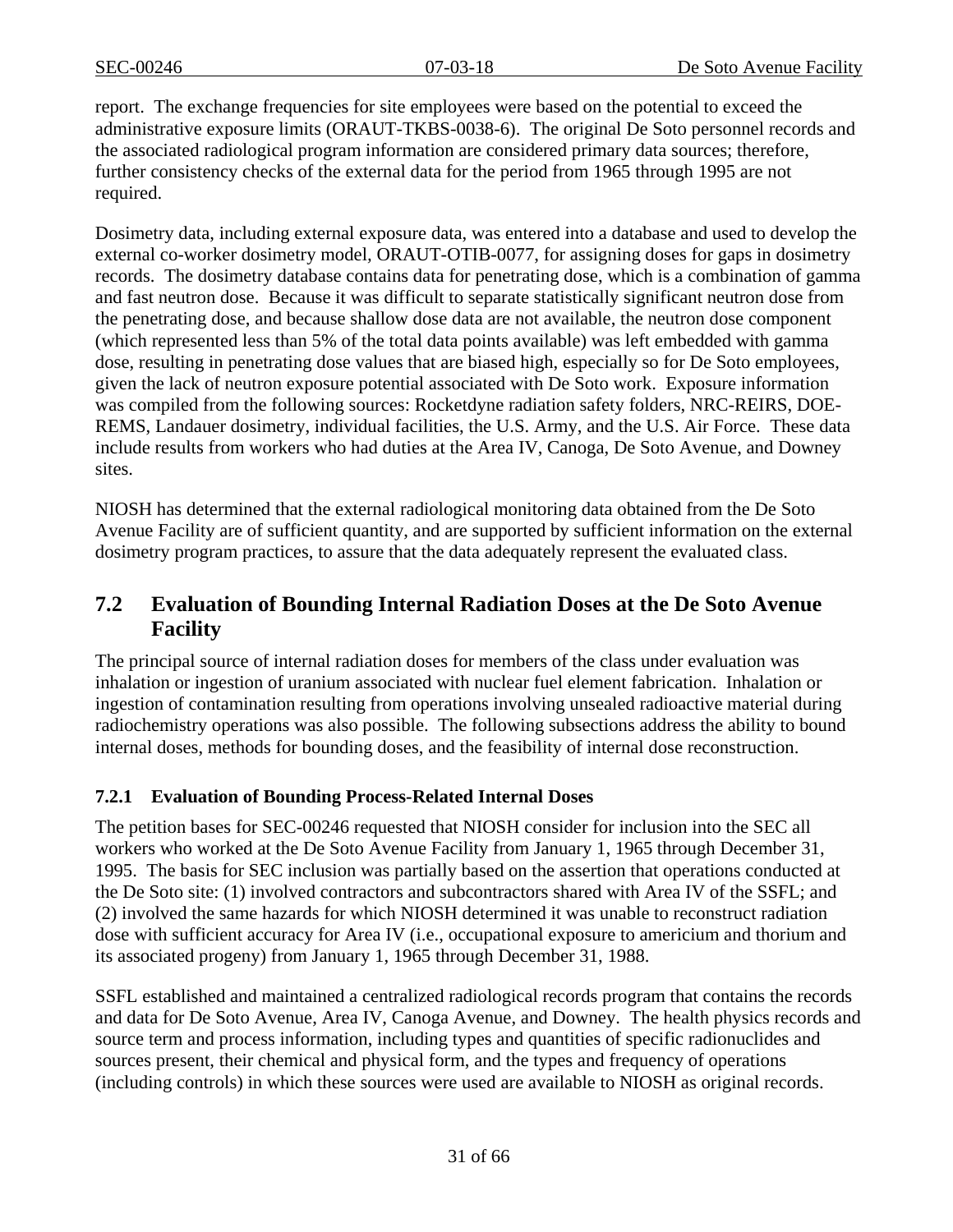report. The exchange frequencies for site employees were based on the potential to exceed the administrative exposure limits (ORAUT-TKBS-0038-6). The original De Soto personnel records and the associated radiological program information are considered primary data sources; therefore, further consistency checks of the external data for the period from 1965 through 1995 are not required.

Dosimetry data, including external exposure data, was entered into a database and used to develop the external co-worker dosimetry model, ORAUT-OTIB-0077, for assigning doses for gaps in dosimetry records. The dosimetry database contains data for penetrating dose, which is a combination of gamma and fast neutron dose. Because it was difficult to separate statistically significant neutron dose from the penetrating dose, and because shallow dose data are not available, the neutron dose component (which represented less than 5% of the total data points available) was left embedded with gamma dose, resulting in penetrating dose values that are biased high, especially so for De Soto employees, given the lack of neutron exposure potential associated with De Soto work. Exposure information was compiled from the following sources: Rocketdyne radiation safety folders, NRC-REIRS, DOE-REMS, Landauer dosimetry, individual facilities, the U.S. Army, and the U.S. Air Force. These data include results from workers who had duties at the Area IV, Canoga, De Soto Avenue, and Downey sites.

NIOSH has determined that the external radiological monitoring data obtained from the De Soto Avenue Facility are of sufficient quantity, and are supported by sufficient information on the external dosimetry program practices, to assure that the data adequately represent the evaluated class.

## 7.2 Evaluation of Bounding Internal Radiation Doses at the De Soto Avenue Facility

The principal source of internal radiation doses for members of the class under evaluation was inhalation or ingestion of uranium associated with nuclear fuel element fabrication. Inhalation or ingestion of contamination resulting from operations involving unsealed radioactive material during radiochemistry operations was also possible. The following subsections address the ability to bound internal doses, methods for bounding doses, and the feasibility of internal dose reconstruction.

### 7.2.1 Evaluation of Bounding Process-Related Internal Doses

The petition bases for SEC-00246 requested that NIOSH consider for inclusion into the SEC all workers who worked at the De Soto Avenue Facility from January 1, 1965 through December 31, 1995. The basis for SEC inclusion was partially based on the assertion that operations conducted at the De Soto site: (1) involved contractors and subcontractors shared with Area IV of the SSFL; and (2) involved the same hazards for which NIOSH determined it was unable to reconstruct radiation dose with sufficient accuracy for Area IV (i.e., occupational exposure to americium and thorium and its associated progeny) from January 1, 1965 through December 31, 1988.

SSFL established and maintained a centralized radiological records program that contains the records and data for De Soto Avenue, Area IV, Canoga Avenue, and Downey. The health physics records and source term and process information, including types and quantities of specific radionuclides and sources present, their chemical and physical form, and the types and frequency of operations (including controls) in which these sources were used are available to NIOSH as original records.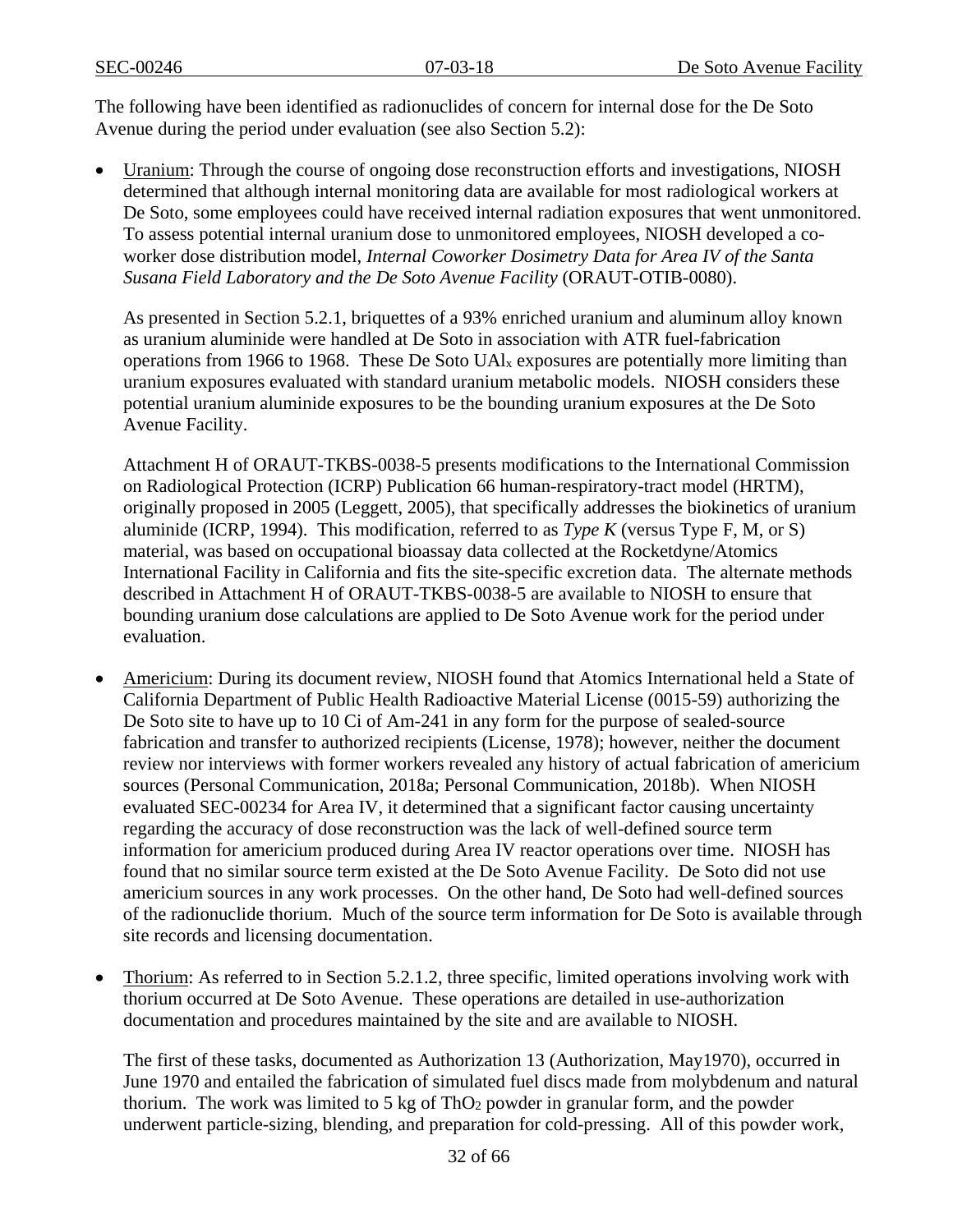The following have been identified as radionuclides of concern for internal dose for the De Soto Avenue during the period under evaluation (see also Section 5.2):

- Uranium: Through the course of ongoing dose reconstruction efforts and investigations, NIOSH determined that although internal monitoring data are available for most radiological workers at De Soto, some employees could have received internal radiation exposures that went unmonitored. To assess potential internal uranium dose to unmonitored employees, NIOSH developed a co-worker dose distribution model, *Internal Coworker Dosimetry Data for Area IV of the Santa Susana Field Laboratory and the De Soto Avenue Facility* (ORAUT-OTIB-0080).

  As presented in Section 5.2.1, briquettes of a 93% enriched uranium and aluminum alloy known as uranium aluminide were handled at De Soto in association with ATR fuel-fabrication operations from 1966 to 1968. These De Soto $UAl_x$ exposures are potentially more limiting than uranium exposures evaluated with standard uranium metabolic models. NIOSH considers these potential uranium aluminide exposures to be the bounding uranium exposures at the De Soto Avenue Facility.

  Attachment H of ORAUT-TKBS-0038-5 presents modifications to the International Commission on Radiological Protection (ICRP) Publication 66 human-respiratory-tract model (HRTM), originally proposed in 2005 (Leggett, 2005), that specifically addresses the biokinetics of uranium aluminide (ICRP, 1994). This modification, referred to as *Type K* (versus Type F, M, or S) material, was based on occupational bioassay data collected at the Rocketdyne/Atomics International Facility in California and fits the site-specific excretion data. The alternate methods described in Attachment H of ORAUT-TKBS-0038-5 are available to NIOSH to ensure that bounding uranium dose calculations are applied to De Soto Avenue work for the period under evaluation.

- Americium: During its document review, NIOSH found that Atomics International held a State of California Department of Public Health Radioactive Material License (0015-59) authorizing the De Soto site to have up to 10 Ci of Am-241 in any form for the purpose of sealed-source fabrication and transfer to authorized recipients (License, 1978); however, neither the document review nor interviews with former workers revealed any history of actual fabrication of americium sources (Personal Communication, 2018a; Personal Communication, 2018b). When NIOSH evaluated SEC-00234 for Area IV, it determined that a significant factor causing uncertainty regarding the accuracy of dose reconstruction was the lack of well-defined source term information for americium produced during Area IV reactor operations over time. NIOSH has found that no similar source term existed at the De Soto Avenue Facility. De Soto did not use americium sources in any work processes. On the other hand, De Soto had well-defined sources of the radionuclide thorium. Much of the source term information for De Soto is available through site records and licensing documentation.

- Thorium: As referred to in Section 5.2.1.2, three specific, limited operations involving work with thorium occurred at De Soto Avenue. These operations are detailed in use-authorization documentation and procedures maintained by the site and are available to NIOSH.

  The first of these tasks, documented as Authorization 13 (Authorization, May1970), occurred in June 1970 and entailed the fabrication of simulated fuel discs made from molybdenum and natural thorium. The work was limited to 5 kg of $ThO_2$ powder in granular form, and the powder underwent particle-sizing, blending, and preparation for cold-pressing. All of this powder work,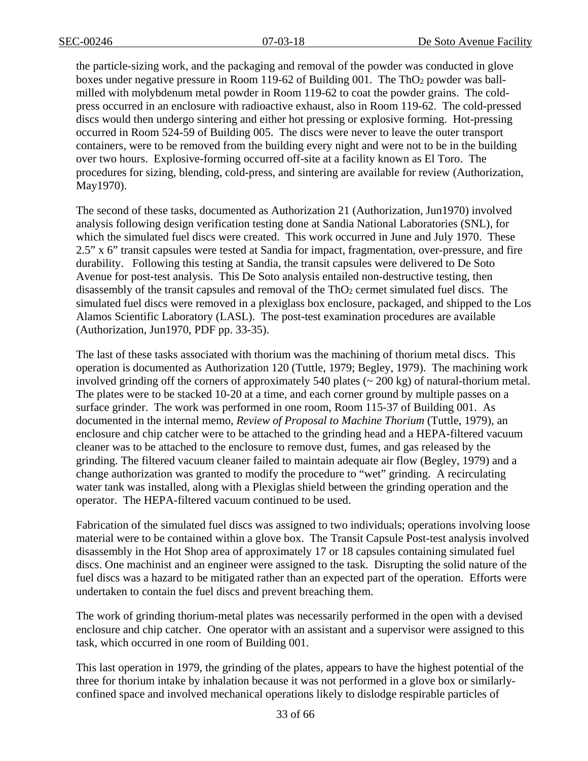the particle-sizing work, and the packaging and removal of the powder was conducted in glove boxes under negative pressure in Room 119-62 of Building 001. The $ThO_2$ powder was ball-milled with molybdenum metal powder in Room 119-62 to coat the powder grains. The cold-press occurred in an enclosure with radioactive exhaust, also in Room 119-62. The cold-pressed discs would then undergo sintering and either hot pressing or explosive forming. Hot-pressing occurred in Room 524-59 of Building 005. The discs were never to leave the outer transport containers, were to be removed from the building every night and were not to be in the building over two hours. Explosive-forming occurred off-site at a facility known as El Toro. The procedures for sizing, blending, cold-press, and sintering are available for review (Authorization, May1970).

The second of these tasks, documented as Authorization 21 (Authorization, Jun1970) involved analysis following design verification testing done at Sandia National Laboratories (SNL), for which the simulated fuel discs were created. This work occurred in June and July 1970. These 2.5" x 6" transit capsules were tested at Sandia for impact, fragmentation, over-pressure, and fire durability. Following this testing at Sandia, the transit capsules were delivered to De Soto Avenue for post-test analysis. This De Soto analysis entailed non-destructive testing, then disassembly of the transit capsules and removal of the $ThO_2$ cermet simulated fuel discs. The simulated fuel discs were removed in a plexiglass box enclosure, packaged, and shipped to the Los Alamos Scientific Laboratory (LASL). The post-test examination procedures are available (Authorization, Jun1970, PDF pp. 33-35).

The last of these tasks associated with thorium was the machining of thorium metal discs. This operation is documented as Authorization 120 (Tuttle, 1979; Begley, 1979). The machining work involved grinding off the corners of approximately 540 plates (~ 200 kg) of natural-thorium metal. The plates were to be stacked 10-20 at a time, and each corner ground by multiple passes on a surface grinder. The work was performed in one room, Room 115-37 of Building 001. As documented in the internal memo, *Review of Proposal to Machine Thorium* (Tuttle, 1979), an enclosure and chip catcher were to be attached to the grinding head and a HEPA-filtered vacuum cleaner was to be attached to the enclosure to remove dust, fumes, and gas released by the grinding. The filtered vacuum cleaner failed to maintain adequate air flow (Begley, 1979) and a change authorization was granted to modify the procedure to "wet" grinding. A recirculating water tank was installed, along with a Plexiglas shield between the grinding operation and the operator. The HEPA-filtered vacuum continued to be used.

Fabrication of the simulated fuel discs was assigned to two individuals; operations involving loose material were to be contained within a glove box. The Transit Capsule Post-test analysis involved disassembly in the Hot Shop area of approximately 17 or 18 capsules containing simulated fuel discs. One machinist and an engineer were assigned to the task. Disrupting the solid nature of the fuel discs was a hazard to be mitigated rather than an expected part of the operation. Efforts were undertaken to contain the fuel discs and prevent breaching them.

The work of grinding thorium-metal plates was necessarily performed in the open with a devised enclosure and chip catcher. One operator with an assistant and a supervisor were assigned to this task, which occurred in one room of Building 001.

This last operation in 1979, the grinding of the plates, appears to have the highest potential of the three for thorium intake by inhalation because it was not performed in a glove box or similarly-confined space and involved mechanical operations likely to dislodge respirable particles of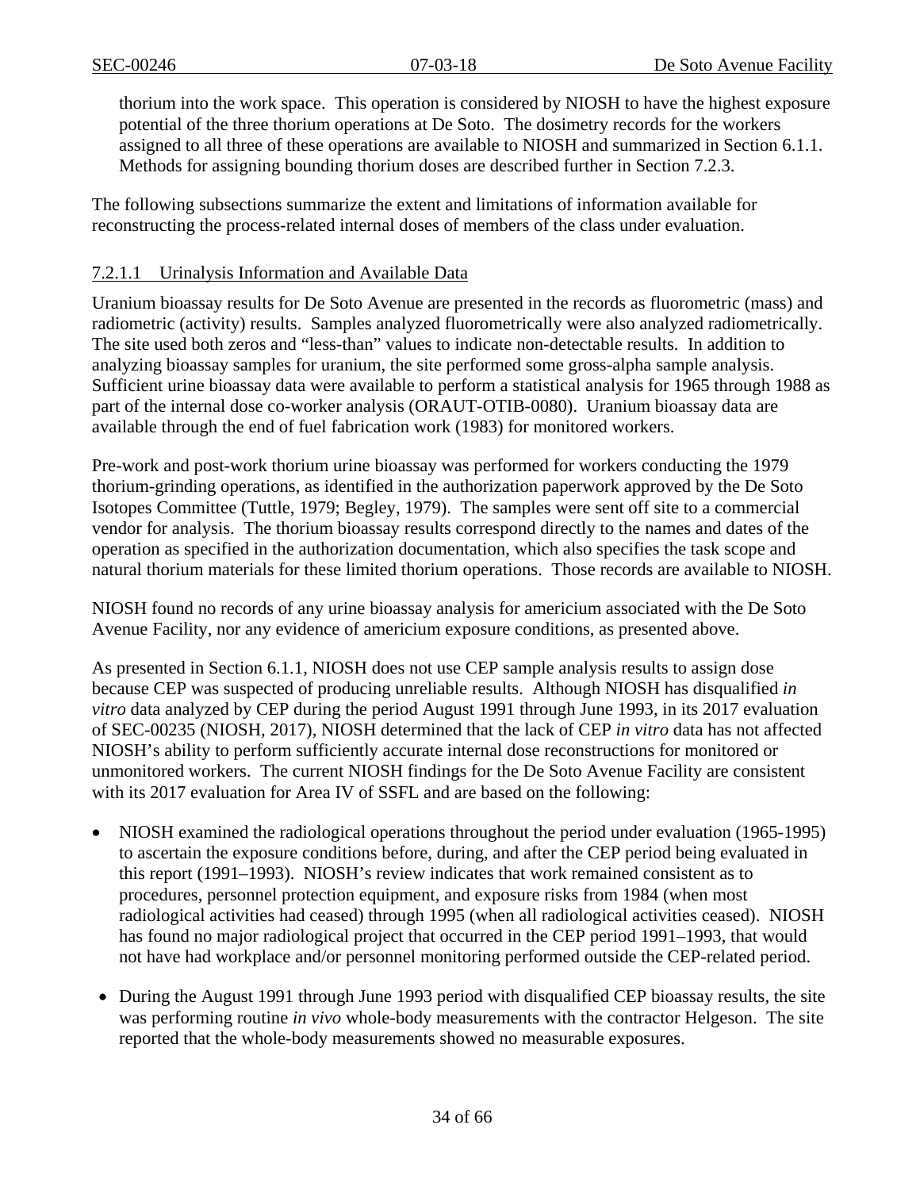thorium into the work space. This operation is considered by NIOSH to have the highest exposure potential of the three thorium operations at De Soto. The dosimetry records for the workers assigned to all three of these operations are available to NIOSH and summarized in Section 6.1.1. Methods for assigning bounding thorium doses are described further in Section 7.2.3.

The following subsections summarize the extent and limitations of information available for reconstructing the process-related internal doses of members of the class under evaluation.

#### 7.2.1.1 Urinalysis Information and Available Data

Uranium bioassay results for De Soto Avenue are presented in the records as fluorometric (mass) and radiometric (activity) results. Samples analyzed fluorometrically were also analyzed radiometrically. The site used both zeros and "less-than" values to indicate non-detectable results. In addition to analyzing bioassay samples for uranium, the site performed some gross-alpha sample analysis. Sufficient urine bioassay data were available to perform a statistical analysis for 1965 through 1988 as part of the internal dose co-worker analysis (ORAUT-OTIB-0080). Uranium bioassay data are available through the end of fuel fabrication work (1983) for monitored workers.

Pre-work and post-work thorium urine bioassay was performed for workers conducting the 1979 thorium-grinding operations, as identified in the authorization paperwork approved by the De Soto Isotopes Committee (Tuttle, 1979; Begley, 1979). The samples were sent off site to a commercial vendor for analysis. The thorium bioassay results correspond directly to the names and dates of the operation as specified in the authorization documentation, which also specifies the task scope and natural thorium materials for these limited thorium operations. Those records are available to NIOSH.

NIOSH found no records of any urine bioassay analysis for americium associated with the De Soto Avenue Facility, nor any evidence of americium exposure conditions, as presented above.

As presented in Section 6.1.1, NIOSH does not use CEP sample analysis results to assign dose because CEP was suspected of producing unreliable results. Although NIOSH has disqualified *in vitro* data analyzed by CEP during the period August 1991 through June 1993, in its 2017 evaluation of SEC-00235 (NIOSH, 2017), NIOSH determined that the lack of CEP *in vitro* data has not affected NIOSH's ability to perform sufficiently accurate internal dose reconstructions for monitored or unmonitored workers. The current NIOSH findings for the De Soto Avenue Facility are consistent with its 2017 evaluation for Area IV of SSFL and are based on the following:

- NIOSH examined the radiological operations throughout the period under evaluation (1965-1995) to ascertain the exposure conditions before, during, and after the CEP period being evaluated in this report (1991–1993). NIOSH's review indicates that work remained consistent as to procedures, personnel protection equipment, and exposure risks from 1984 (when most radiological activities had ceased) through 1995 (when all radiological activities ceased). NIOSH has found no major radiological project that occurred in the CEP period 1991–1993, that would not have had workplace and/or personnel monitoring performed outside the CEP-related period.
- During the August 1991 through June 1993 period with disqualified CEP bioassay results, the site was performing routine *in vivo* whole-body measurements with the contractor Helgeson. The site reported that the whole-body measurements showed no measurable exposures.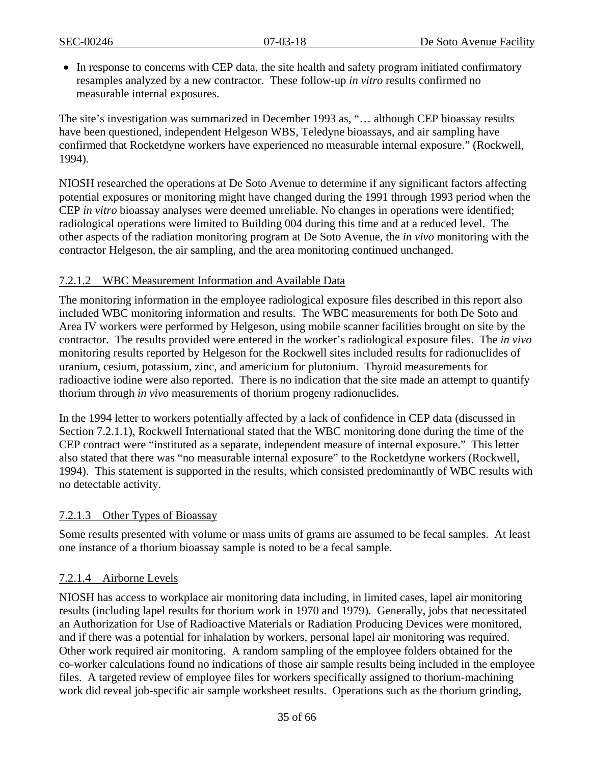- In response to concerns with CEP data, the site health and safety program initiated confirmatory resamples analyzed by a new contractor. These follow-up *in vitro* results confirmed no measurable internal exposures.

The site's investigation was summarized in December 1993 as, "… although CEP bioassay results have been questioned, independent Helgeson WBS, Teledyne bioassays, and air sampling have confirmed that Rocketdyne workers have experienced no measurable internal exposure." (Rockwell, 1994).

NIOSH researched the operations at De Soto Avenue to determine if any significant factors affecting potential exposures or monitoring might have changed during the 1991 through 1993 period when the CEP *in vitro* bioassay analyses were deemed unreliable. No changes in operations were identified; radiological operations were limited to Building 004 during this time and at a reduced level. The other aspects of the radiation monitoring program at De Soto Avenue, the *in vivo* monitoring with the contractor Helgeson, the air sampling, and the area monitoring continued unchanged.

#### 7.2.1.2 WBC Measurement Information and Available Data

The monitoring information in the employee radiological exposure files described in this report also included WBC monitoring information and results. The WBC measurements for both De Soto and Area IV workers were performed by Helgeson, using mobile scanner facilities brought on site by the contractor. The results provided were entered in the worker's radiological exposure files. The *in vivo* monitoring results reported by Helgeson for the Rockwell sites included results for radionuclides of uranium, cesium, potassium, zinc, and americium for plutonium. Thyroid measurements for radioactive iodine were also reported. There is no indication that the site made an attempt to quantify thorium through *in vivo* measurements of thorium progeny radionuclides.

In the 1994 letter to workers potentially affected by a lack of confidence in CEP data (discussed in Section 7.2.1.1), Rockwell International stated that the WBC monitoring done during the time of the CEP contract were "instituted as a separate, independent measure of internal exposure." This letter also stated that there was "no measurable internal exposure" to the Rocketdyne workers (Rockwell, 1994). This statement is supported in the results, which consisted predominantly of WBC results with no detectable activity.

#### 7.2.1.3 Other Types of Bioassay

Some results presented with volume or mass units of grams are assumed to be fecal samples. At least one instance of a thorium bioassay sample is noted to be a fecal sample.

#### 7.2.1.4 Airborne Levels

NIOSH has access to workplace air monitoring data including, in limited cases, lapel air monitoring results (including lapel results for thorium work in 1970 and 1979). Generally, jobs that necessitated an Authorization for Use of Radioactive Materials or Radiation Producing Devices were monitored, and if there was a potential for inhalation by workers, personal lapel air monitoring was required. Other work required air monitoring. A random sampling of the employee folders obtained for the co-worker calculations found no indications of those air sample results being included in the employee files. A targeted review of employee files for workers specifically assigned to thorium-machining work did reveal job-specific air sample worksheet results. Operations such as the thorium grinding,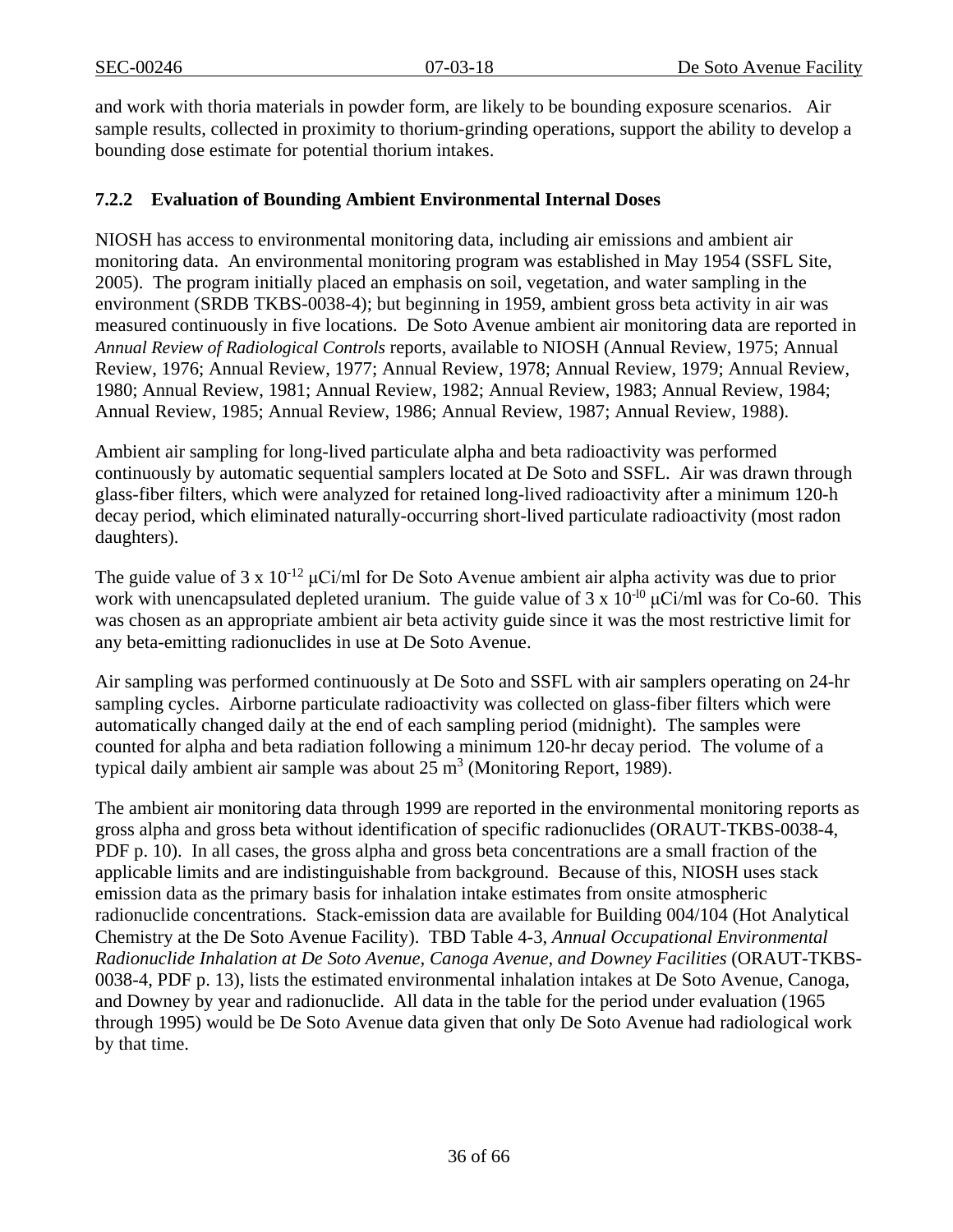and work with thoria materials in powder form, are likely to be bounding exposure scenarios. Air sample results, collected in proximity to thorium-grinding operations, support the ability to develop a bounding dose estimate for potential thorium intakes.

### 7.2.2 Evaluation of Bounding Ambient Environmental Internal Doses

NIOSH has access to environmental monitoring data, including air emissions and ambient air monitoring data. An environmental monitoring program was established in May 1954 (SSFL Site, 2005). The program initially placed an emphasis on soil, vegetation, and water sampling in the environment (SRDB TKBS-0038-4); but beginning in 1959, ambient gross beta activity in air was measured continuously in five locations. De Soto Avenue ambient air monitoring data are reported in *Annual Review of Radiological Controls* reports, available to NIOSH (Annual Review, 1975; Annual Review, 1976; Annual Review, 1977; Annual Review, 1978; Annual Review, 1979; Annual Review, 1980; Annual Review, 1981; Annual Review, 1982; Annual Review, 1983; Annual Review, 1984; Annual Review, 1985; Annual Review, 1986; Annual Review, 1987; Annual Review, 1988).

Ambient air sampling for long-lived particulate alpha and beta radioactivity was performed continuously by automatic sequential samplers located at De Soto and SSFL. Air was drawn through glass-fiber filters, which were analyzed for retained long-lived radioactivity after a minimum 120-h decay period, which eliminated naturally-occurring short-lived particulate radioactivity (most radon daughters).

The guide value of $3 \times 10^{-12}$ μCi/ml for De Soto Avenue ambient air alpha activity was due to prior work with unencapsulated depleted uranium. The guide value of $3 \times 10^{-10}$ μCi/ml was for Co-60. This was chosen as an appropriate ambient air beta activity guide since it was the most restrictive limit for any beta-emitting radionuclides in use at De Soto Avenue.

Air sampling was performed continuously at De Soto and SSFL with air samplers operating on 24-hr sampling cycles. Airborne particulate radioactivity was collected on glass-fiber filters which were automatically changed daily at the end of each sampling period (midnight). The samples were counted for alpha and beta radiation following a minimum 120-hr decay period. The volume of a typical daily ambient air sample was about 25 $m^3$ (Monitoring Report, 1989).

The ambient air monitoring data through 1999 are reported in the environmental monitoring reports as gross alpha and gross beta without identification of specific radionuclides (ORAUT-TKBS-0038-4, PDF p. 10). In all cases, the gross alpha and gross beta concentrations are a small fraction of the applicable limits and are indistinguishable from background. Because of this, NIOSH uses stack emission data as the primary basis for inhalation intake estimates from onsite atmospheric radionuclide concentrations. Stack-emission data are available for Building 004/104 (Hot Analytical Chemistry at the De Soto Avenue Facility). TBD Table 4-3, *Annual Occupational Environmental Radionuclide Inhalation at De Soto Avenue, Canoga Avenue, and Downey Facilities* (ORAUT-TKBS-0038-4, PDF p. 13), lists the estimated environmental inhalation intakes at De Soto Avenue, Canoga, and Downey by year and radionuclide. All data in the table for the period under evaluation (1965 through 1995) would be De Soto Avenue data given that only De Soto Avenue had radiological work by that time.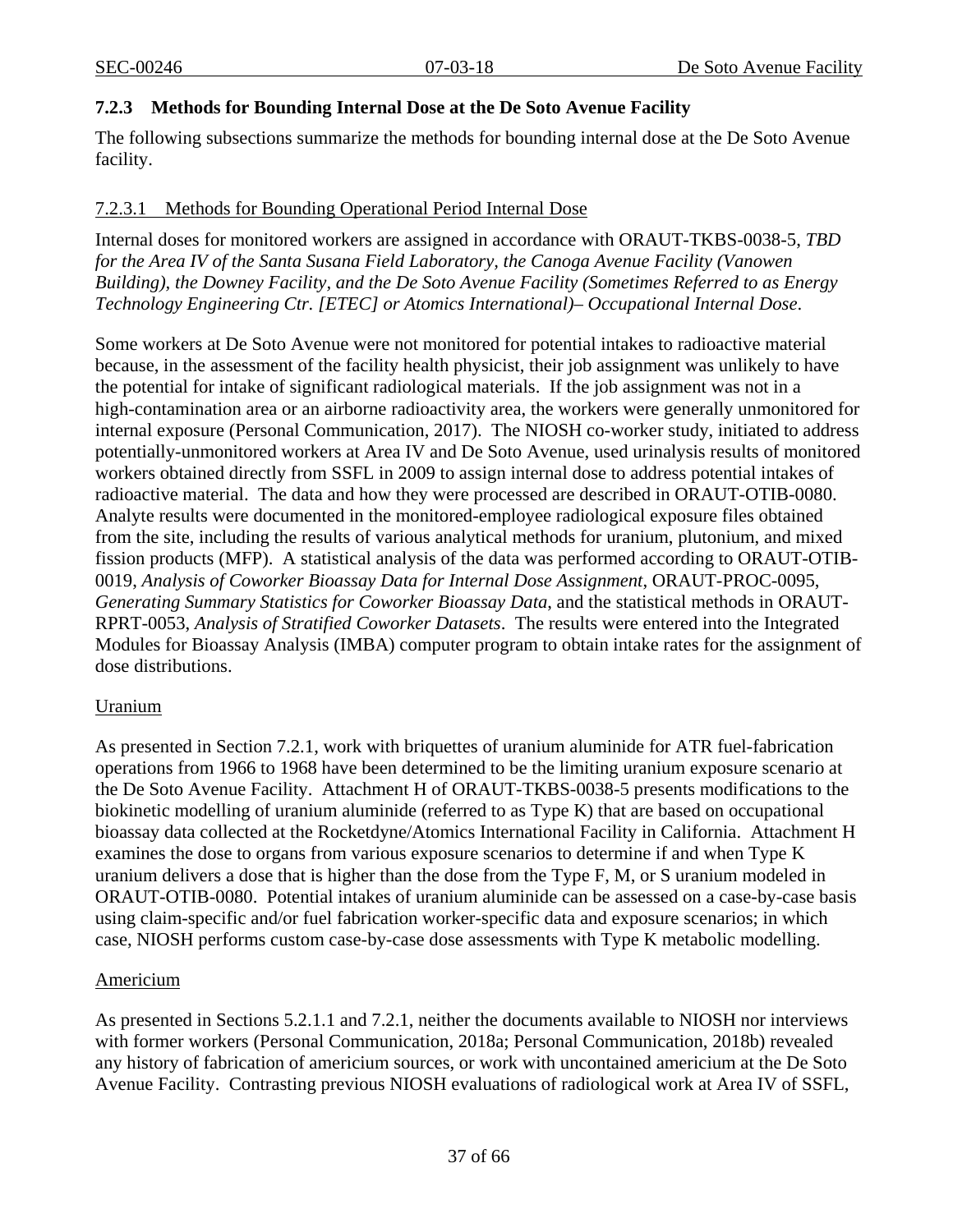### 7.2.3 Methods for Bounding Internal Dose at the De Soto Avenue Facility

The following subsections summarize the methods for bounding internal dose at the De Soto Avenue facility.

#### 7.2.3.1 Methods for Bounding Operational Period Internal Dose

Internal doses for monitored workers are assigned in accordance with ORAUT-TKBS-0038-5, *TBD for the Area IV of the Santa Susana Field Laboratory, the Canoga Avenue Facility (Vanowen Building), the Downey Facility, and the De Soto Avenue Facility (Sometimes Referred to as Energy Technology Engineering Ctr. [ETEC] or Atomics International)– Occupational Internal Dose*.

Some workers at De Soto Avenue were not monitored for potential intakes to radioactive material because, in the assessment of the facility health physicist, their job assignment was unlikely to have the potential for intake of significant radiological materials. If the job assignment was not in a high-contamination area or an airborne radioactivity area, the workers were generally unmonitored for internal exposure (Personal Communication, 2017). The NIOSH co-worker study, initiated to address potentially-unmonitored workers at Area IV and De Soto Avenue, used urinalysis results of monitored workers obtained directly from SSFL in 2009 to assign internal dose to address potential intakes of radioactive material. The data and how they were processed are described in ORAUT-OTIB-0080. Analyte results were documented in the monitored-employee radiological exposure files obtained from the site, including the results of various analytical methods for uranium, plutonium, and mixed fission products (MFP). A statistical analysis of the data was performed according to ORAUT-OTIB-0019, *Analysis of Coworker Bioassay Data for Internal Dose Assignment*, ORAUT-PROC-0095, *Generating Summary Statistics for Coworker Bioassay Data*, and the statistical methods in ORAUT-RPRT-0053, *Analysis of Stratified Coworker Datasets*. The results were entered into the Integrated Modules for Bioassay Analysis (IMBA) computer program to obtain intake rates for the assignment of dose distributions.

Uranium

As presented in Section 7.2.1, work with briquettes of uranium aluminide for ATR fuel-fabrication operations from 1966 to 1968 have been determined to be the limiting uranium exposure scenario at the De Soto Avenue Facility. Attachment H of ORAUT-TKBS-0038-5 presents modifications to the biokinetic modelling of uranium aluminide (referred to as Type K) that are based on occupational bioassay data collected at the Rocketdyne/Atomics International Facility in California. Attachment H examines the dose to organs from various exposure scenarios to determine if and when Type K uranium delivers a dose that is higher than the dose from the Type F, M, or S uranium modeled in ORAUT-OTIB-0080. Potential intakes of uranium aluminide can be assessed on a case-by-case basis using claim-specific and/or fuel fabrication worker-specific data and exposure scenarios; in which case, NIOSH performs custom case-by-case dose assessments with Type K metabolic modelling.

Americium

As presented in Sections 5.2.1.1 and 7.2.1, neither the documents available to NIOSH nor interviews with former workers (Personal Communication, 2018a; Personal Communication, 2018b) revealed any history of fabrication of americium sources, or work with uncontained americium at the De Soto Avenue Facility. Contrasting previous NIOSH evaluations of radiological work at Area IV of SSFL,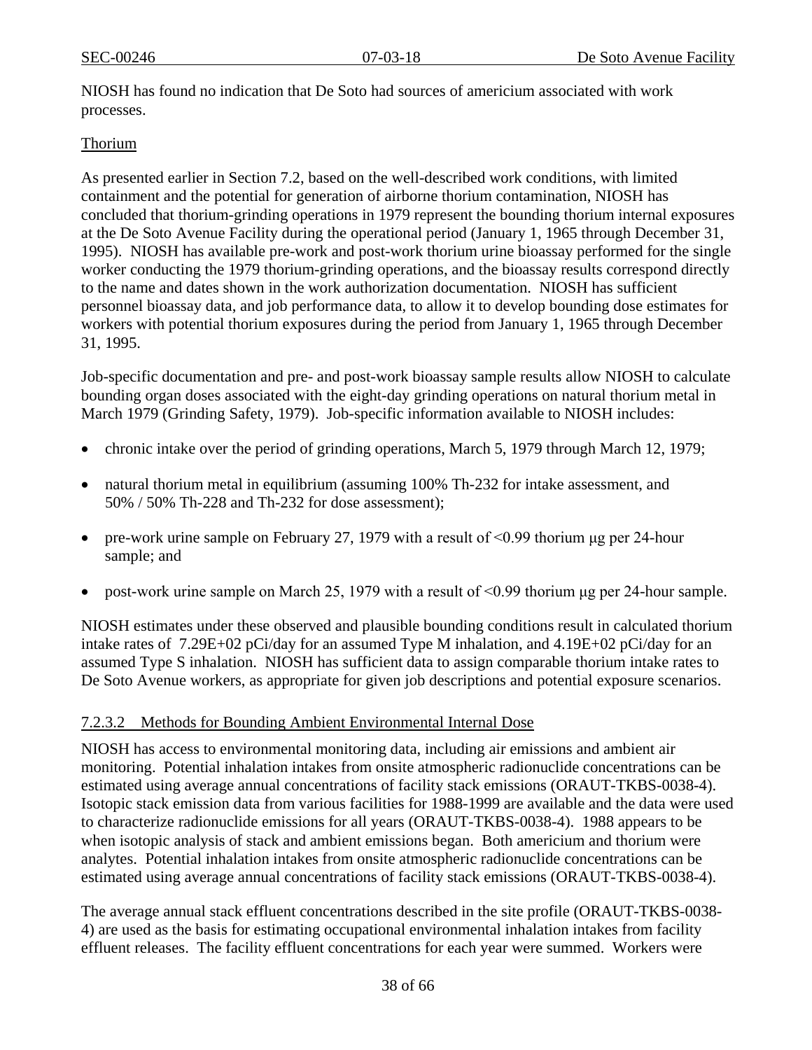NIOSH has found no indication that De Soto had sources of americium associated with work processes.

Thorium

As presented earlier in Section 7.2, based on the well-described work conditions, with limited containment and the potential for generation of airborne thorium contamination, NIOSH has concluded that thorium-grinding operations in 1979 represent the bounding thorium internal exposures at the De Soto Avenue Facility during the operational period (January 1, 1965 through December 31, 1995). NIOSH has available pre-work and post-work thorium urine bioassay performed for the single worker conducting the 1979 thorium-grinding operations, and the bioassay results correspond directly to the name and dates shown in the work authorization documentation. NIOSH has sufficient personnel bioassay data, and job performance data, to allow it to develop bounding dose estimates for workers with potential thorium exposures during the period from January 1, 1965 through December 31, 1995.

Job-specific documentation and pre- and post-work bioassay sample results allow NIOSH to calculate bounding organ doses associated with the eight-day grinding operations on natural thorium metal in March 1979 (Grinding Safety, 1979). Job-specific information available to NIOSH includes:

- chronic intake over the period of grinding operations, March 5, 1979 through March 12, 1979;
- natural thorium metal in equilibrium (assuming 100% Th-232 for intake assessment, and 50% / 50% Th-228 and Th-232 for dose assessment);
- pre-work urine sample on February 27, 1979 with a result of <0.99 thorium μg per 24-hour sample; and
- post-work urine sample on March 25, 1979 with a result of <0.99 thorium μg per 24-hour sample.

NIOSH estimates under these observed and plausible bounding conditions result in calculated thorium intake rates of 7.29E+02 pCi/day for an assumed Type M inhalation, and 4.19E+02 pCi/day for an assumed Type S inhalation. NIOSH has sufficient data to assign comparable thorium intake rates to De Soto Avenue workers, as appropriate for given job descriptions and potential exposure scenarios.

#### 7.2.3.2 Methods for Bounding Ambient Environmental Internal Dose

NIOSH has access to environmental monitoring data, including air emissions and ambient air monitoring. Potential inhalation intakes from onsite atmospheric radionuclide concentrations can be estimated using average annual concentrations of facility stack emissions (ORAUT-TKBS-0038-4). Isotopic stack emission data from various facilities for 1988-1999 are available and the data were used to characterize radionuclide emissions for all years (ORAUT-TKBS-0038-4). 1988 appears to be when isotopic analysis of stack and ambient emissions began. Both americium and thorium were analytes. Potential inhalation intakes from onsite atmospheric radionuclide concentrations can be estimated using average annual concentrations of facility stack emissions (ORAUT-TKBS-0038-4).

The average annual stack effluent concentrations described in the site profile (ORAUT-TKBS-0038-4) are used as the basis for estimating occupational environmental inhalation intakes from facility effluent releases. The facility effluent concentrations for each year were summed. Workers were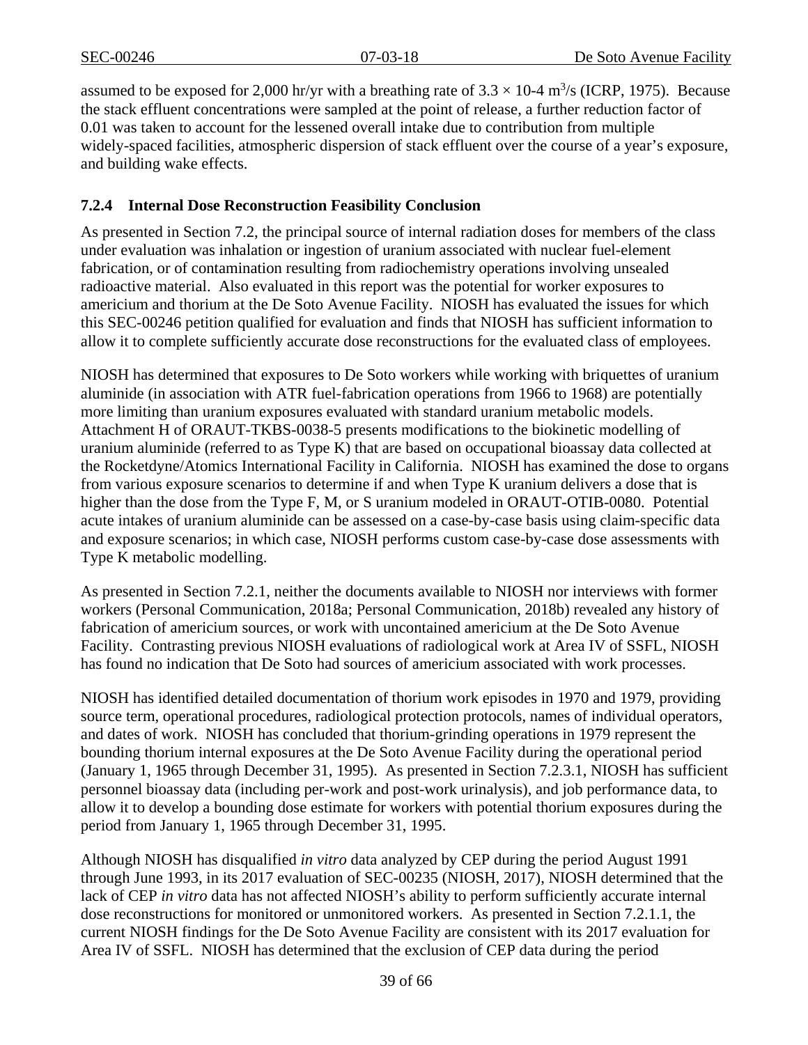assumed to be exposed for 2,000 hr/yr with a breathing rate of $3.3 \times 10\text{-}4$ $m^3/s$ (ICRP, 1975). Because the stack effluent concentrations were sampled at the point of release, a further reduction factor of 0.01 was taken to account for the lessened overall intake due to contribution from multiple widely-spaced facilities, atmospheric dispersion of stack effluent over the course of a year's exposure, and building wake effects.

### 7.2.4 Internal Dose Reconstruction Feasibility Conclusion

As presented in Section 7.2, the principal source of internal radiation doses for members of the class under evaluation was inhalation or ingestion of uranium associated with nuclear fuel-element fabrication, or of contamination resulting from radiochemistry operations involving unsealed radioactive material. Also evaluated in this report was the potential for worker exposures to americium and thorium at the De Soto Avenue Facility. NIOSH has evaluated the issues for which this SEC-00246 petition qualified for evaluation and finds that NIOSH has sufficient information to allow it to complete sufficiently accurate dose reconstructions for the evaluated class of employees.

NIOSH has determined that exposures to De Soto workers while working with briquettes of uranium aluminide (in association with ATR fuel-fabrication operations from 1966 to 1968) are potentially more limiting than uranium exposures evaluated with standard uranium metabolic models. Attachment H of ORAUT-TKBS-0038-5 presents modifications to the biokinetic modelling of uranium aluminide (referred to as Type K) that are based on occupational bioassay data collected at the Rocketdyne/Atomics International Facility in California. NIOSH has examined the dose to organs from various exposure scenarios to determine if and when Type K uranium delivers a dose that is higher than the dose from the Type F, M, or S uranium modeled in ORAUT-OTIB-0080. Potential acute intakes of uranium aluminide can be assessed on a case-by-case basis using claim-specific data and exposure scenarios; in which case, NIOSH performs custom case-by-case dose assessments with Type K metabolic modelling.

As presented in Section 7.2.1, neither the documents available to NIOSH nor interviews with former workers (Personal Communication, 2018a; Personal Communication, 2018b) revealed any history of fabrication of americium sources, or work with uncontained americium at the De Soto Avenue Facility. Contrasting previous NIOSH evaluations of radiological work at Area IV of SSFL, NIOSH has found no indication that De Soto had sources of americium associated with work processes.

NIOSH has identified detailed documentation of thorium work episodes in 1970 and 1979, providing source term, operational procedures, radiological protection protocols, names of individual operators, and dates of work. NIOSH has concluded that thorium-grinding operations in 1979 represent the bounding thorium internal exposures at the De Soto Avenue Facility during the operational period (January 1, 1965 through December 31, 1995). As presented in Section 7.2.3.1, NIOSH has sufficient personnel bioassay data (including per-work and post-work urinalysis), and job performance data, to allow it to develop a bounding dose estimate for workers with potential thorium exposures during the period from January 1, 1965 through December 31, 1995.

Although NIOSH has disqualified *in vitro* data analyzed by CEP during the period August 1991 through June 1993, in its 2017 evaluation of SEC-00235 (NIOSH, 2017), NIOSH determined that the lack of CEP *in vitro* data has not affected NIOSH's ability to perform sufficiently accurate internal dose reconstructions for monitored or unmonitored workers. As presented in Section 7.2.1.1, the current NIOSH findings for the De Soto Avenue Facility are consistent with its 2017 evaluation for Area IV of SSFL. NIOSH has determined that the exclusion of CEP data during the period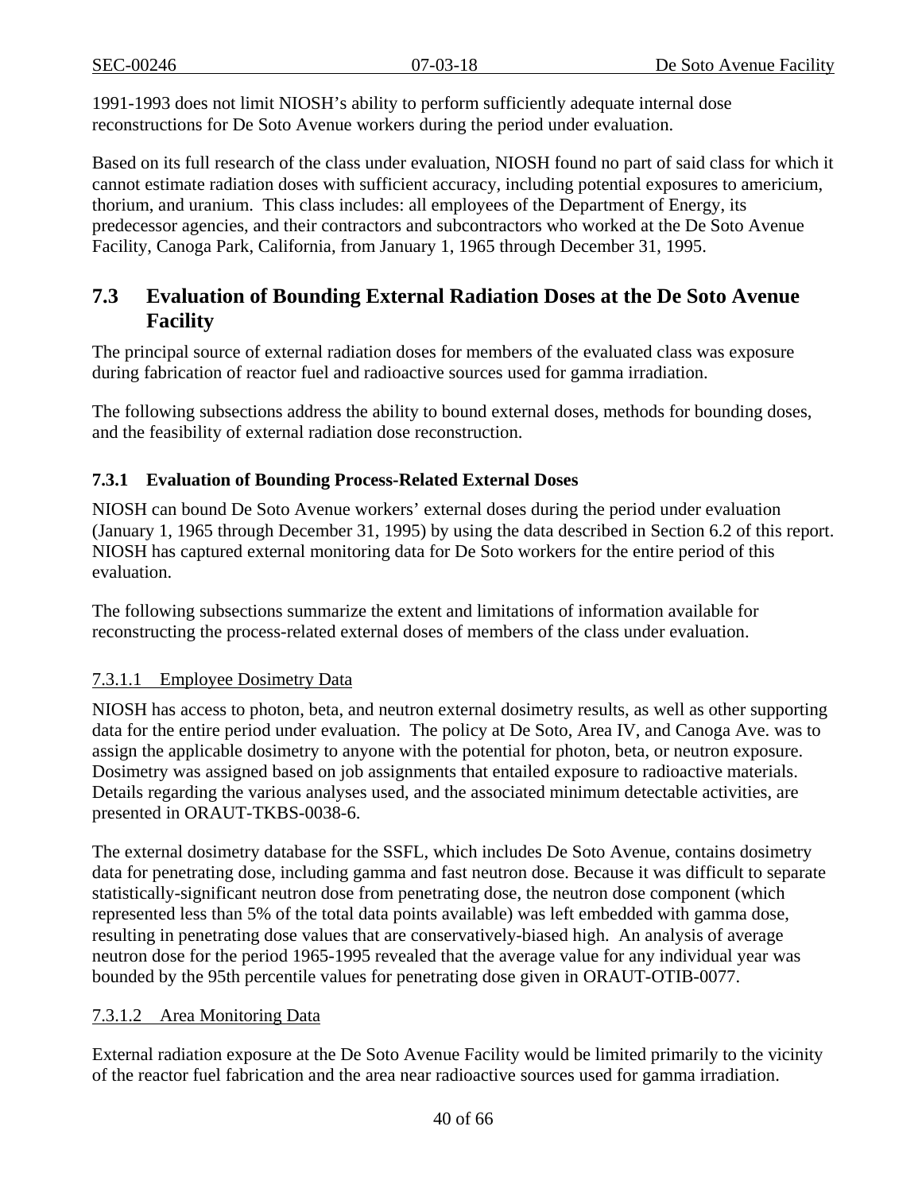1991-1993 does not limit NIOSH's ability to perform sufficiently adequate internal dose reconstructions for De Soto Avenue workers during the period under evaluation.

Based on its full research of the class under evaluation, NIOSH found no part of said class for which it cannot estimate radiation doses with sufficient accuracy, including potential exposures to americium, thorium, and uranium. This class includes: all employees of the Department of Energy, its predecessor agencies, and their contractors and subcontractors who worked at the De Soto Avenue Facility, Canoga Park, California, from January 1, 1965 through December 31, 1995.

## 7.3 Evaluation of Bounding External Radiation Doses at the De Soto Avenue Facility

The principal source of external radiation doses for members of the evaluated class was exposure during fabrication of reactor fuel and radioactive sources used for gamma irradiation.

The following subsections address the ability to bound external doses, methods for bounding doses, and the feasibility of external radiation dose reconstruction.

### 7.3.1 Evaluation of Bounding Process-Related External Doses

NIOSH can bound De Soto Avenue workers' external doses during the period under evaluation (January 1, 1965 through December 31, 1995) by using the data described in Section 6.2 of this report. NIOSH has captured external monitoring data for De Soto workers for the entire period of this evaluation.

The following subsections summarize the extent and limitations of information available for reconstructing the process-related external doses of members of the class under evaluation.

#### 7.3.1.1 Employee Dosimetry Data

NIOSH has access to photon, beta, and neutron external dosimetry results, as well as other supporting data for the entire period under evaluation. The policy at De Soto, Area IV, and Canoga Ave. was to assign the applicable dosimetry to anyone with the potential for photon, beta, or neutron exposure. Dosimetry was assigned based on job assignments that entailed exposure to radioactive materials. Details regarding the various analyses used, and the associated minimum detectable activities, are presented in ORAUT-TKBS-0038-6.

The external dosimetry database for the SSFL, which includes De Soto Avenue, contains dosimetry data for penetrating dose, including gamma and fast neutron dose. Because it was difficult to separate statistically-significant neutron dose from penetrating dose, the neutron dose component (which represented less than 5% of the total data points available) was left embedded with gamma dose, resulting in penetrating dose values that are conservatively-biased high. An analysis of average neutron dose for the period 1965-1995 revealed that the average value for any individual year was bounded by the 95th percentile values for penetrating dose given in ORAUT-OTIB-0077.

#### 7.3.1.2 Area Monitoring Data

External radiation exposure at the De Soto Avenue Facility would be limited primarily to the vicinity of the reactor fuel fabrication and the area near radioactive sources used for gamma irradiation.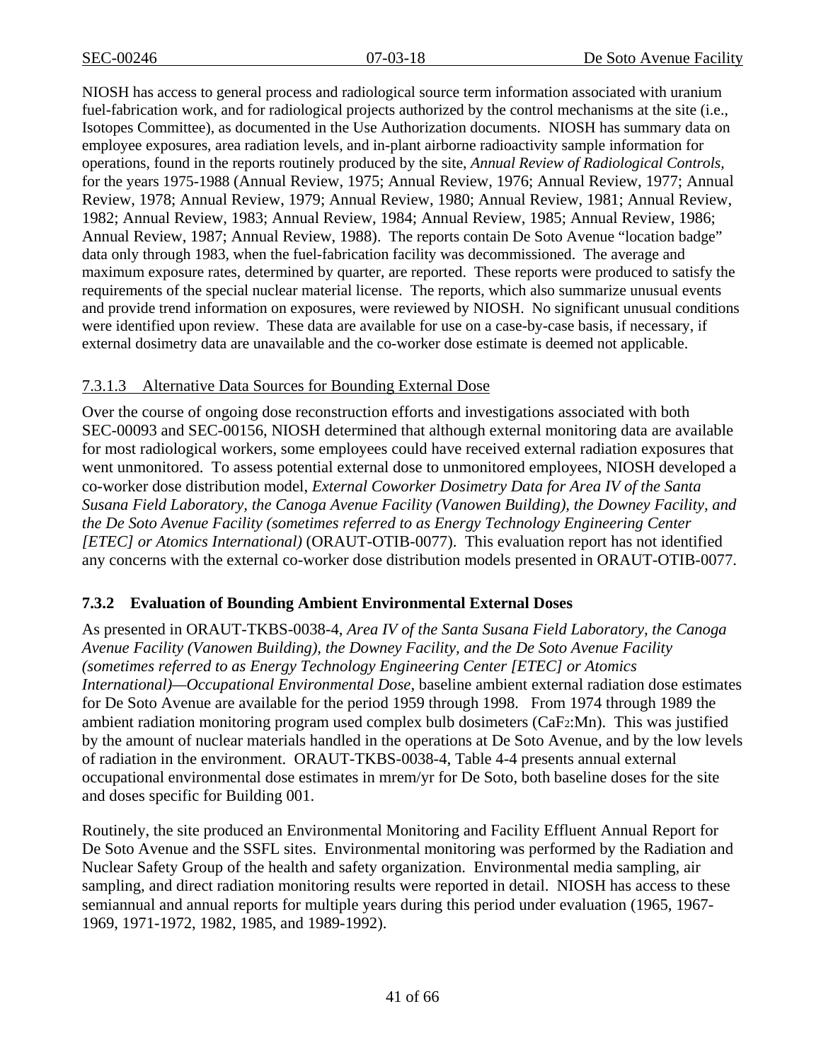NIOSH has access to general process and radiological source term information associated with uranium fuel-fabrication work, and for radiological projects authorized by the control mechanisms at the site (i.e., Isotopes Committee), as documented in the Use Authorization documents. NIOSH has summary data on employee exposures, area radiation levels, and in-plant airborne radioactivity sample information for operations, found in the reports routinely produced by the site, *Annual Review of Radiological Controls*, for the years 1975-1988 (Annual Review, 1975; Annual Review, 1976; Annual Review, 1977; Annual Review, 1978; Annual Review, 1979; Annual Review, 1980; Annual Review, 1981; Annual Review, 1982; Annual Review, 1983; Annual Review, 1984; Annual Review, 1985; Annual Review, 1986; Annual Review, 1987; Annual Review, 1988). The reports contain De Soto Avenue "location badge" data only through 1983, when the fuel-fabrication facility was decommissioned. The average and maximum exposure rates, determined by quarter, are reported. These reports were produced to satisfy the requirements of the special nuclear material license. The reports, which also summarize unusual events and provide trend information on exposures, were reviewed by NIOSH. No significant unusual conditions were identified upon review. These data are available for use on a case-by-case basis, if necessary, if external dosimetry data are unavailable and the co-worker dose estimate is deemed not applicable.

#### 7.3.1.3 Alternative Data Sources for Bounding External Dose

Over the course of ongoing dose reconstruction efforts and investigations associated with both SEC-00093 and SEC-00156, NIOSH determined that although external monitoring data are available for most radiological workers, some employees could have received external radiation exposures that went unmonitored. To assess potential external dose to unmonitored employees, NIOSH developed a co-worker dose distribution model, *External Coworker Dosimetry Data for Area IV of the Santa Susana Field Laboratory, the Canoga Avenue Facility (Vanowen Building), the Downey Facility, and the De Soto Avenue Facility (sometimes referred to as Energy Technology Engineering Center [ETEC] or Atomics International)* (ORAUT-OTIB-0077). This evaluation report has not identified any concerns with the external co-worker dose distribution models presented in ORAUT-OTIB-0077.

### 7.3.2 Evaluation of Bounding Ambient Environmental External Doses

As presented in ORAUT-TKBS-0038-4, *Area IV of the Santa Susana Field Laboratory, the Canoga Avenue Facility (Vanowen Building), the Downey Facility, and the De Soto Avenue Facility (sometimes referred to as Energy Technology Engineering Center [ETEC] or Atomics International)—Occupational Environmental Dose*, baseline ambient external radiation dose estimates for De Soto Avenue are available for the period 1959 through 1998. From 1974 through 1989 the ambient radiation monitoring program used complex bulb dosimeters ($CaF_2$:Mn). This was justified by the amount of nuclear materials handled in the operations at De Soto Avenue, and by the low levels of radiation in the environment. ORAUT-TKBS-0038-4, Table 4-4 presents annual external occupational environmental dose estimates in mrem/yr for De Soto, both baseline doses for the site and doses specific for Building 001.

Routinely, the site produced an Environmental Monitoring and Facility Effluent Annual Report for De Soto Avenue and the SSFL sites. Environmental monitoring was performed by the Radiation and Nuclear Safety Group of the health and safety organization. Environmental media sampling, air sampling, and direct radiation monitoring results were reported in detail. NIOSH has access to these semiannual and annual reports for multiple years during this period under evaluation (1965, 1967-1969, 1971-1972, 1982, 1985, and 1989-1992).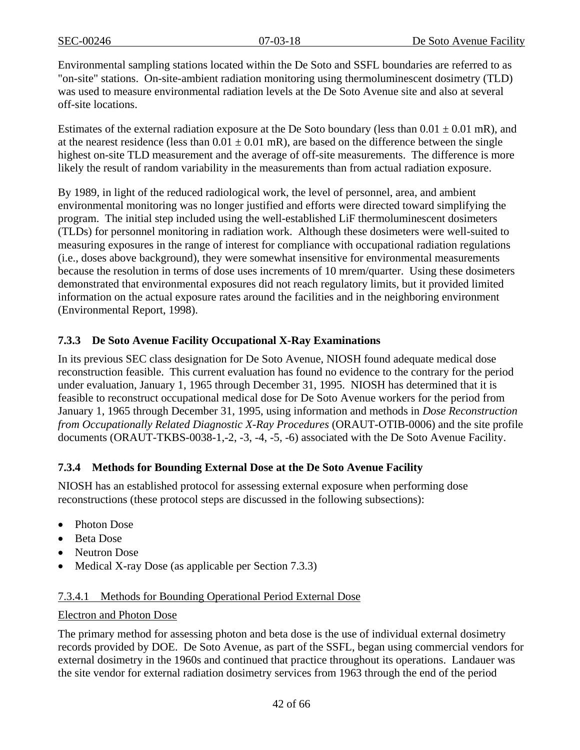Environmental sampling stations located within the De Soto and SSFL boundaries are referred to as "on-site" stations. On-site-ambient radiation monitoring using thermoluminescent dosimetry (TLD) was used to measure environmental radiation levels at the De Soto Avenue site and also at several off-site locations.

Estimates of the external radiation exposure at the De Soto boundary (less than $0.01 \pm 0.01$ mR), and at the nearest residence (less than $0.01 \pm 0.01$ mR), are based on the difference between the single highest on-site TLD measurement and the average of off-site measurements. The difference is more likely the result of random variability in the measurements than from actual radiation exposure.

By 1989, in light of the reduced radiological work, the level of personnel, area, and ambient environmental monitoring was no longer justified and efforts were directed toward simplifying the program. The initial step included using the well-established LiF thermoluminescent dosimeters (TLDs) for personnel monitoring in radiation work. Although these dosimeters were well-suited to measuring exposures in the range of interest for compliance with occupational radiation regulations (i.e., doses above background), they were somewhat insensitive for environmental measurements because the resolution in terms of dose uses increments of 10 mrem/quarter. Using these dosimeters demonstrated that environmental exposures did not reach regulatory limits, but it provided limited information on the actual exposure rates around the facilities and in the neighboring environment (Environmental Report, 1998).

### 7.3.3 De Soto Avenue Facility Occupational X-Ray Examinations

In its previous SEC class designation for De Soto Avenue, NIOSH found adequate medical dose reconstruction feasible. This current evaluation has found no evidence to the contrary for the period under evaluation, January 1, 1965 through December 31, 1995. NIOSH has determined that it is feasible to reconstruct occupational medical dose for De Soto Avenue workers for the period from January 1, 1965 through December 31, 1995, using information and methods in *Dose Reconstruction from Occupationally Related Diagnostic X-Ray Procedures* (ORAUT-OTIB-0006) and the site profile documents (ORAUT-TKBS-0038-1,-2, -3, -4, -5, -6) associated with the De Soto Avenue Facility.

### 7.3.4 Methods for Bounding External Dose at the De Soto Avenue Facility

NIOSH has an established protocol for assessing external exposure when performing dose reconstructions (these protocol steps are discussed in the following subsections):

- Photon Dose
- Beta Dose
- Neutron Dose
- Medical X-ray Dose (as applicable per Section 7.3.3)

#### 7.3.4.1 Methods for Bounding Operational Period External Dose

Electron and Photon Dose

The primary method for assessing photon and beta dose is the use of individual external dosimetry records provided by DOE. De Soto Avenue, as part of the SSFL, began using commercial vendors for external dosimetry in the 1960s and continued that practice throughout its operations. Landauer was the site vendor for external radiation dosimetry services from 1963 through the end of the period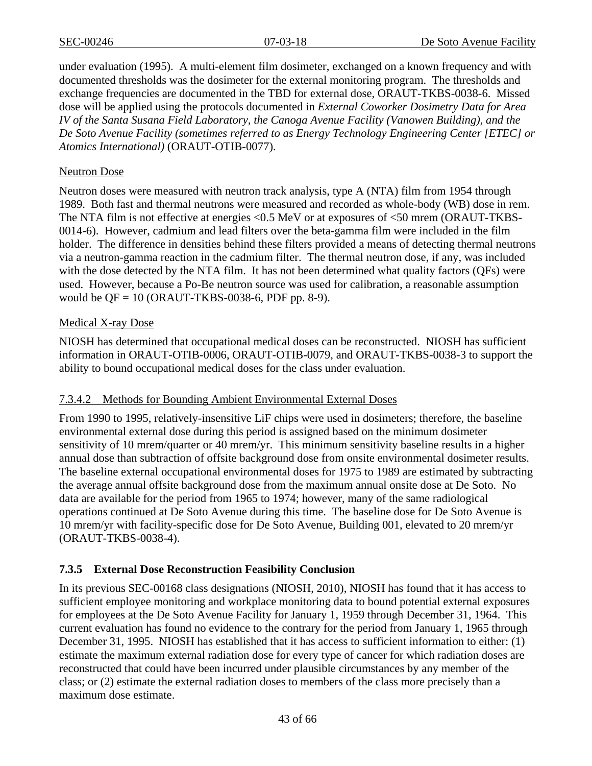under evaluation (1995). A multi-element film dosimeter, exchanged on a known frequency and with documented thresholds was the dosimeter for the external monitoring program. The thresholds and exchange frequencies are documented in the TBD for external dose, ORAUT-TKBS-0038-6. Missed dose will be applied using the protocols documented in *External Coworker Dosimetry Data for Area IV of the Santa Susana Field Laboratory, the Canoga Avenue Facility (Vanowen Building), and the De Soto Avenue Facility (sometimes referred to as Energy Technology Engineering Center [ETEC] or Atomics International)* (ORAUT-OTIB-0077).

Neutron Dose

Neutron doses were measured with neutron track analysis, type A (NTA) film from 1954 through 1989. Both fast and thermal neutrons were measured and recorded as whole-body (WB) dose in rem. The NTA film is not effective at energies <0.5 MeV or at exposures of <50 mrem (ORAUT-TKBS-0014-6). However, cadmium and lead filters over the beta-gamma film were included in the film holder. The difference in densities behind these filters provided a means of detecting thermal neutrons via a neutron-gamma reaction in the cadmium filter. The thermal neutron dose, if any, was included with the dose detected by the NTA film. It has not been determined what quality factors (QFs) were used. However, because a Po-Be neutron source was used for calibration, a reasonable assumption would be QF = 10 (ORAUT-TKBS-0038-6, PDF pp. 8-9).

Medical X-ray Dose

NIOSH has determined that occupational medical doses can be reconstructed. NIOSH has sufficient information in ORAUT-OTIB-0006, ORAUT-OTIB-0079, and ORAUT-TKBS-0038-3 to support the ability to bound occupational medical doses for the class under evaluation.

#### 7.3.4.2 Methods for Bounding Ambient Environmental External Doses

From 1990 to 1995, relatively-insensitive LiF chips were used in dosimeters; therefore, the baseline environmental external dose during this period is assigned based on the minimum dosimeter sensitivity of 10 mrem/quarter or 40 mrem/yr. This minimum sensitivity baseline results in a higher annual dose than subtraction of offsite background dose from onsite environmental dosimeter results. The baseline external occupational environmental doses for 1975 to 1989 are estimated by subtracting the average annual offsite background dose from the maximum annual onsite dose at De Soto. No data are available for the period from 1965 to 1974; however, many of the same radiological operations continued at De Soto Avenue during this time. The baseline dose for De Soto Avenue is 10 mrem/yr with facility-specific dose for De Soto Avenue, Building 001, elevated to 20 mrem/yr (ORAUT-TKBS-0038-4).

### 7.3.5 External Dose Reconstruction Feasibility Conclusion

In its previous SEC-00168 class designations (NIOSH, 2010), NIOSH has found that it has access to sufficient employee monitoring and workplace monitoring data to bound potential external exposures for employees at the De Soto Avenue Facility for January 1, 1959 through December 31, 1964. This current evaluation has found no evidence to the contrary for the period from January 1, 1965 through December 31, 1995. NIOSH has established that it has access to sufficient information to either: (1) estimate the maximum external radiation dose for every type of cancer for which radiation doses are reconstructed that could have been incurred under plausible circumstances by any member of the class; or (2) estimate the external radiation doses to members of the class more precisely than a maximum dose estimate.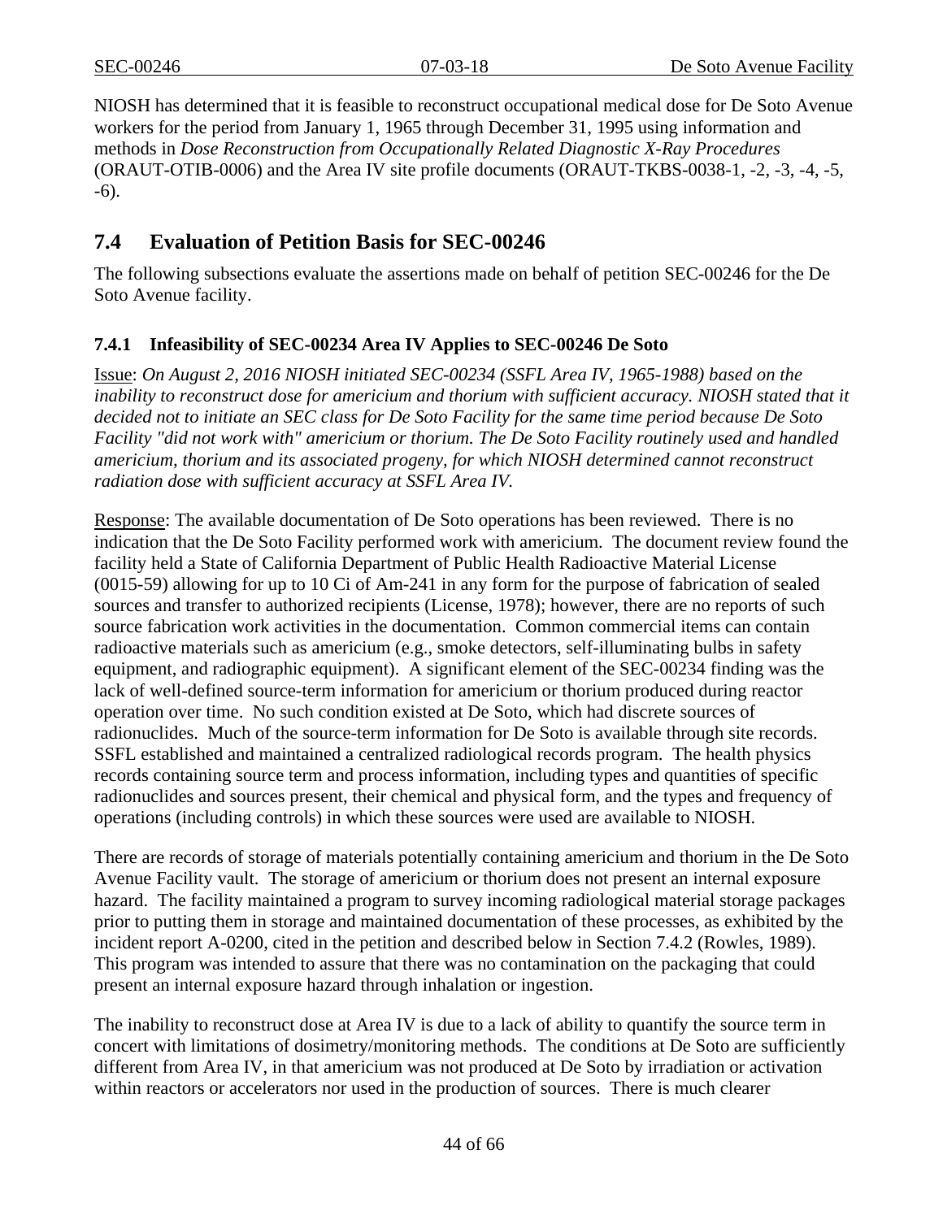NIOSH has determined that it is feasible to reconstruct occupational medical dose for De Soto Avenue workers for the period from January 1, 1965 through December 31, 1995 using information and methods in *Dose Reconstruction from Occupationally Related Diagnostic X-Ray Procedures* (ORAUT-OTIB-0006) and the Area IV site profile documents (ORAUT-TKBS-0038-1, -2, -3, -4, -5, -6).

## 7.4 Evaluation of Petition Basis for SEC-00246

The following subsections evaluate the assertions made on behalf of petition SEC-00246 for the De Soto Avenue facility.

### 7.4.1 Infeasibility of SEC-00234 Area IV Applies to SEC-00246 De Soto

Issue: *On August 2, 2016 NIOSH initiated SEC-00234 (SSFL Area IV, 1965-1988) based on the inability to reconstruct dose for americium and thorium with sufficient accuracy. NIOSH stated that it decided not to initiate an SEC class for De Soto Facility for the same time period because De Soto Facility "did not work with" americium or thorium. The De Soto Facility routinely used and handled americium, thorium and its associated progeny, for which NIOSH determined cannot reconstruct radiation dose with sufficient accuracy at SSFL Area IV.*

Response: The available documentation of De Soto operations has been reviewed. There is no indication that the De Soto Facility performed work with americium. The document review found the facility held a State of California Department of Public Health Radioactive Material License (0015-59) allowing for up to 10 Ci of Am-241 in any form for the purpose of fabrication of sealed sources and transfer to authorized recipients (License, 1978); however, there are no reports of such source fabrication work activities in the documentation. Common commercial items can contain radioactive materials such as americium (e.g., smoke detectors, self-illuminating bulbs in safety equipment, and radiographic equipment). A significant element of the SEC-00234 finding was the lack of well-defined source-term information for americium or thorium produced during reactor operation over time. No such condition existed at De Soto, which had discrete sources of radionuclides. Much of the source-term information for De Soto is available through site records. SSFL established and maintained a centralized radiological records program. The health physics records containing source term and process information, including types and quantities of specific radionuclides and sources present, their chemical and physical form, and the types and frequency of operations (including controls) in which these sources were used are available to NIOSH.

There are records of storage of materials potentially containing americium and thorium in the De Soto Avenue Facility vault. The storage of americium or thorium does not present an internal exposure hazard. The facility maintained a program to survey incoming radiological material storage packages prior to putting them in storage and maintained documentation of these processes, as exhibited by the incident report A-0200, cited in the petition and described below in Section 7.4.2 (Rowles, 1989). This program was intended to assure that there was no contamination on the packaging that could present an internal exposure hazard through inhalation or ingestion.

The inability to reconstruct dose at Area IV is due to a lack of ability to quantify the source term in concert with limitations of dosimetry/monitoring methods. The conditions at De Soto are sufficiently different from Area IV, in that americium was not produced at De Soto by irradiation or activation within reactors or accelerators nor used in the production of sources. There is much clearer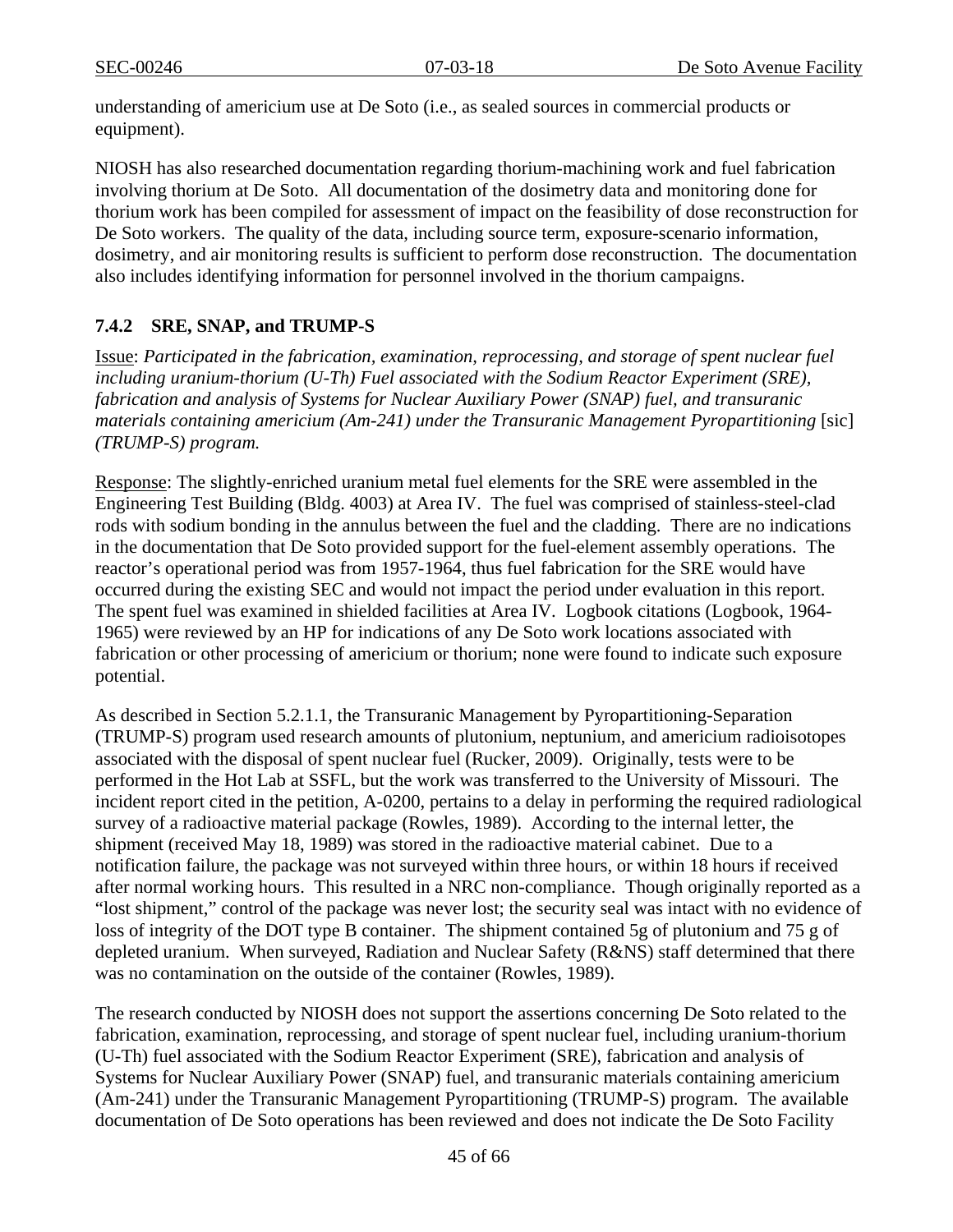understanding of americium use at De Soto (i.e., as sealed sources in commercial products or equipment).

NIOSH has also researched documentation regarding thorium-machining work and fuel fabrication involving thorium at De Soto. All documentation of the dosimetry data and monitoring done for thorium work has been compiled for assessment of impact on the feasibility of dose reconstruction for De Soto workers. The quality of the data, including source term, exposure-scenario information, dosimetry, and air monitoring results is sufficient to perform dose reconstruction. The documentation also includes identifying information for personnel involved in the thorium campaigns.

### 7.4.2 SRE, SNAP, and TRUMP-S

Issue: *Participated in the fabrication, examination, reprocessing, and storage of spent nuclear fuel including uranium-thorium (U-Th) Fuel associated with the Sodium Reactor Experiment (SRE), fabrication and analysis of Systems for Nuclear Auxiliary Power (SNAP) fuel, and transuranic materials containing americium (Am-241) under the Transuranic Management Pyropartitioning* [sic] *(TRUMP-S) program.*

Response: The slightly-enriched uranium metal fuel elements for the SRE were assembled in the Engineering Test Building (Bldg. 4003) at Area IV. The fuel was comprised of stainless-steel-clad rods with sodium bonding in the annulus between the fuel and the cladding. There are no indications in the documentation that De Soto provided support for the fuel-element assembly operations. The reactor's operational period was from 1957-1964, thus fuel fabrication for the SRE would have occurred during the existing SEC and would not impact the period under evaluation in this report. The spent fuel was examined in shielded facilities at Area IV. Logbook citations (Logbook, 1964-1965) were reviewed by an HP for indications of any De Soto work locations associated with fabrication or other processing of americium or thorium; none were found to indicate such exposure potential.

As described in Section 5.2.1.1, the Transuranic Management by Pyropartitioning-Separation (TRUMP-S) program used research amounts of plutonium, neptunium, and americium radioisotopes associated with the disposal of spent nuclear fuel (Rucker, 2009). Originally, tests were to be performed in the Hot Lab at SSFL, but the work was transferred to the University of Missouri. The incident report cited in the petition, A-0200, pertains to a delay in performing the required radiological survey of a radioactive material package (Rowles, 1989). According to the internal letter, the shipment (received May 18, 1989) was stored in the radioactive material cabinet. Due to a notification failure, the package was not surveyed within three hours, or within 18 hours if received after normal working hours. This resulted in a NRC non-compliance. Though originally reported as a "lost shipment," control of the package was never lost; the security seal was intact with no evidence of loss of integrity of the DOT type B container. The shipment contained 5g of plutonium and 75 g of depleted uranium. When surveyed, Radiation and Nuclear Safety (R&NS) staff determined that there was no contamination on the outside of the container (Rowles, 1989).

The research conducted by NIOSH does not support the assertions concerning De Soto related to the fabrication, examination, reprocessing, and storage of spent nuclear fuel, including uranium-thorium (U-Th) fuel associated with the Sodium Reactor Experiment (SRE), fabrication and analysis of Systems for Nuclear Auxiliary Power (SNAP) fuel, and transuranic materials containing americium (Am-241) under the Transuranic Management Pyropartitioning (TRUMP-S) program. The available documentation of De Soto operations has been reviewed and does not indicate the De Soto Facility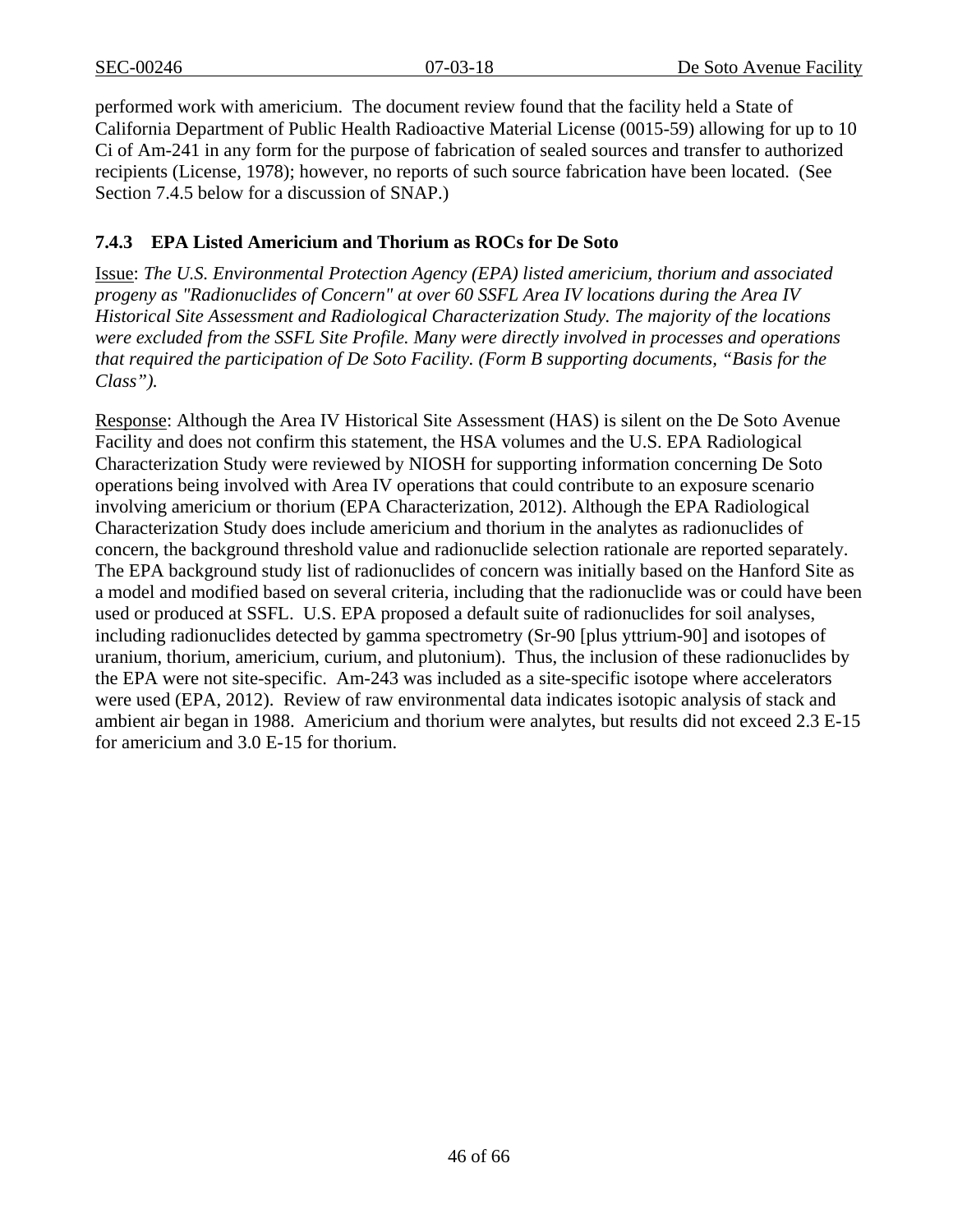performed work with americium. The document review found that the facility held a State of California Department of Public Health Radioactive Material License (0015-59) allowing for up to 10 Ci of Am-241 in any form for the purpose of fabrication of sealed sources and transfer to authorized recipients (License, 1978); however, no reports of such source fabrication have been located. (See Section 7.4.5 below for a discussion of SNAP.)

### 7.4.3 EPA Listed Americium and Thorium as ROCs for De Soto

Issue: *The U.S. Environmental Protection Agency (EPA) listed americium, thorium and associated progeny as "Radionuclides of Concern" at over 60 SSFL Area IV locations during the Area IV Historical Site Assessment and Radiological Characterization Study. The majority of the locations were excluded from the SSFL Site Profile. Many were directly involved in processes and operations that required the participation of De Soto Facility. (Form B supporting documents, "Basis for the Class").*

Response: Although the Area IV Historical Site Assessment (HAS) is silent on the De Soto Avenue Facility and does not confirm this statement, the HSA volumes and the U.S. EPA Radiological Characterization Study were reviewed by NIOSH for supporting information concerning De Soto operations being involved with Area IV operations that could contribute to an exposure scenario involving americium or thorium (EPA Characterization, 2012). Although the EPA Radiological Characterization Study does include americium and thorium in the analytes as radionuclides of concern, the background threshold value and radionuclide selection rationale are reported separately. The EPA background study list of radionuclides of concern was initially based on the Hanford Site as a model and modified based on several criteria, including that the radionuclide was or could have been used or produced at SSFL. U.S. EPA proposed a default suite of radionuclides for soil analyses, including radionuclides detected by gamma spectrometry (Sr-90 [plus yttrium-90] and isotopes of uranium, thorium, americium, curium, and plutonium). Thus, the inclusion of these radionuclides by the EPA were not site-specific. Am-243 was included as a site-specific isotope where accelerators were used (EPA, 2012). Review of raw environmental data indicates isotopic analysis of stack and ambient air began in 1988. Americium and thorium were analytes, but results did not exceed 2.3 E-15 for americium and 3.0 E-15 for thorium.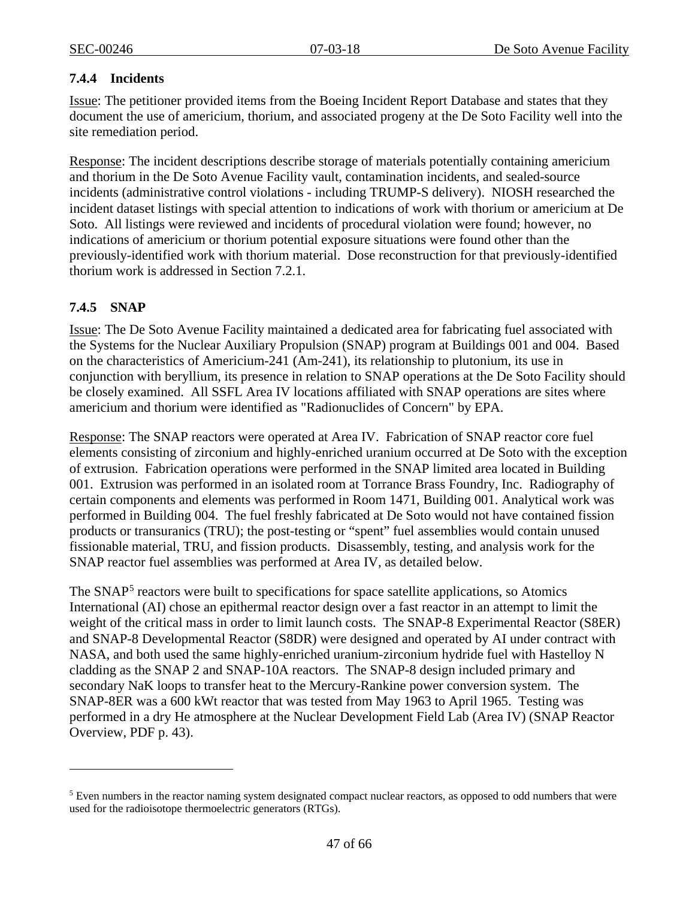### 7.4.4 Incidents

Issue: The petitioner provided items from the Boeing Incident Report Database and states that they document the use of americium, thorium, and associated progeny at the De Soto Facility well into the site remediation period.

Response: The incident descriptions describe storage of materials potentially containing americium and thorium in the De Soto Avenue Facility vault, contamination incidents, and sealed-source incidents (administrative control violations - including TRUMP-S delivery). NIOSH researched the incident dataset listings with special attention to indications of work with thorium or americium at De Soto. All listings were reviewed and incidents of procedural violation were found; however, no indications of americium or thorium potential exposure situations were found other than the previously-identified work with thorium material. Dose reconstruction for that previously-identified thorium work is addressed in Section 7.2.1.

### 7.4.5 SNAP

Issue: The De Soto Avenue Facility maintained a dedicated area for fabricating fuel associated with the Systems for the Nuclear Auxiliary Propulsion (SNAP) program at Buildings 001 and 004. Based on the characteristics of Americium-241 (Am-241), its relationship to plutonium, its use in conjunction with beryllium, its presence in relation to SNAP operations at the De Soto Facility should be closely examined. All SSFL Area IV locations affiliated with SNAP operations are sites where americium and thorium were identified as "Radionuclides of Concern" by EPA.

Response: The SNAP reactors were operated at Area IV. Fabrication of SNAP reactor core fuel elements consisting of zirconium and highly-enriched uranium occurred at De Soto with the exception of extrusion. Fabrication operations were performed in the SNAP limited area located in Building 001. Extrusion was performed in an isolated room at Torrance Brass Foundry, Inc. Radiography of certain components and elements was performed in Room 1471, Building 001. Analytical work was performed in Building 004. The fuel freshly fabricated at De Soto would not have contained fission products or transuranics (TRU); the post-testing or "spent" fuel assemblies would contain unused fissionable material, TRU, and fission products. Disassembly, testing, and analysis work for the SNAP reactor fuel assemblies was performed at Area IV, as detailed below.

The SNAP[5] reactors were built to specifications for space satellite applications, so Atomics International (AI) chose an epithermal reactor design over a fast reactor in an attempt to limit the weight of the critical mass in order to limit launch costs. The SNAP-8 Experimental Reactor (S8ER) and SNAP-8 Developmental Reactor (S8DR) were designed and operated by AI under contract with NASA, and both used the same highly-enriched uranium-zirconium hydride fuel with Hastelloy N cladding as the SNAP 2 and SNAP-10A reactors. The SNAP-8 design included primary and secondary NaK loops to transfer heat to the Mercury-Rankine power conversion system. The SNAP-8ER was a 600 kWt reactor that was tested from May 1963 to April 1965. Testing was performed in a dry He atmosphere at the Nuclear Development Field Lab (Area IV) (SNAP Reactor Overview, PDF p. 43).

---

[5] Even numbers in the reactor naming system designated compact nuclear reactors, as opposed to odd numbers that were used for the radioisotope thermoelectric generators (RTGs).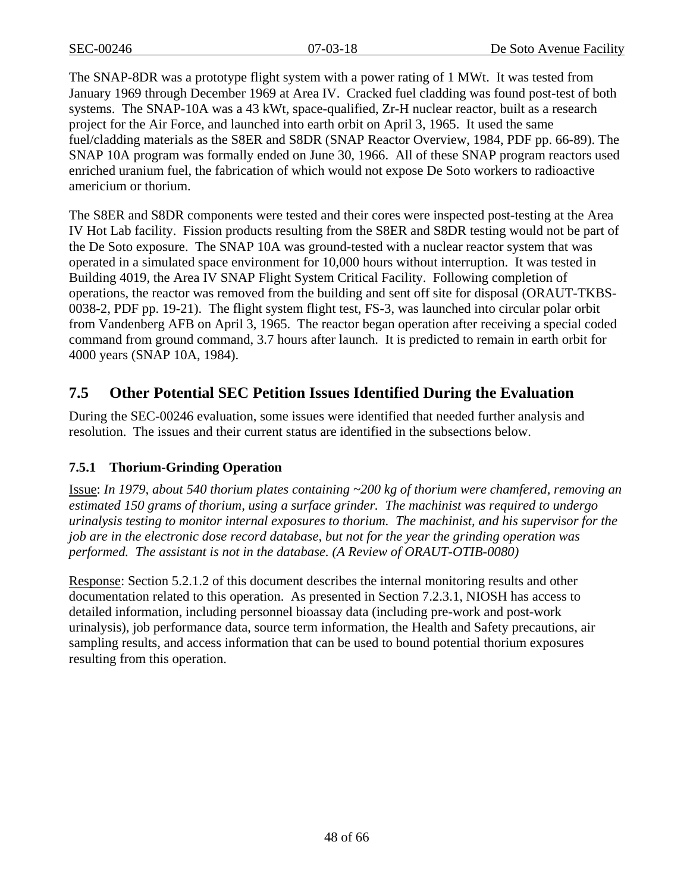The SNAP-8DR was a prototype flight system with a power rating of 1 MWt. It was tested from January 1969 through December 1969 at Area IV. Cracked fuel cladding was found post-test of both systems. The SNAP-10A was a 43 kWt, space-qualified, Zr-H nuclear reactor, built as a research project for the Air Force, and launched into earth orbit on April 3, 1965. It used the same fuel/cladding materials as the S8ER and S8DR (SNAP Reactor Overview, 1984, PDF pp. 66-89). The SNAP 10A program was formally ended on June 30, 1966. All of these SNAP program reactors used enriched uranium fuel, the fabrication of which would not expose De Soto workers to radioactive americium or thorium.

The S8ER and S8DR components were tested and their cores were inspected post-testing at the Area IV Hot Lab facility. Fission products resulting from the S8ER and S8DR testing would not be part of the De Soto exposure. The SNAP 10A was ground-tested with a nuclear reactor system that was operated in a simulated space environment for 10,000 hours without interruption. It was tested in Building 4019, the Area IV SNAP Flight System Critical Facility. Following completion of operations, the reactor was removed from the building and sent off site for disposal (ORAUT-TKBS-0038-2, PDF pp. 19-21). The flight system flight test, FS-3, was launched into circular polar orbit from Vandenberg AFB on April 3, 1965. The reactor began operation after receiving a special coded command from ground command, 3.7 hours after launch. It is predicted to remain in earth orbit for 4000 years (SNAP 10A, 1984).

## 7.5 Other Potential SEC Petition Issues Identified During the Evaluation

During the SEC-00246 evaluation, some issues were identified that needed further analysis and resolution. The issues and their current status are identified in the subsections below.

### 7.5.1 Thorium-Grinding Operation

Issue: *In 1979, about 540 thorium plates containing ~200 kg of thorium were chamfered, removing an estimated 150 grams of thorium, using a surface grinder. The machinist was required to undergo urinalysis testing to monitor internal exposures to thorium. The machinist, and his supervisor for the job are in the electronic dose record database, but not for the year the grinding operation was performed. The assistant is not in the database. (A Review of ORAUT-OTIB-0080)*

Response: Section 5.2.1.2 of this document describes the internal monitoring results and other documentation related to this operation. As presented in Section 7.2.3.1, NIOSH has access to detailed information, including personnel bioassay data (including pre-work and post-work urinalysis), job performance data, source term information, the Health and Safety precautions, air sampling results, and access information that can be used to bound potential thorium exposures resulting from this operation.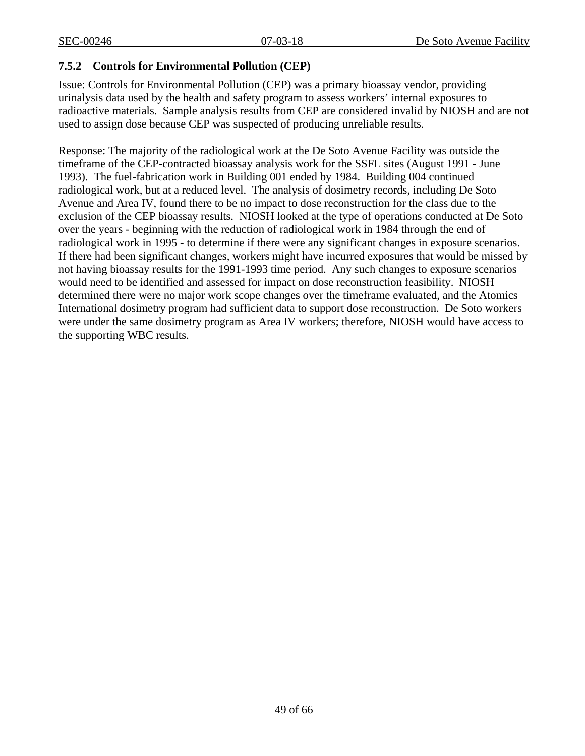### 7.5.2 Controls for Environmental Pollution (CEP)

Issue: Controls for Environmental Pollution (CEP) was a primary bioassay vendor, providing urinalysis data used by the health and safety program to assess workers' internal exposures to radioactive materials. Sample analysis results from CEP are considered invalid by NIOSH and are not used to assign dose because CEP was suspected of producing unreliable results.

Response: The majority of the radiological work at the De Soto Avenue Facility was outside the timeframe of the CEP-contracted bioassay analysis work for the SSFL sites (August 1991 - June 1993). The fuel-fabrication work in Building 001 ended by 1984. Building 004 continued radiological work, but at a reduced level. The analysis of dosimetry records, including De Soto Avenue and Area IV, found there to be no impact to dose reconstruction for the class due to the exclusion of the CEP bioassay results. NIOSH looked at the type of operations conducted at De Soto over the years - beginning with the reduction of radiological work in 1984 through the end of radiological work in 1995 - to determine if there were any significant changes in exposure scenarios. If there had been significant changes, workers might have incurred exposures that would be missed by not having bioassay results for the 1991-1993 time period. Any such changes to exposure scenarios would need to be identified and assessed for impact on dose reconstruction feasibility. NIOSH determined there were no major work scope changes over the timeframe evaluated, and the Atomics International dosimetry program had sufficient data to support dose reconstruction. De Soto workers were under the same dosimetry program as Area IV workers; therefore, NIOSH would have access to the supporting WBC results.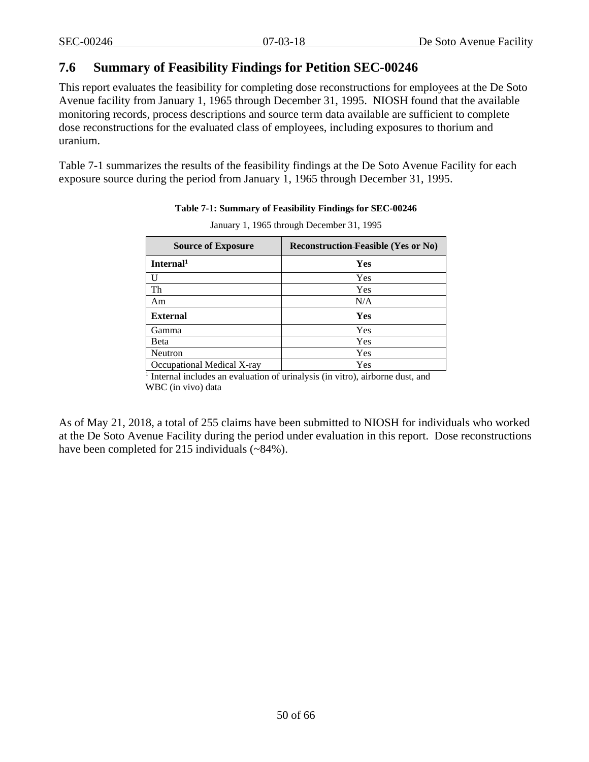## 7.6 Summary of Feasibility Findings for Petition SEC-00246

This report evaluates the feasibility for completing dose reconstructions for employees at the De Soto Avenue facility from January 1, 1965 through December 31, 1995. NIOSH found that the available monitoring records, process descriptions and source term data available are sufficient to complete dose reconstructions for the evaluated class of employees, including exposures to thorium and uranium.

Table 7-1 summarizes the results of the feasibility findings at the De Soto Avenue Facility for each exposure source during the period from January 1, 1965 through December 31, 1995.

**Table 7-1: Summary of Feasibility Findings for SEC-00246**

January 1, 1965 through December 31, 1995

| Source of Exposure | Reconstruction Feasible (Yes or No) |
|---|---|
| **Internal[1]** | **Yes** |
| U | Yes |
| Th | Yes |
| Am | N/A |
| **External** | **Yes** |
| Gamma | Yes |
| Beta | Yes |
| Neutron | Yes |
| Occupational Medical X-ray | Yes |

[1] Internal includes an evaluation of urinalysis (in vitro), airborne dust, and WBC (in vivo) data

As of May 21, 2018, a total of 255 claims have been submitted to NIOSH for individuals who worked at the De Soto Avenue Facility during the period under evaluation in this report. Dose reconstructions have been completed for 215 individuals (~84%).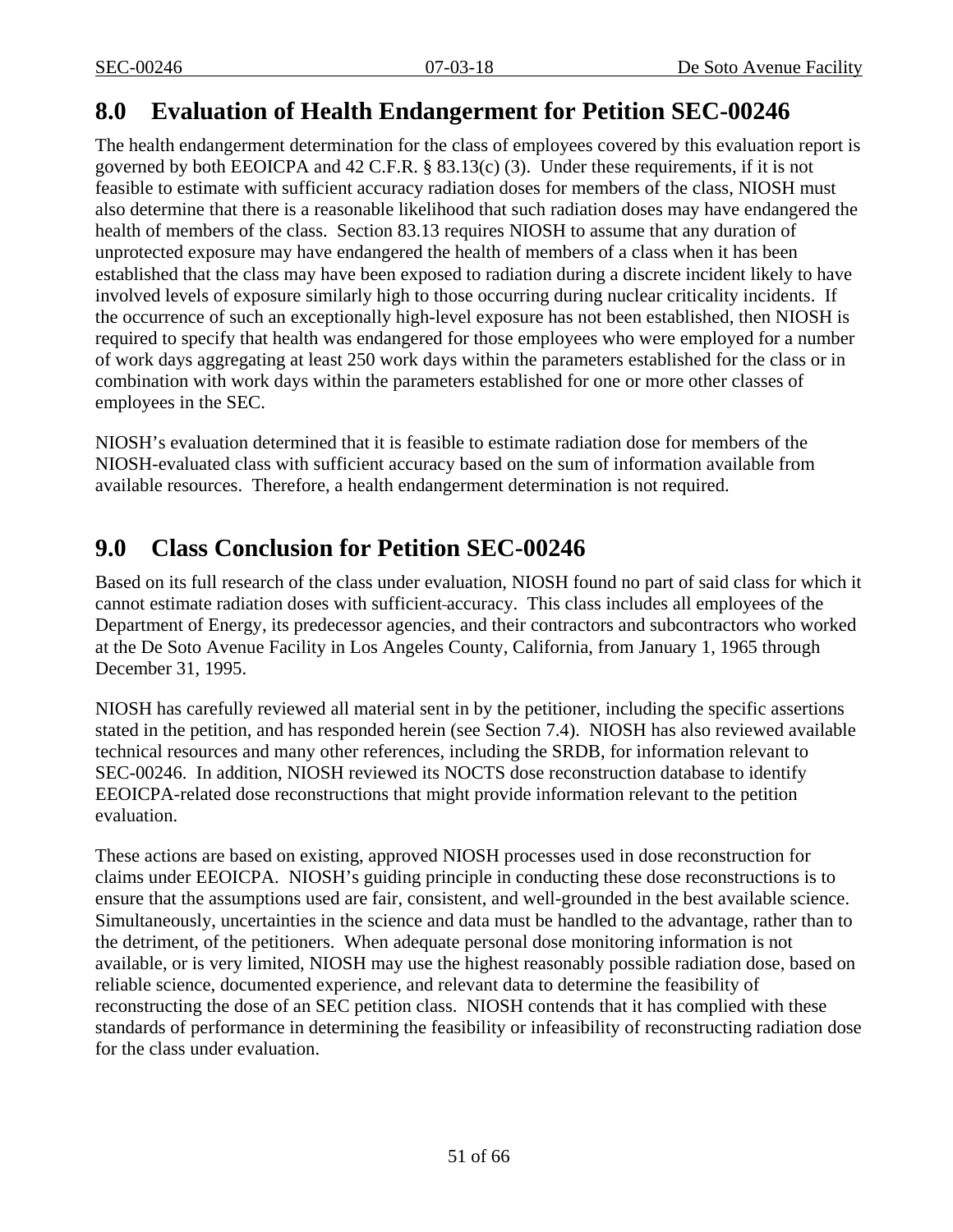## 8.0 Evaluation of Health Endangerment for Petition SEC-00246

The health endangerment determination for the class of employees covered by this evaluation report is governed by both EEOICPA and 42 C.F.R. § 83.13(c) (3). Under these requirements, if it is not feasible to estimate with sufficient accuracy radiation doses for members of the class, NIOSH must also determine that there is a reasonable likelihood that such radiation doses may have endangered the health of members of the class. Section 83.13 requires NIOSH to assume that any duration of unprotected exposure may have endangered the health of members of a class when it has been established that the class may have been exposed to radiation during a discrete incident likely to have involved levels of exposure similarly high to those occurring during nuclear criticality incidents. If the occurrence of such an exceptionally high-level exposure has not been established, then NIOSH is required to specify that health was endangered for those employees who were employed for a number of work days aggregating at least 250 work days within the parameters established for the class or in combination with work days within the parameters established for one or more other classes of employees in the SEC.

NIOSH's evaluation determined that it is feasible to estimate radiation dose for members of the NIOSH-evaluated class with sufficient accuracy based on the sum of information available from available resources. Therefore, a health endangerment determination is not required.

## 9.0 Class Conclusion for Petition SEC-00246

Based on its full research of the class under evaluation, NIOSH found no part of said class for which it cannot estimate radiation doses with sufficient accuracy. This class includes all employees of the Department of Energy, its predecessor agencies, and their contractors and subcontractors who worked at the De Soto Avenue Facility in Los Angeles County, California, from January 1, 1965 through December 31, 1995.

NIOSH has carefully reviewed all material sent in by the petitioner, including the specific assertions stated in the petition, and has responded herein (see Section 7.4). NIOSH has also reviewed available technical resources and many other references, including the SRDB, for information relevant to SEC-00246. In addition, NIOSH reviewed its NOCTS dose reconstruction database to identify EEOICPA-related dose reconstructions that might provide information relevant to the petition evaluation.

These actions are based on existing, approved NIOSH processes used in dose reconstruction for claims under EEOICPA. NIOSH's guiding principle in conducting these dose reconstructions is to ensure that the assumptions used are fair, consistent, and well-grounded in the best available science. Simultaneously, uncertainties in the science and data must be handled to the advantage, rather than to the detriment, of the petitioners. When adequate personal dose monitoring information is not available, or is very limited, NIOSH may use the highest reasonably possible radiation dose, based on reliable science, documented experience, and relevant data to determine the feasibility of reconstructing the dose of an SEC petition class. NIOSH contends that it has complied with these standards of performance in determining the feasibility or infeasibility of reconstructing radiation dose for the class under evaluation.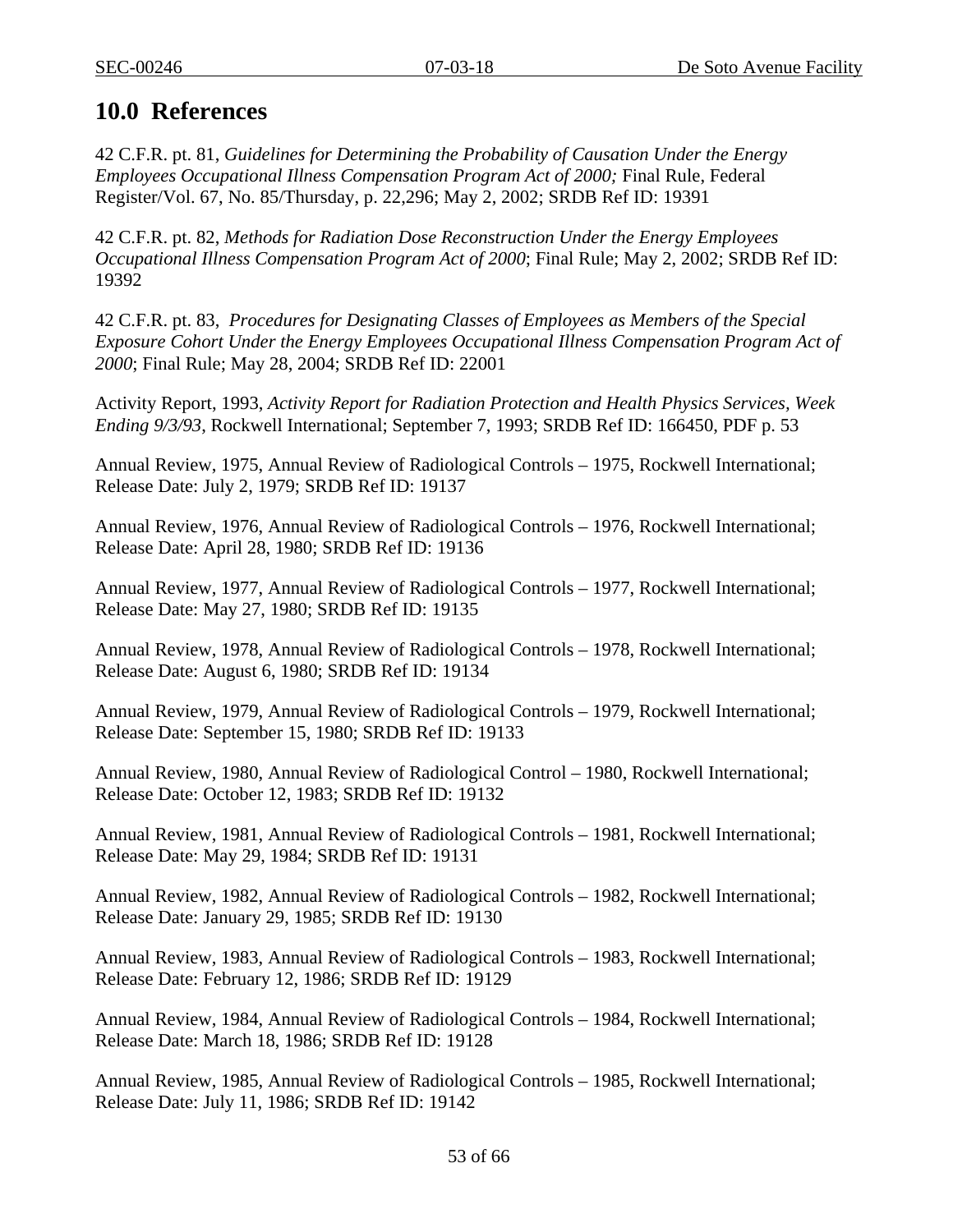## 10.0 References

42 C.F.R. pt. 81, *Guidelines for Determining the Probability of Causation Under the Energy Employees Occupational Illness Compensation Program Act of 2000;* Final Rule, Federal Register/Vol. 67, No. 85/Thursday, p. 22,296; May 2, 2002; SRDB Ref ID: 19391

42 C.F.R. pt. 82, *Methods for Radiation Dose Reconstruction Under the Energy Employees Occupational Illness Compensation Program Act of 2000*; Final Rule; May 2, 2002; SRDB Ref ID: 19392

42 C.F.R. pt. 83, *Procedures for Designating Classes of Employees as Members of the Special Exposure Cohort Under the Energy Employees Occupational Illness Compensation Program Act of 2000*; Final Rule; May 28, 2004; SRDB Ref ID: 22001

Activity Report, 1993, *Activity Report for Radiation Protection and Health Physics Services, Week Ending 9/3/93*, Rockwell International; September 7, 1993; SRDB Ref ID: 166450, PDF p. 53

Annual Review, 1975, Annual Review of Radiological Controls – 1975, Rockwell International; Release Date: July 2, 1979; SRDB Ref ID: 19137

Annual Review, 1976, Annual Review of Radiological Controls – 1976, Rockwell International; Release Date: April 28, 1980; SRDB Ref ID: 19136

Annual Review, 1977, Annual Review of Radiological Controls – 1977, Rockwell International; Release Date: May 27, 1980; SRDB Ref ID: 19135

Annual Review, 1978, Annual Review of Radiological Controls – 1978, Rockwell International; Release Date: August 6, 1980; SRDB Ref ID: 19134

Annual Review, 1979, Annual Review of Radiological Controls – 1979, Rockwell International; Release Date: September 15, 1980; SRDB Ref ID: 19133

Annual Review, 1980, Annual Review of Radiological Control – 1980, Rockwell International; Release Date: October 12, 1983; SRDB Ref ID: 19132

Annual Review, 1981, Annual Review of Radiological Controls – 1981, Rockwell International; Release Date: May 29, 1984; SRDB Ref ID: 19131

Annual Review, 1982, Annual Review of Radiological Controls – 1982, Rockwell International; Release Date: January 29, 1985; SRDB Ref ID: 19130

Annual Review, 1983, Annual Review of Radiological Controls – 1983, Rockwell International; Release Date: February 12, 1986; SRDB Ref ID: 19129

Annual Review, 1984, Annual Review of Radiological Controls – 1984, Rockwell International; Release Date: March 18, 1986; SRDB Ref ID: 19128

Annual Review, 1985, Annual Review of Radiological Controls – 1985, Rockwell International; Release Date: July 11, 1986; SRDB Ref ID: 19142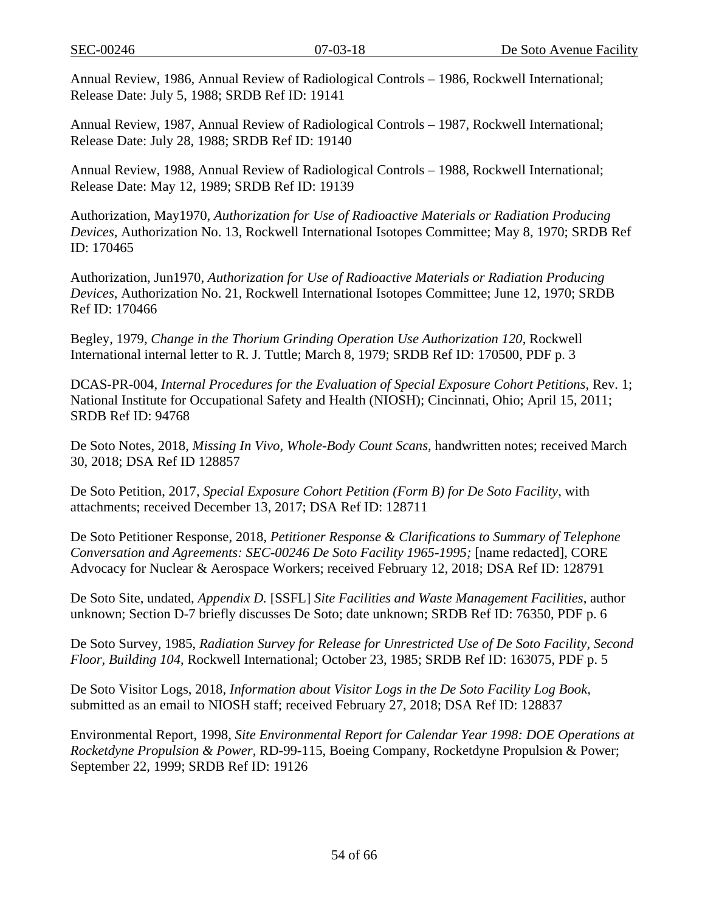Annual Review, 1986, Annual Review of Radiological Controls – 1986, Rockwell International; Release Date: July 5, 1988; SRDB Ref ID: 19141

Annual Review, 1987, Annual Review of Radiological Controls – 1987, Rockwell International; Release Date: July 28, 1988; SRDB Ref ID: 19140

Annual Review, 1988, Annual Review of Radiological Controls – 1988, Rockwell International; Release Date: May 12, 1989; SRDB Ref ID: 19139

Authorization, May1970, *Authorization for Use of Radioactive Materials or Radiation Producing Devices*, Authorization No. 13, Rockwell International Isotopes Committee; May 8, 1970; SRDB Ref ID: 170465

Authorization, Jun1970, *Authorization for Use of Radioactive Materials or Radiation Producing Devices*, Authorization No. 21, Rockwell International Isotopes Committee; June 12, 1970; SRDB Ref ID: 170466

Begley, 1979, *Change in the Thorium Grinding Operation Use Authorization 120*, Rockwell International internal letter to R. J. Tuttle; March 8, 1979; SRDB Ref ID: 170500, PDF p. 3

DCAS-PR-004, *Internal Procedures for the Evaluation of Special Exposure Cohort Petitions*, Rev. 1; National Institute for Occupational Safety and Health (NIOSH); Cincinnati, Ohio; April 15, 2011; SRDB Ref ID: 94768

De Soto Notes, 2018, *Missing In Vivo, Whole-Body Count Scans,* handwritten notes; received March 30, 2018; DSA Ref ID 128857

De Soto Petition, 2017, *Special Exposure Cohort Petition (Form B) for De Soto Facility*, with attachments; received December 13, 2017; DSA Ref ID: 128711

De Soto Petitioner Response, 2018, *Petitioner Response & Clarifications to Summary of Telephone Conversation and Agreements: SEC-00246 De Soto Facility 1965-1995;* [name redacted], CORE Advocacy for Nuclear & Aerospace Workers; received February 12, 2018; DSA Ref ID: 128791

De Soto Site, undated, *Appendix D.* [SSFL] *Site Facilities and Waste Management Facilities*, author unknown; Section D-7 briefly discusses De Soto; date unknown; SRDB Ref ID: 76350, PDF p. 6

De Soto Survey, 1985, *Radiation Survey for Release for Unrestricted Use of De Soto Facility, Second Floor, Building 104*, Rockwell International; October 23, 1985; SRDB Ref ID: 163075, PDF p. 5

De Soto Visitor Logs, 2018, *Information about Visitor Logs in the De Soto Facility Log Book,* submitted as an email to NIOSH staff; received February 27, 2018; DSA Ref ID: 128837

Environmental Report, 1998, *Site Environmental Report for Calendar Year 1998: DOE Operations at Rocketdyne Propulsion & Power*, RD-99-115, Boeing Company, Rocketdyne Propulsion & Power; September 22, 1999; SRDB Ref ID: 19126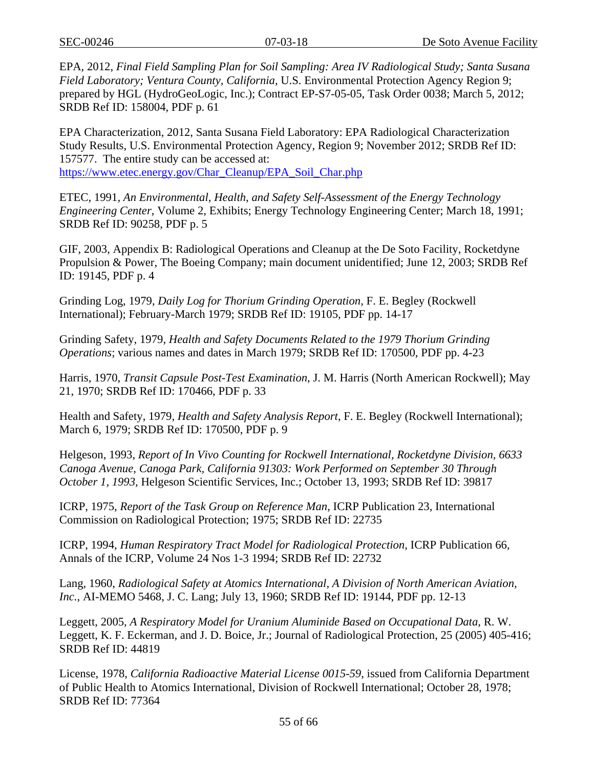EPA, 2012, *Final Field Sampling Plan for Soil Sampling: Area IV Radiological Study; Santa Susana Field Laboratory; Ventura County, California*, U.S. Environmental Protection Agency Region 9; prepared by HGL (HydroGeoLogic, Inc.); Contract EP-S7-05-05, Task Order 0038; March 5, 2012; SRDB Ref ID: 158004, PDF p. 61

EPA Characterization, 2012, Santa Susana Field Laboratory: EPA Radiological Characterization Study Results, U.S. Environmental Protection Agency, Region 9; November 2012; SRDB Ref ID: 157577. The entire study can be accessed at: https://www.etec.energy.gov/Char_Cleanup/EPA_Soil_Char.php

ETEC, 1991, *An Environmental, Health, and Safety Self-Assessment of the Energy Technology Engineering Center*, Volume 2, Exhibits; Energy Technology Engineering Center; March 18, 1991; SRDB Ref ID: 90258, PDF p. 5

GIF, 2003, Appendix B: Radiological Operations and Cleanup at the De Soto Facility, Rocketdyne Propulsion & Power, The Boeing Company; main document unidentified; June 12, 2003; SRDB Ref ID: 19145, PDF p. 4

Grinding Log, 1979, *Daily Log for Thorium Grinding Operation*, F. E. Begley (Rockwell International); February-March 1979; SRDB Ref ID: 19105, PDF pp. 14-17

Grinding Safety, 1979, *Health and Safety Documents Related to the 1979 Thorium Grinding Operations*; various names and dates in March 1979; SRDB Ref ID: 170500, PDF pp. 4-23

Harris, 1970, *Transit Capsule Post-Test Examination*, J. M. Harris (North American Rockwell); May 21, 1970; SRDB Ref ID: 170466, PDF p. 33

Health and Safety, 1979, *Health and Safety Analysis Report*, F. E. Begley (Rockwell International); March 6, 1979; SRDB Ref ID: 170500, PDF p. 9

Helgeson, 1993, *Report of In Vivo Counting for Rockwell International, Rocketdyne Division, 6633 Canoga Avenue, Canoga Park, California 91303: Work Performed on September 30 Through October 1, 1993*, Helgeson Scientific Services, Inc.; October 13, 1993; SRDB Ref ID: 39817

ICRP, 1975, *Report of the Task Group on Reference Man*, ICRP Publication 23, International Commission on Radiological Protection; 1975; SRDB Ref ID: 22735

ICRP, 1994, *Human Respiratory Tract Model for Radiological Protection*, ICRP Publication 66, Annals of the ICRP, Volume 24 Nos 1-3 1994; SRDB Ref ID: 22732

Lang, 1960, *Radiological Safety at Atomics International, A Division of North American Aviation, Inc.*, AI-MEMO 5468, J. C. Lang; July 13, 1960; SRDB Ref ID: 19144, PDF pp. 12-13

Leggett, 2005, *A Respiratory Model for Uranium Aluminide Based on Occupational Data*, R. W. Leggett, K. F. Eckerman, and J. D. Boice, Jr.; Journal of Radiological Protection, 25 (2005) 405-416; SRDB Ref ID: 44819

License, 1978, *California Radioactive Material License 0015-59*, issued from California Department of Public Health to Atomics International, Division of Rockwell International; October 28, 1978; SRDB Ref ID: 77364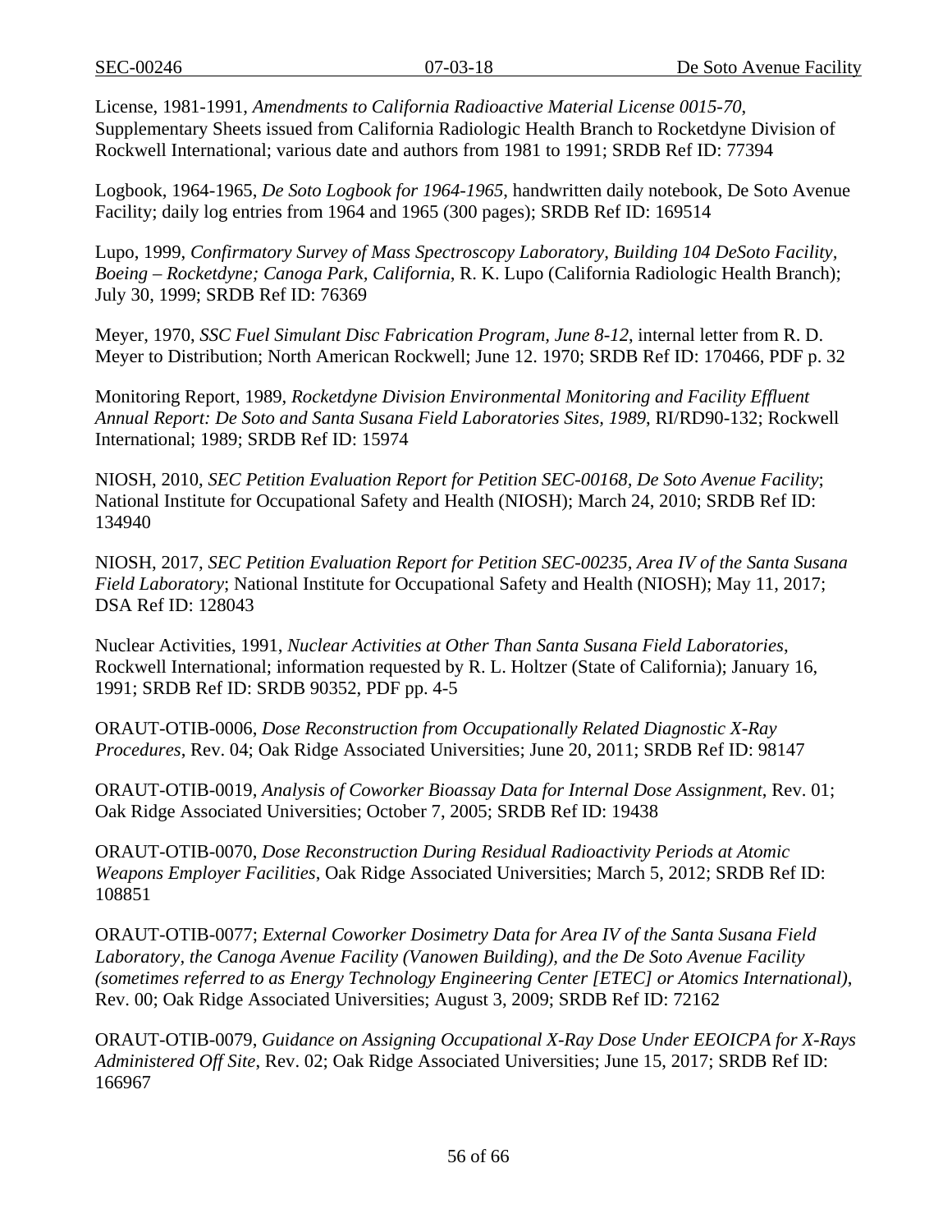License, 1981-1991, *Amendments to California Radioactive Material License 0015-70*, Supplementary Sheets issued from California Radiologic Health Branch to Rocketdyne Division of Rockwell International; various date and authors from 1981 to 1991; SRDB Ref ID: 77394

Logbook, 1964-1965, *De Soto Logbook for 1964-1965*, handwritten daily notebook, De Soto Avenue Facility; daily log entries from 1964 and 1965 (300 pages); SRDB Ref ID: 169514

Lupo, 1999, *Confirmatory Survey of Mass Spectroscopy Laboratory, Building 104 DeSoto Facility, Boeing – Rocketdyne; Canoga Park, California*, R. K. Lupo (California Radiologic Health Branch); July 30, 1999; SRDB Ref ID: 76369

Meyer, 1970, *SSC Fuel Simulant Disc Fabrication Program, June 8-12*, internal letter from R. D. Meyer to Distribution; North American Rockwell; June 12. 1970; SRDB Ref ID: 170466, PDF p. 32

Monitoring Report, 1989, *Rocketdyne Division Environmental Monitoring and Facility Effluent Annual Report: De Soto and Santa Susana Field Laboratories Sites, 1989*, RI/RD90-132; Rockwell International; 1989; SRDB Ref ID: 15974

NIOSH, 2010, *SEC Petition Evaluation Report for Petition SEC-00168, De Soto Avenue Facility*; National Institute for Occupational Safety and Health (NIOSH); March 24, 2010; SRDB Ref ID: 134940

NIOSH, 2017, *SEC Petition Evaluation Report for Petition SEC-00235, Area IV of the Santa Susana Field Laboratory*; National Institute for Occupational Safety and Health (NIOSH); May 11, 2017; DSA Ref ID: 128043

Nuclear Activities, 1991, *Nuclear Activities at Other Than Santa Susana Field Laboratories*, Rockwell International; information requested by R. L. Holtzer (State of California); January 16, 1991; SRDB Ref ID: SRDB 90352, PDF pp. 4-5

ORAUT-OTIB-0006, *Dose Reconstruction from Occupationally Related Diagnostic X-Ray Procedures*, Rev. 04; Oak Ridge Associated Universities; June 20, 2011; SRDB Ref ID: 98147

ORAUT-OTIB-0019, *Analysis of Coworker Bioassay Data for Internal Dose Assignment*, Rev. 01; Oak Ridge Associated Universities; October 7, 2005; SRDB Ref ID: 19438

ORAUT-OTIB-0070, *Dose Reconstruction During Residual Radioactivity Periods at Atomic Weapons Employer Facilities*, Oak Ridge Associated Universities; March 5, 2012; SRDB Ref ID: 108851

ORAUT-OTIB-0077; *External Coworker Dosimetry Data for Area IV of the Santa Susana Field Laboratory, the Canoga Avenue Facility (Vanowen Building), and the De Soto Avenue Facility (sometimes referred to as Energy Technology Engineering Center [ETEC] or Atomics International)*, Rev. 00; Oak Ridge Associated Universities; August 3, 2009; SRDB Ref ID: 72162

ORAUT-OTIB-0079, *Guidance on Assigning Occupational X-Ray Dose Under EEOICPA for X-Rays Administered Off Site*, Rev. 02; Oak Ridge Associated Universities; June 15, 2017; SRDB Ref ID: 166967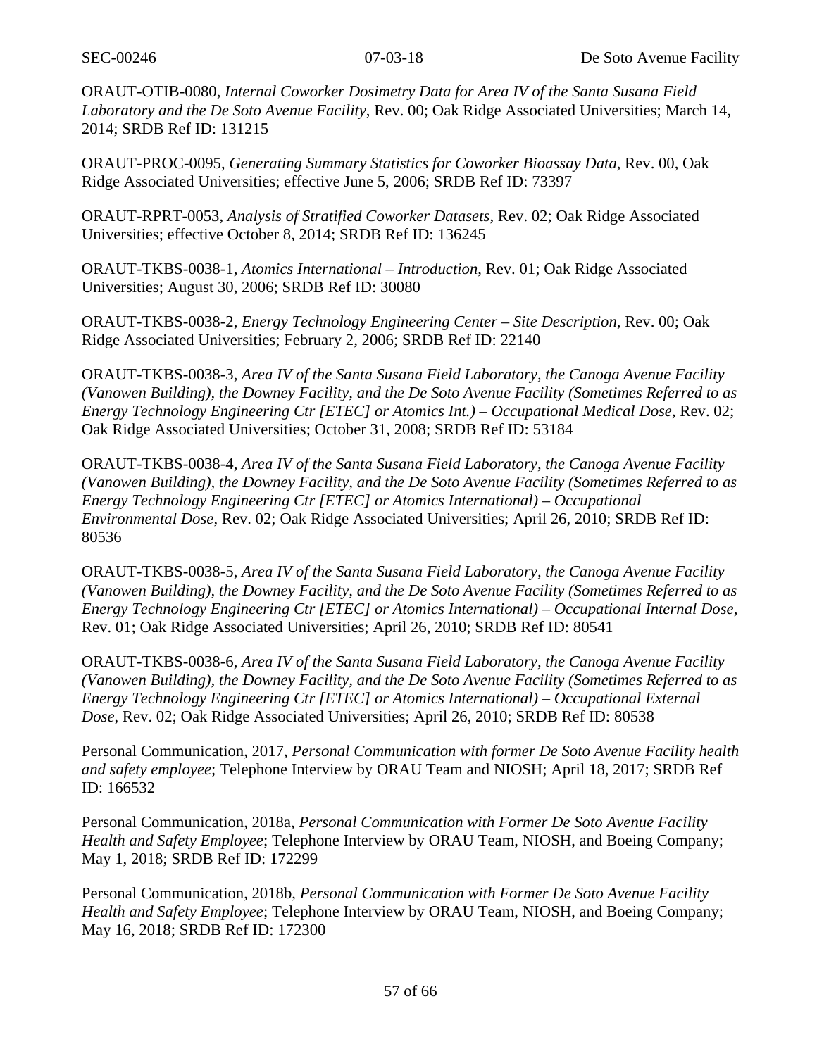ORAUT-OTIB-0080, *Internal Coworker Dosimetry Data for Area IV of the Santa Susana Field Laboratory and the De Soto Avenue Facility*, Rev. 00; Oak Ridge Associated Universities; March 14, 2014; SRDB Ref ID: 131215

ORAUT-PROC-0095, *Generating Summary Statistics for Coworker Bioassay Data*, Rev. 00, Oak Ridge Associated Universities; effective June 5, 2006; SRDB Ref ID: 73397

ORAUT-RPRT-0053, *Analysis of Stratified Coworker Datasets*, Rev. 02; Oak Ridge Associated Universities; effective October 8, 2014; SRDB Ref ID: 136245

ORAUT-TKBS-0038-1, *Atomics International – Introduction*, Rev. 01; Oak Ridge Associated Universities; August 30, 2006; SRDB Ref ID: 30080

ORAUT-TKBS-0038-2, *Energy Technology Engineering Center – Site Description*, Rev. 00; Oak Ridge Associated Universities; February 2, 2006; SRDB Ref ID: 22140

ORAUT-TKBS-0038-3, *Area IV of the Santa Susana Field Laboratory, the Canoga Avenue Facility (Vanowen Building), the Downey Facility, and the De Soto Avenue Facility (Sometimes Referred to as Energy Technology Engineering Ctr [ETEC] or Atomics Int.) – Occupational Medical Dose*, Rev. 02; Oak Ridge Associated Universities; October 31, 2008; SRDB Ref ID: 53184

ORAUT-TKBS-0038-4, *Area IV of the Santa Susana Field Laboratory, the Canoga Avenue Facility (Vanowen Building), the Downey Facility, and the De Soto Avenue Facility (Sometimes Referred to as Energy Technology Engineering Ctr [ETEC] or Atomics International) – Occupational Environmental Dose*, Rev. 02; Oak Ridge Associated Universities; April 26, 2010; SRDB Ref ID: 80536

ORAUT-TKBS-0038-5, *Area IV of the Santa Susana Field Laboratory, the Canoga Avenue Facility (Vanowen Building), the Downey Facility, and the De Soto Avenue Facility (Sometimes Referred to as Energy Technology Engineering Ctr [ETEC] or Atomics International) – Occupational Internal Dose*, Rev. 01; Oak Ridge Associated Universities; April 26, 2010; SRDB Ref ID: 80541

ORAUT-TKBS-0038-6, *Area IV of the Santa Susana Field Laboratory, the Canoga Avenue Facility (Vanowen Building), the Downey Facility, and the De Soto Avenue Facility (Sometimes Referred to as Energy Technology Engineering Ctr [ETEC] or Atomics International) – Occupational External Dose*, Rev. 02; Oak Ridge Associated Universities; April 26, 2010; SRDB Ref ID: 80538

Personal Communication, 2017, *Personal Communication with former De Soto Avenue Facility health and safety employee*; Telephone Interview by ORAU Team and NIOSH; April 18, 2017; SRDB Ref ID: 166532

Personal Communication, 2018a, *Personal Communication with Former De Soto Avenue Facility Health and Safety Employee*; Telephone Interview by ORAU Team, NIOSH, and Boeing Company; May 1, 2018; SRDB Ref ID: 172299

Personal Communication, 2018b, *Personal Communication with Former De Soto Avenue Facility Health and Safety Employee*; Telephone Interview by ORAU Team, NIOSH, and Boeing Company; May 16, 2018; SRDB Ref ID: 172300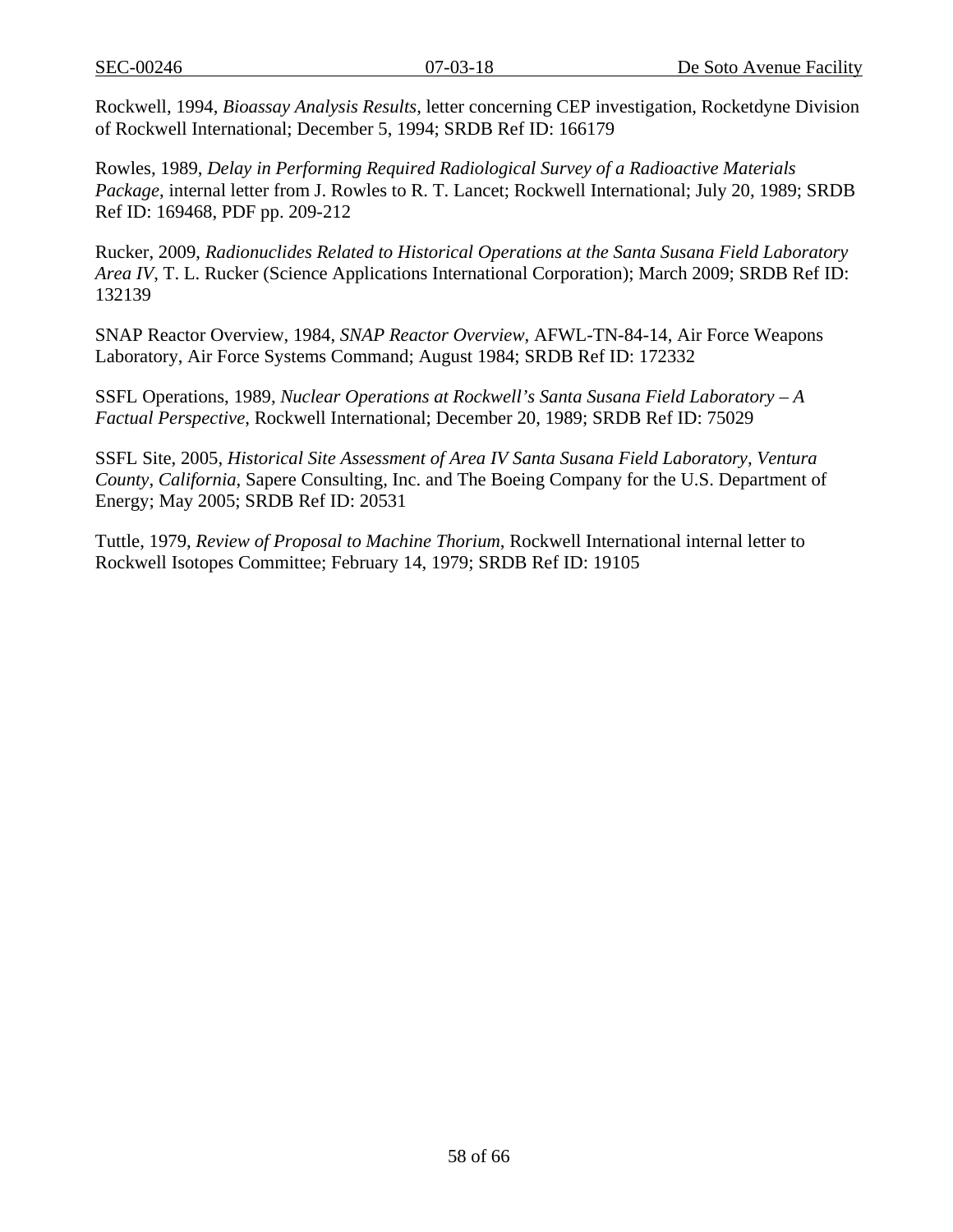Rockwell, 1994, *Bioassay Analysis Results*, letter concerning CEP investigation, Rocketdyne Division of Rockwell International; December 5, 1994; SRDB Ref ID: 166179

Rowles, 1989, *Delay in Performing Required Radiological Survey of a Radioactive Materials Package*, internal letter from J. Rowles to R. T. Lancet; Rockwell International; July 20, 1989; SRDB Ref ID: 169468, PDF pp. 209-212

Rucker, 2009, *Radionuclides Related to Historical Operations at the Santa Susana Field Laboratory Area IV*, T. L. Rucker (Science Applications International Corporation); March 2009; SRDB Ref ID: 132139

SNAP Reactor Overview, 1984, *SNAP Reactor Overview*, AFWL-TN-84-14, Air Force Weapons Laboratory, Air Force Systems Command; August 1984; SRDB Ref ID: 172332

SSFL Operations, 1989, *Nuclear Operations at Rockwell's Santa Susana Field Laboratory – A Factual Perspective*, Rockwell International; December 20, 1989; SRDB Ref ID: 75029

SSFL Site, 2005, *Historical Site Assessment of Area IV Santa Susana Field Laboratory, Ventura County, California*, Sapere Consulting, Inc. and The Boeing Company for the U.S. Department of Energy; May 2005; SRDB Ref ID: 20531

Tuttle, 1979, *Review of Proposal to Machine Thorium*, Rockwell International internal letter to Rockwell Isotopes Committee; February 14, 1979; SRDB Ref ID: 19105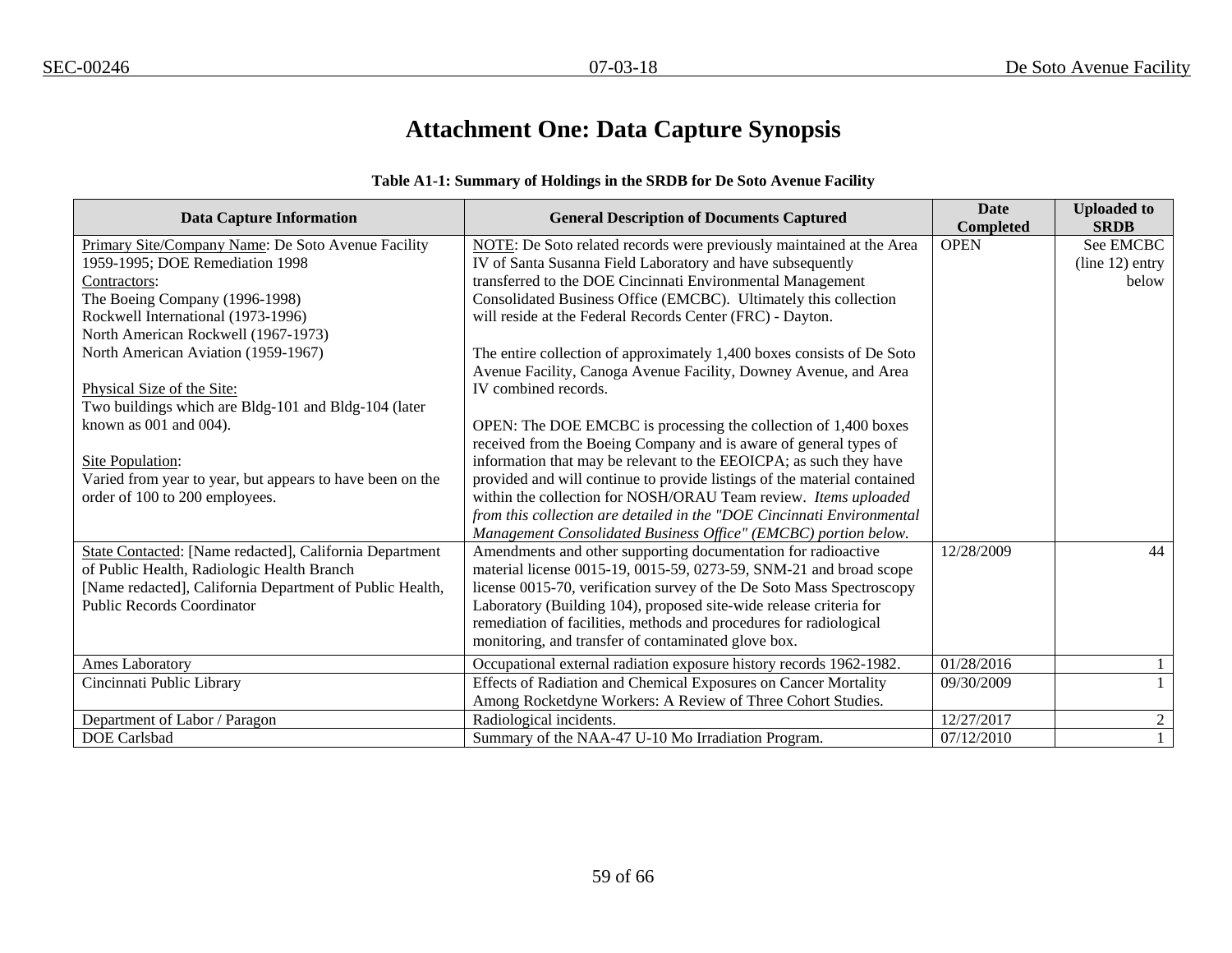# Attachment One: Data Capture Synopsis

**Table A1-1: Summary of Holdings in the SRDB for De Soto Avenue Facility**

| Data Capture Information | General Description of Documents Captured | Date Completed | Uploaded to SRDB |
|---|---|---|---|
| Primary Site/Company Name: De Soto Avenue Facility 1959-1995; DOE Remediation 1998<br>Contractors:<br>The Boeing Company (1996-1998)<br>Rockwell International (1973-1996)<br>North American Rockwell (1967-1973)<br>North American Aviation (1959-1967)<br><br>Physical Size of the Site:<br>Two buildings which are Bldg-101 and Bldg-104 (later known as 001 and 004).<br><br>Site Population:<br>Varied from year to year, but appears to have been on the order of 100 to 200 employees. | NOTE: De Soto related records were previously maintained at the Area IV of Santa Susanna Field Laboratory and have subsequently transferred to the DOE Cincinnati Environmental Management Consolidated Business Office (EMCBC). Ultimately this collection will reside at the Federal Records Center (FRC) - Dayton.<br><br>The entire collection of approximately 1,400 boxes consists of De Soto Avenue Facility, Canoga Avenue Facility, Downey Avenue, and Area IV combined records.<br><br>OPEN: The DOE EMCBC is processing the collection of 1,400 boxes received from the Boeing Company and is aware of general types of information that may be relevant to the EEOICPA; as such they have provided and will continue to provide listings of the material contained within the collection for NOSH/ORAU Team review. *Items uploaded from this collection are detailed in the "DOE Cincinnati Environmental Management Consolidated Business Office" (EMCBC) portion below.* | OPEN | See EMCBC (line 12) entry below |
| State Contacted: [Name redacted], California Department of Public Health, Radiologic Health Branch<br>[Name redacted], California Department of Public Health, Public Records Coordinator | Amendments and other supporting documentation for radioactive material license 0015-19, 0015-59, 0273-59, SNM-21 and broad scope license 0015-70, verification survey of the De Soto Mass Spectroscopy Laboratory (Building 104), proposed site-wide release criteria for remediation of facilities, methods and procedures for radiological monitoring, and transfer of contaminated glove box. | 12/28/2009 | 44 |
| Ames Laboratory | Occupational external radiation exposure history records 1962-1982. | 01/28/2016 | 1 |
| Cincinnati Public Library | Effects of Radiation and Chemical Exposures on Cancer Mortality Among Rocketdyne Workers: A Review of Three Cohort Studies. | 09/30/2009 | 1 |
| Department of Labor / Paragon | Radiological incidents. | 12/27/2017 | 2 |
| DOE Carlsbad | Summary of the NAA-47 U-10 Mo Irradiation Program. | 07/12/2010 | 1 |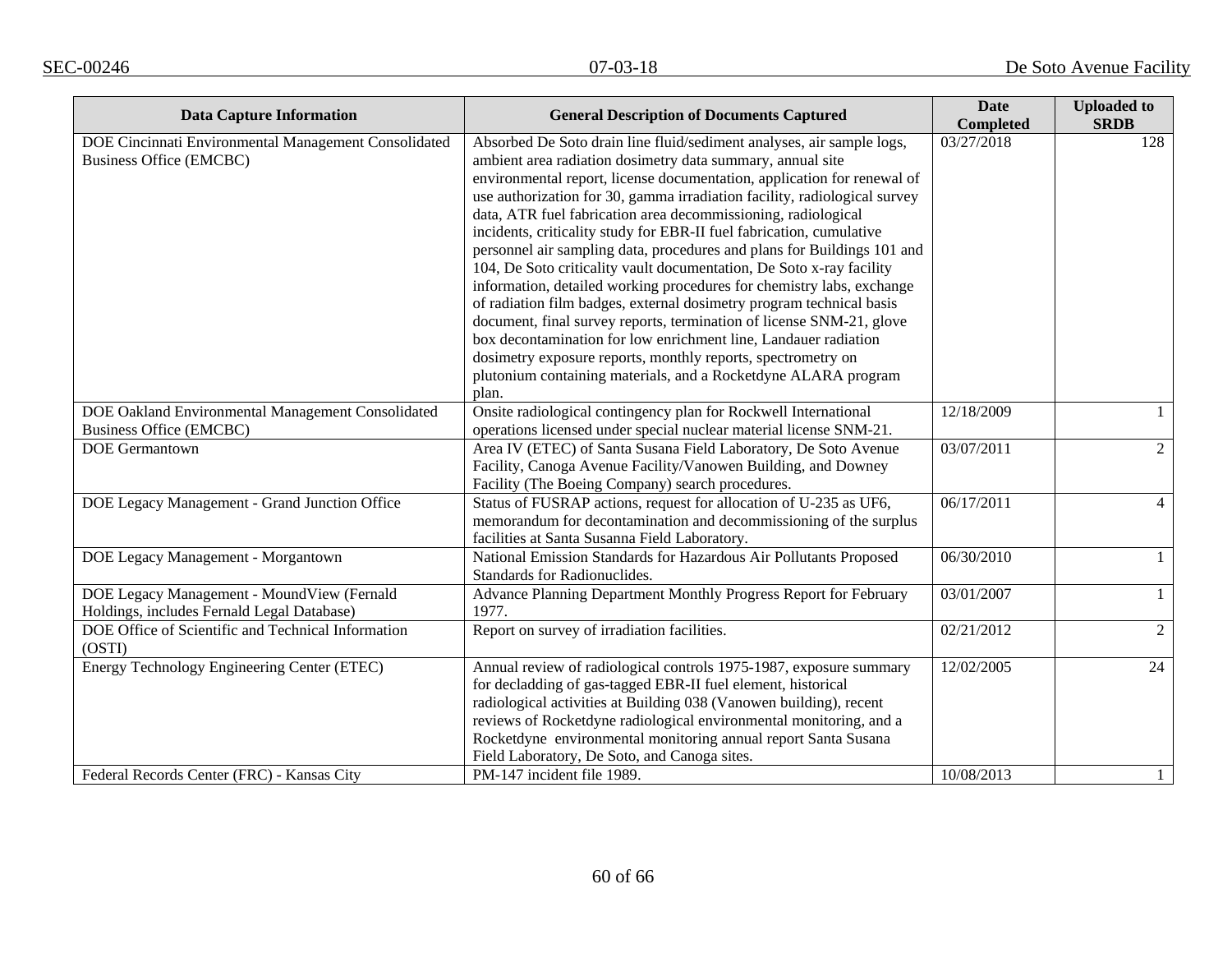| Data Capture Information | General Description of Documents Captured | Date Completed | Uploaded to SRDB |
|---|---|---|---|
| DOE Cincinnati Environmental Management Consolidated Business Office (EMCBC) | Absorbed De Soto drain line fluid/sediment analyses, air sample logs, ambient area radiation dosimetry data summary, annual site environmental report, license documentation, application for renewal of use authorization for 30, gamma irradiation facility, radiological survey data, ATR fuel fabrication area decommissioning, radiological incidents, criticality study for EBR-II fuel fabrication, cumulative personnel air sampling data, procedures and plans for Buildings 101 and 104, De Soto criticality vault documentation, De Soto x-ray facility information, detailed working procedures for chemistry labs, exchange of radiation film badges, external dosimetry program technical basis document, final survey reports, termination of license SNM-21, glove box decontamination for low enrichment line, Landauer radiation dosimetry exposure reports, monthly reports, spectrometry on plutonium containing materials, and a Rocketdyne ALARA program plan. | 03/27/2018 | 128 |
| DOE Oakland Environmental Management Consolidated Business Office (EMCBC) | Onsite radiological contingency plan for Rockwell International operations licensed under special nuclear material license SNM-21. | 12/18/2009 | 1 |
| DOE Germantown | Area IV (ETEC) of Santa Susana Field Laboratory, De Soto Avenue Facility, Canoga Avenue Facility/Vanowen Building, and Downey Facility (The Boeing Company) search procedures. | 03/07/2011 | 2 |
| DOE Legacy Management - Grand Junction Office | Status of FUSRAP actions, request for allocation of U-235 as UF6, memorandum for decontamination and decommissioning of the surplus facilities at Santa Susanna Field Laboratory. | 06/17/2011 | 4 |
| DOE Legacy Management - Morgantown | National Emission Standards for Hazardous Air Pollutants Proposed Standards for Radionuclides. | 06/30/2010 | 1 |
| DOE Legacy Management - MoundView (Fernald Holdings, includes Fernald Legal Database) | Advance Planning Department Monthly Progress Report for February 1977. | 03/01/2007 | 1 |
| DOE Office of Scientific and Technical Information (OSTI) | Report on survey of irradiation facilities. | 02/21/2012 | 2 |
| Energy Technology Engineering Center (ETEC) | Annual review of radiological controls 1975-1987, exposure summary for decladding of gas-tagged EBR-II fuel element, historical radiological activities at Building 038 (Vanowen building), recent reviews of Rocketdyne radiological environmental monitoring, and a Rocketdyne environmental monitoring annual report Santa Susana Field Laboratory, De Soto, and Canoga sites. | 12/02/2005 | 24 |
| Federal Records Center (FRC) - Kansas City | PM-147 incident file 1989. | 10/08/2013 | 1 |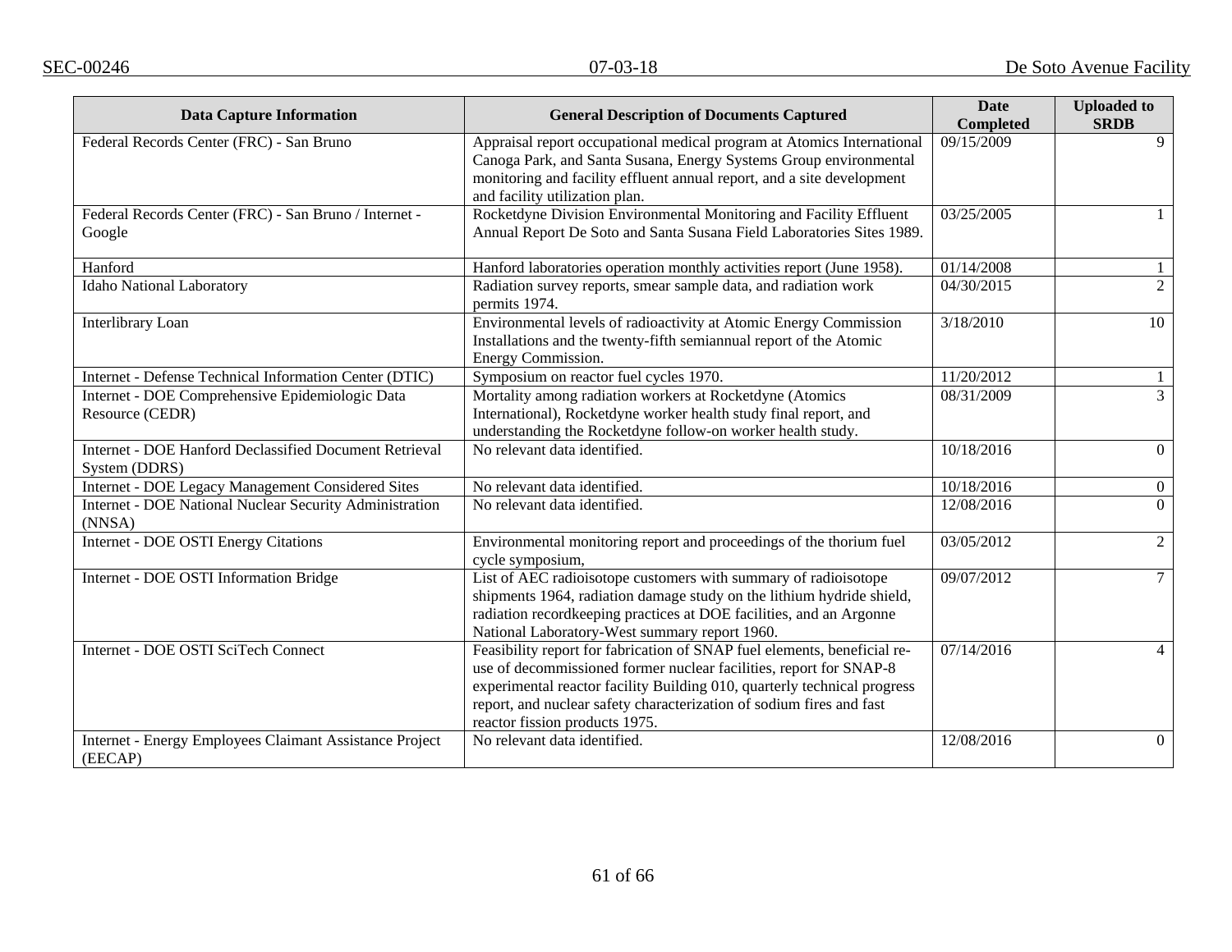| Data Capture Information | General Description of Documents Captured | Date Completed | Uploaded to SRDB |
|---|---|---|---|
| Federal Records Center (FRC) - San Bruno | Appraisal report occupational medical program at Atomics International Canoga Park, and Santa Susana, Energy Systems Group environmental monitoring and facility effluent annual report, and a site development and facility utilization plan. | 09/15/2009 | 9 |
| Federal Records Center (FRC) - San Bruno / Internet - Google | Rocketdyne Division Environmental Monitoring and Facility Effluent Annual Report De Soto and Santa Susana Field Laboratories Sites 1989. | 03/25/2005 | 1 |
| Hanford | Hanford laboratories operation monthly activities report (June 1958). | 01/14/2008 | 1 |
| Idaho National Laboratory | Radiation survey reports, smear sample data, and radiation work permits 1974. | 04/30/2015 | 2 |
| Interlibrary Loan | Environmental levels of radioactivity at Atomic Energy Commission Installations and the twenty-fifth semiannual report of the Atomic Energy Commission. | 3/18/2010 | 10 |
| Internet - Defense Technical Information Center (DTIC) | Symposium on reactor fuel cycles 1970. | 11/20/2012 | 1 |
| Internet - DOE Comprehensive Epidemiologic Data Resource (CEDR) | Mortality among radiation workers at Rocketdyne (Atomics International), Rocketdyne worker health study final report, and understanding the Rocketdyne follow-on worker health study. | 08/31/2009 | 3 |
| Internet - DOE Hanford Declassified Document Retrieval System (DDRS) | No relevant data identified. | 10/18/2016 | 0 |
| Internet - DOE Legacy Management Considered Sites | No relevant data identified. | 10/18/2016 | 0 |
| Internet - DOE National Nuclear Security Administration (NNSA) | No relevant data identified. | 12/08/2016 | 0 |
| Internet - DOE OSTI Energy Citations | Environmental monitoring report and proceedings of the thorium fuel cycle symposium, | 03/05/2012 | 2 |
| Internet - DOE OSTI Information Bridge | List of AEC radioisotope customers with summary of radioisotope shipments 1964, radiation damage study on the lithium hydride shield, radiation recordkeeping practices at DOE facilities, and an Argonne National Laboratory-West summary report 1960. | 09/07/2012 | 7 |
| Internet - DOE OSTI SciTech Connect | Feasibility report for fabrication of SNAP fuel elements, beneficial re-use of decommissioned former nuclear facilities, report for SNAP-8 experimental reactor facility Building 010, quarterly technical progress report, and nuclear safety characterization of sodium fires and fast reactor fission products 1975. | 07/14/2016 | 4 |
| Internet - Energy Employees Claimant Assistance Project (EECAP) | No relevant data identified. | 12/08/2016 | 0 |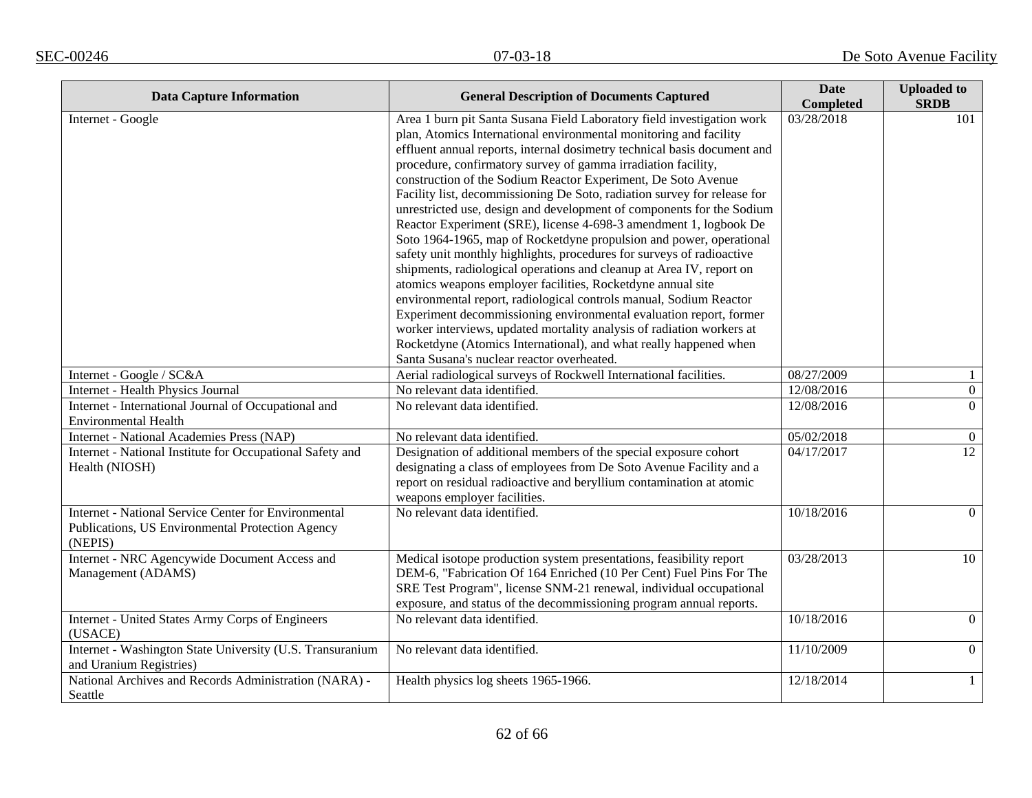| Data Capture Information | General Description of Documents Captured | Date Completed | Uploaded to SRDB |
|---|---|---|---|
| Internet - Google | Area 1 burn pit Santa Susana Field Laboratory field investigation work plan, Atomics International environmental monitoring and facility effluent annual reports, internal dosimetry technical basis document and procedure, confirmatory survey of gamma irradiation facility, construction of the Sodium Reactor Experiment, De Soto Avenue Facility list, decommissioning De Soto, radiation survey for release for unrestricted use, design and development of components for the Sodium Reactor Experiment (SRE), license 4-698-3 amendment 1, logbook De Soto 1964-1965, map of Rocketdyne propulsion and power, operational safety unit monthly highlights, procedures for surveys of radioactive shipments, radiological operations and cleanup at Area IV, report on atomics weapons employer facilities, Rocketdyne annual site environmental report, radiological controls manual, Sodium Reactor Experiment decommissioning environmental evaluation report, former worker interviews, updated mortality analysis of radiation workers at Rocketdyne (Atomics International), and what really happened when Santa Susana's nuclear reactor overheated. | 03/28/2018 | 101 |
| Internet - Google / SC&A | Aerial radiological surveys of Rockwell International facilities. | 08/27/2009 | 1 |
| Internet - Health Physics Journal | No relevant data identified. | 12/08/2016 | 0 |
| Internet - International Journal of Occupational and Environmental Health | No relevant data identified. | 12/08/2016 | 0 |
| Internet - National Academies Press (NAP) | No relevant data identified. | 05/02/2018 | 0 |
| Internet - National Institute for Occupational Safety and Health (NIOSH) | Designation of additional members of the special exposure cohort designating a class of employees from De Soto Avenue Facility and a report on residual radioactive and beryllium contamination at atomic weapons employer facilities. | 04/17/2017 | 12 |
| Internet - National Service Center for Environmental Publications, US Environmental Protection Agency (NEPIS) | No relevant data identified. | 10/18/2016 | 0 |
| Internet - NRC Agencywide Document Access and Management (ADAMS) | Medical isotope production system presentations, feasibility report DEM-6, "Fabrication Of 164 Enriched (10 Per Cent) Fuel Pins For The SRE Test Program", license SNM-21 renewal, individual occupational exposure, and status of the decommissioning program annual reports. | 03/28/2013 | 10 |
| Internet - United States Army Corps of Engineers (USACE) | No relevant data identified. | 10/18/2016 | 0 |
| Internet - Washington State University (U.S. Transuranium and Uranium Registries) | No relevant data identified. | 11/10/2009 | 0 |
| National Archives and Records Administration (NARA) - Seattle | Health physics log sheets 1965-1966. | 12/18/2014 | 1 |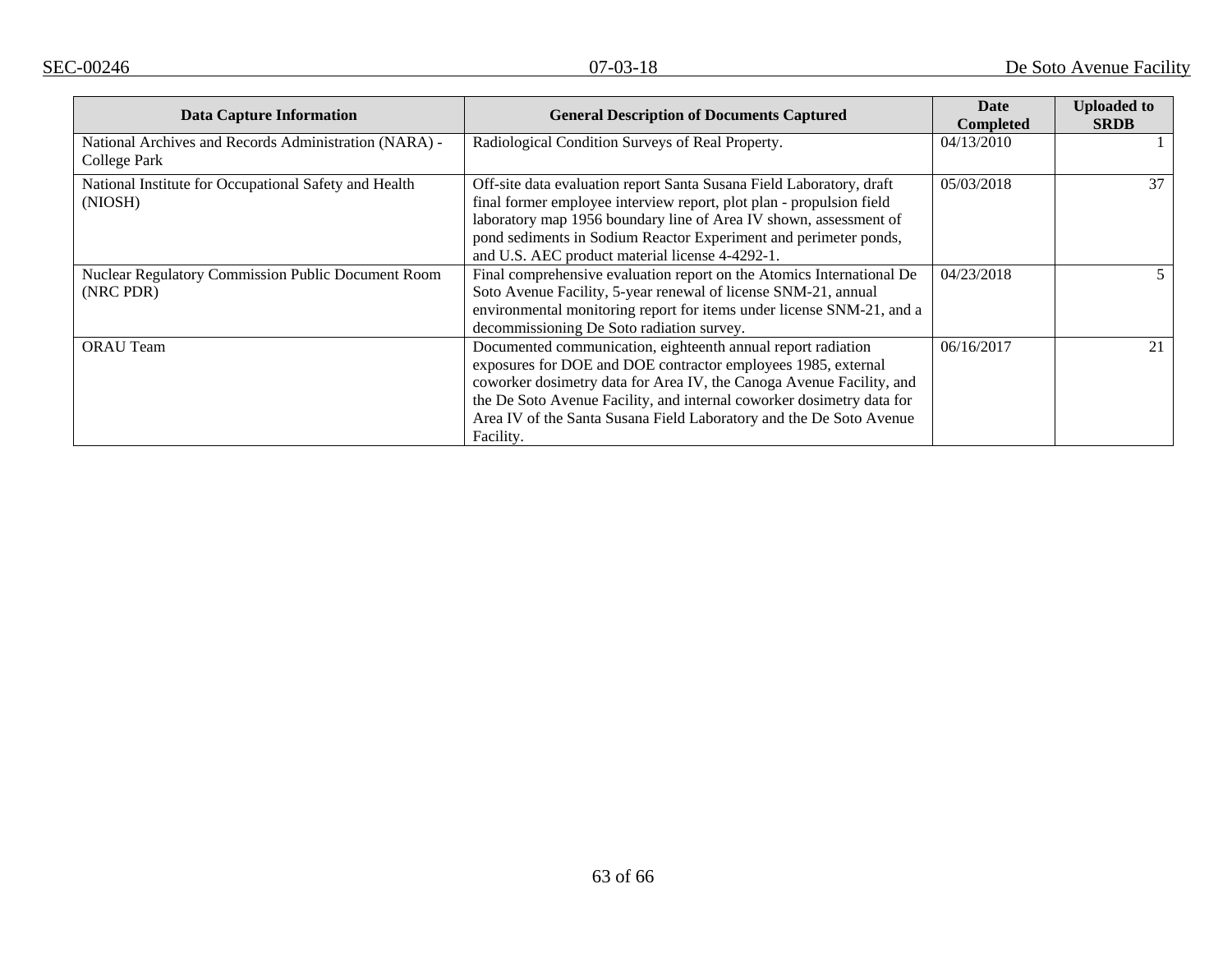| Data Capture Information | General Description of Documents Captured | Date Completed | Uploaded to SRDB |
|---|---|---|---|
| National Archives and Records Administration (NARA) - College Park | Radiological Condition Surveys of Real Property. | 04/13/2010 | 1 |
| National Institute for Occupational Safety and Health (NIOSH) | Off-site data evaluation report Santa Susana Field Laboratory, draft final former employee interview report, plot plan - propulsion field laboratory map 1956 boundary line of Area IV shown, assessment of pond sediments in Sodium Reactor Experiment and perimeter ponds, and U.S. AEC product material license 4-4292-1. | 05/03/2018 | 37 |
| Nuclear Regulatory Commission Public Document Room (NRC PDR) | Final comprehensive evaluation report on the Atomics International De Soto Avenue Facility, 5-year renewal of license SNM-21, annual environmental monitoring report for items under license SNM-21, and a decommissioning De Soto radiation survey. | 04/23/2018 | 5 |
| ORAU Team | Documented communication, eighteenth annual report radiation exposures for DOE and DOE contractor employees 1985, external coworker dosimetry data for Area IV, the Canoga Avenue Facility, and the De Soto Avenue Facility, and internal coworker dosimetry data for Area IV of the Santa Susana Field Laboratory and the De Soto Avenue Facility. | 06/16/2017 | 21 |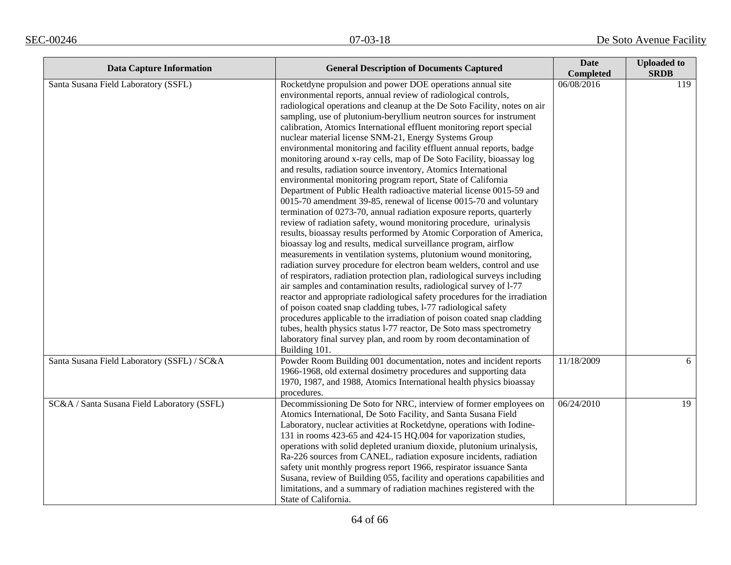| Data Capture Information | General Description of Documents Captured | Date Completed | Uploaded to SRDB |
|---|---|---|---|
| Santa Susana Field Laboratory (SSFL) | Rocketdyne propulsion and power DOE operations annual site environmental reports, annual review of radiological controls, radiological operations and cleanup at the De Soto Facility, notes on air sampling, use of plutonium-beryllium neutron sources for instrument calibration, Atomics International effluent monitoring report special nuclear material license SNM-21, Energy Systems Group environmental monitoring and facility effluent annual reports, badge monitoring around x-ray cells, map of De Soto Facility, bioassay log and results, radiation source inventory, Atomics International environmental monitoring program report, State of California Department of Public Health radioactive material license 0015-59 and 0015-70 amendment 39-85, renewal of license 0015-70 and voluntary termination of 0273-70, annual radiation exposure reports, quarterly review of radiation safety, wound monitoring procedure, urinalysis results, bioassay results performed by Atomic Corporation of America, bioassay log and results, medical surveillance program, airflow measurements in ventilation systems, plutonium wound monitoring, radiation survey procedure for electron beam welders, control and use of respirators, radiation protection plan, radiological surveys including air samples and contamination results, radiological survey of l-77 reactor and appropriate radiological safety procedures for the irradiation of poison coated snap cladding tubes, l-77 radiological safety procedures applicable to the irradiation of poison coated snap cladding tubes, health physics status l-77 reactor, De Soto mass spectrometry laboratory final survey plan, and room by room decontamination of Building 101. | 06/08/2016 | 119 |
| Santa Susana Field Laboratory (SSFL) / SC&A | Powder Room Building 001 documentation, notes and incident reports 1966-1968, old external dosimetry procedures and supporting data 1970, 1987, and 1988, Atomics International health physics bioassay procedures. | 11/18/2009 | 6 |
| SC&A / Santa Susana Field Laboratory (SSFL) | Decommissioning De Soto for NRC, interview of former employees on Atomics International, De Soto Facility, and Santa Susana Field Laboratory, nuclear activities at Rocketdyne, operations with Iodine-131 in rooms 423-65 and 424-15 HQ.004 for vaporization studies, operations with solid depleted uranium dioxide, plutonium urinalysis, Ra-226 sources from CANEL, radiation exposure incidents, radiation safety unit monthly progress report 1966, respirator issuance Santa Susana, review of Building 055, facility and operations capabilities and limitations, and a summary of radiation machines registered with the State of California. | 06/24/2010 | 19 |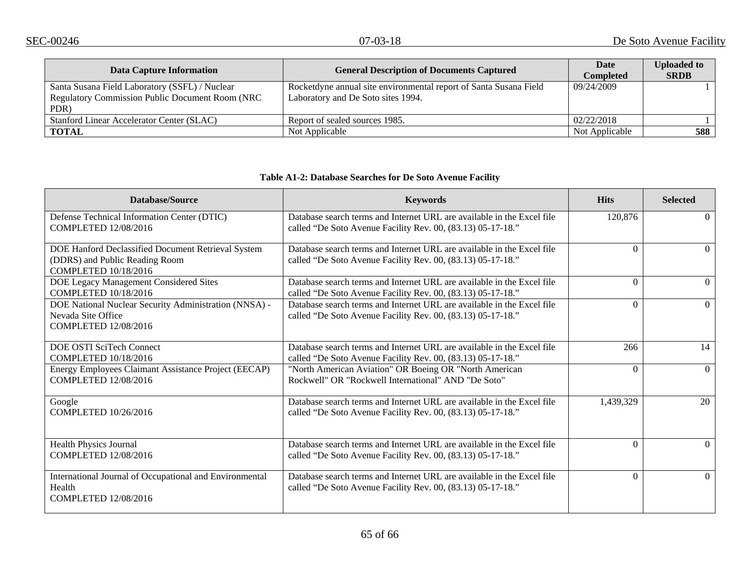| Data Capture Information | General Description of Documents Captured | Date Completed | Uploaded to SRDB |
|---|---|---|---|
| Santa Susana Field Laboratory (SSFL) / Nuclear Regulatory Commission Public Document Room (NRC PDR) | Rocketdyne annual site environmental report of Santa Susana Field Laboratory and De Soto sites 1994. | 09/24/2009 | 1 |
| Stanford Linear Accelerator Center (SLAC) | Report of sealed sources 1985. | 02/22/2018 | 1 |
| **TOTAL** | Not Applicable | Not Applicable | **588** |

**Table A1-2: Database Searches for De Soto Avenue Facility**

| Database/Source | Keywords | Hits | Selected |
|---|---|---|---|
| Defense Technical Information Center (DTIC) COMPLETED 12/08/2016 | Database search terms and Internet URL are available in the Excel file called "De Soto Avenue Facility Rev. 00, (83.13) 05-17-18." | 120,876 | 0 |
| DOE Hanford Declassified Document Retrieval System (DDRS) and Public Reading Room COMPLETED 10/18/2016 | Database search terms and Internet URL are available in the Excel file called "De Soto Avenue Facility Rev. 00, (83.13) 05-17-18." | 0 | 0 |
| DOE Legacy Management Considered Sites COMPLETED 10/18/2016 | Database search terms and Internet URL are available in the Excel file called "De Soto Avenue Facility Rev. 00, (83.13) 05-17-18." | 0 | 0 |
| DOE National Nuclear Security Administration (NNSA) - Nevada Site Office COMPLETED 12/08/2016 | Database search terms and Internet URL are available in the Excel file called "De Soto Avenue Facility Rev. 00, (83.13) 05-17-18." | 0 | 0 |
| DOE OSTI SciTech Connect COMPLETED 10/18/2016 | Database search terms and Internet URL are available in the Excel file called "De Soto Avenue Facility Rev. 00, (83.13) 05-17-18." | 266 | 14 |
| Energy Employees Claimant Assistance Project (EECAP) COMPLETED 12/08/2016 | "North American Aviation" OR Boeing OR "North American Rockwell" OR "Rockwell International" AND "De Soto" | 0 | 0 |
| Google COMPLETED 10/26/2016 | Database search terms and Internet URL are available in the Excel file called "De Soto Avenue Facility Rev. 00, (83.13) 05-17-18." | 1,439,329 | 20 |
| Health Physics Journal COMPLETED 12/08/2016 | Database search terms and Internet URL are available in the Excel file called "De Soto Avenue Facility Rev. 00, (83.13) 05-17-18." | 0 | 0 |
| International Journal of Occupational and Environmental Health COMPLETED 12/08/2016 | Database search terms and Internet URL are available in the Excel file called "De Soto Avenue Facility Rev. 00, (83.13) 05-17-18." | 0 | 0 |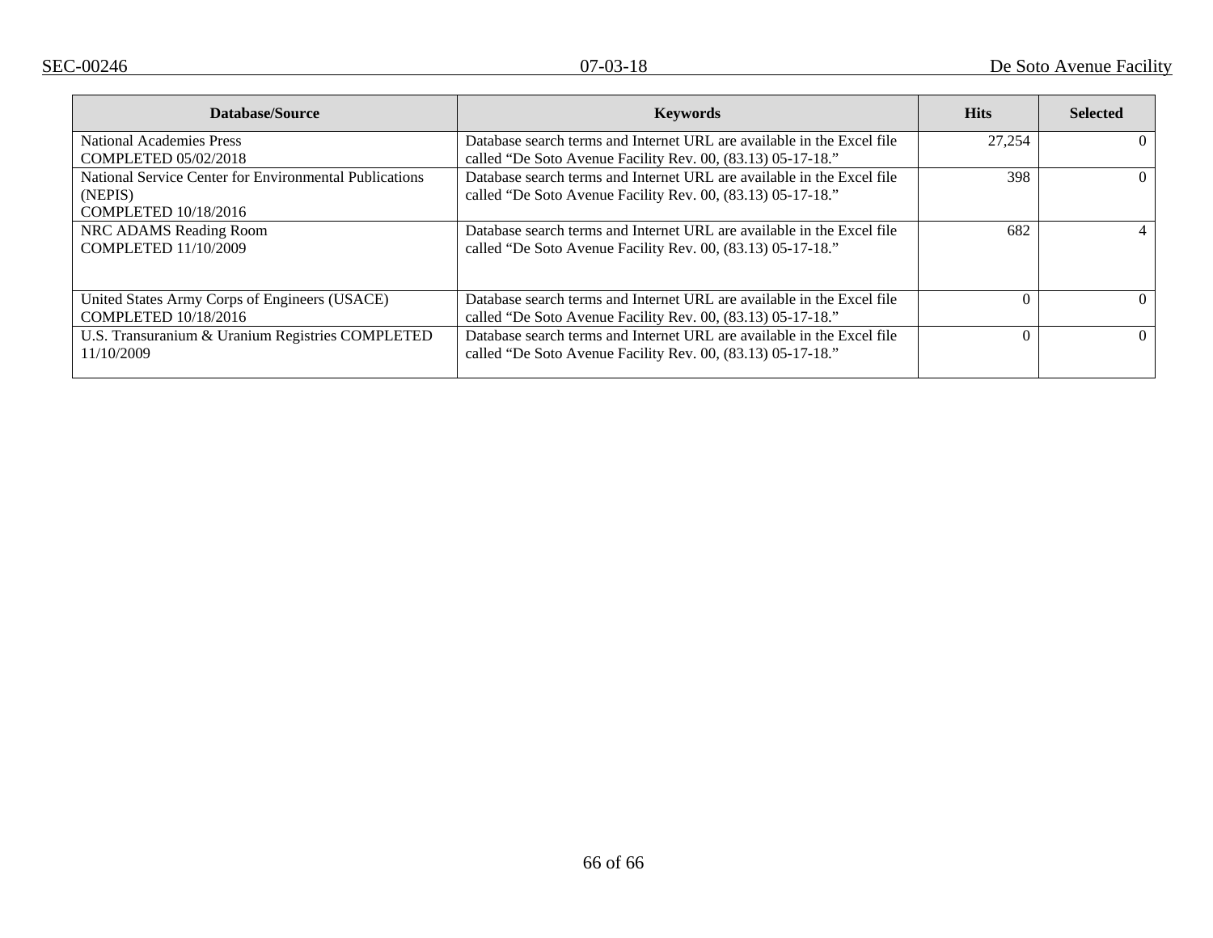| Database/Source | Keywords | Hits | Selected |
|---|---|---|---|
| National Academies Press COMPLETED 05/02/2018 | Database search terms and Internet URL are available in the Excel file called "De Soto Avenue Facility Rev. 00, (83.13) 05-17-18." | 27,254 | 0 |
| National Service Center for Environmental Publications (NEPIS) COMPLETED 10/18/2016 | Database search terms and Internet URL are available in the Excel file called "De Soto Avenue Facility Rev. 00, (83.13) 05-17-18." | 398 | 0 |
| NRC ADAMS Reading Room COMPLETED 11/10/2009 | Database search terms and Internet URL are available in the Excel file called "De Soto Avenue Facility Rev. 00, (83.13) 05-17-18." | 682 | 4 |
| United States Army Corps of Engineers (USACE) COMPLETED 10/18/2016 | Database search terms and Internet URL are available in the Excel file called "De Soto Avenue Facility Rev. 00, (83.13) 05-17-18." | 0 | 0 |
| U.S. Transuranium & Uranium Registries COMPLETED 11/10/2009 | Database search terms and Internet URL are available in the Excel file called "De Soto Avenue Facility Rev. 00, (83.13) 05-17-18." | 0 | 0 |